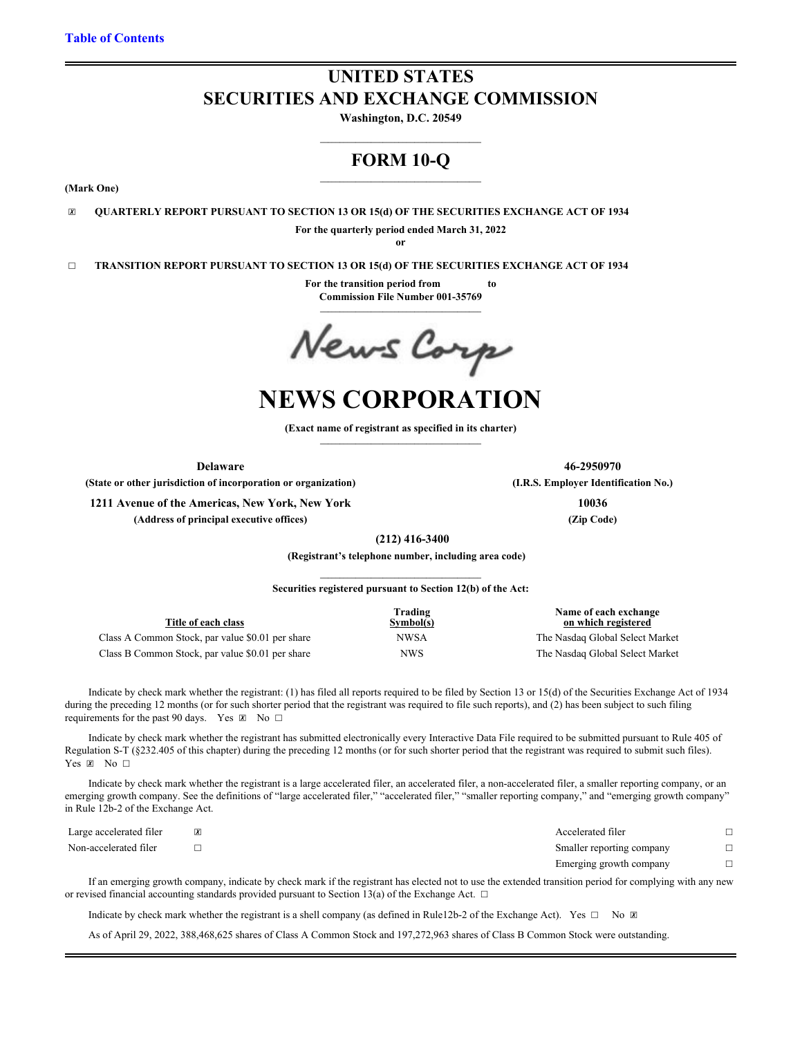Table of Contents

# UNITED STATES
# SECURITIES AND EXCHANGE COMMISSION

**Washington, D.C. 20549**

## FORM 10-Q

**(Mark One)**

☒ **QUARTERLY REPORT PURSUANT TO SECTION 13 OR 15(d) OF THE SECURITIES EXCHANGE ACT OF 1934**

**For the quarterly period ended March 31, 2022**

**or**

☐ **TRANSITION REPORT PURSUANT TO SECTION 13 OR 15(d) OF THE SECURITIES EXCHANGE ACT OF 1934**

**For the transition period from to**

**Commission File Number 001-35769**

News Corp

# NEWS CORPORATION

**(Exact name of registrant as specified in its charter)**

| | |
|---|---|
| **Delaware** | **46-2950970** |
| **(State or other jurisdiction of incorporation or organization)** | **(I.R.S. Employer Identification No.)** |
| **1211 Avenue of the Americas, New York, New York** | **10036** |
| **(Address of principal executive offices)** | **(Zip Code)** |

**(212) 416-3400**

**(Registrant's telephone number, including area code)**

**Securities registered pursuant to Section 12(b) of the Act:**

| Title of each class | Trading Symbol(s) | Name of each exchange on which registered |
|---|---|---|
| Class A Common Stock, par value $0.01 per share | NWSA | The Nasdaq Global Select Market |
| Class B Common Stock, par value $0.01 per share | NWS | The Nasdaq Global Select Market |

Indicate by check mark whether the registrant: (1) has filed all reports required to be filed by Section 13 or 15(d) of the Securities Exchange Act of 1934 during the preceding 12 months (or for such shorter period that the registrant was required to file such reports), and (2) has been subject to such filing requirements for the past 90 days. Yes ☒ No ☐

Indicate by check mark whether the registrant has submitted electronically every Interactive Data File required to be submitted pursuant to Rule 405 of Regulation S-T (§232.405 of this chapter) during the preceding 12 months (or for such shorter period that the registrant was required to submit such files). Yes ☒ No ☐

Indicate by check mark whether the registrant is a large accelerated filer, an accelerated filer, a non-accelerated filer, a smaller reporting company, or an emerging growth company. See the definitions of "large accelerated filer," "accelerated filer," "smaller reporting company," and "emerging growth company" in Rule 12b-2 of the Exchange Act.

| | | | |
|---|---|---|---|
| Large accelerated filer | ☒ | Accelerated filer | ☐ |
| Non-accelerated filer | ☐ | Smaller reporting company | ☐ |
| | | Emerging growth company | ☐ |

If an emerging growth company, indicate by check mark if the registrant has elected not to use the extended transition period for complying with any new or revised financial accounting standards provided pursuant to Section 13(a) of the Exchange Act. ☐

Indicate by check mark whether the registrant is a shell company (as defined in Rule12b-2 of the Exchange Act). Yes ☐ No ☒

As of April 29, 2022, 388,468,625 shares of Class A Common Stock and 197,272,963 shares of Class B Common Stock were outstanding.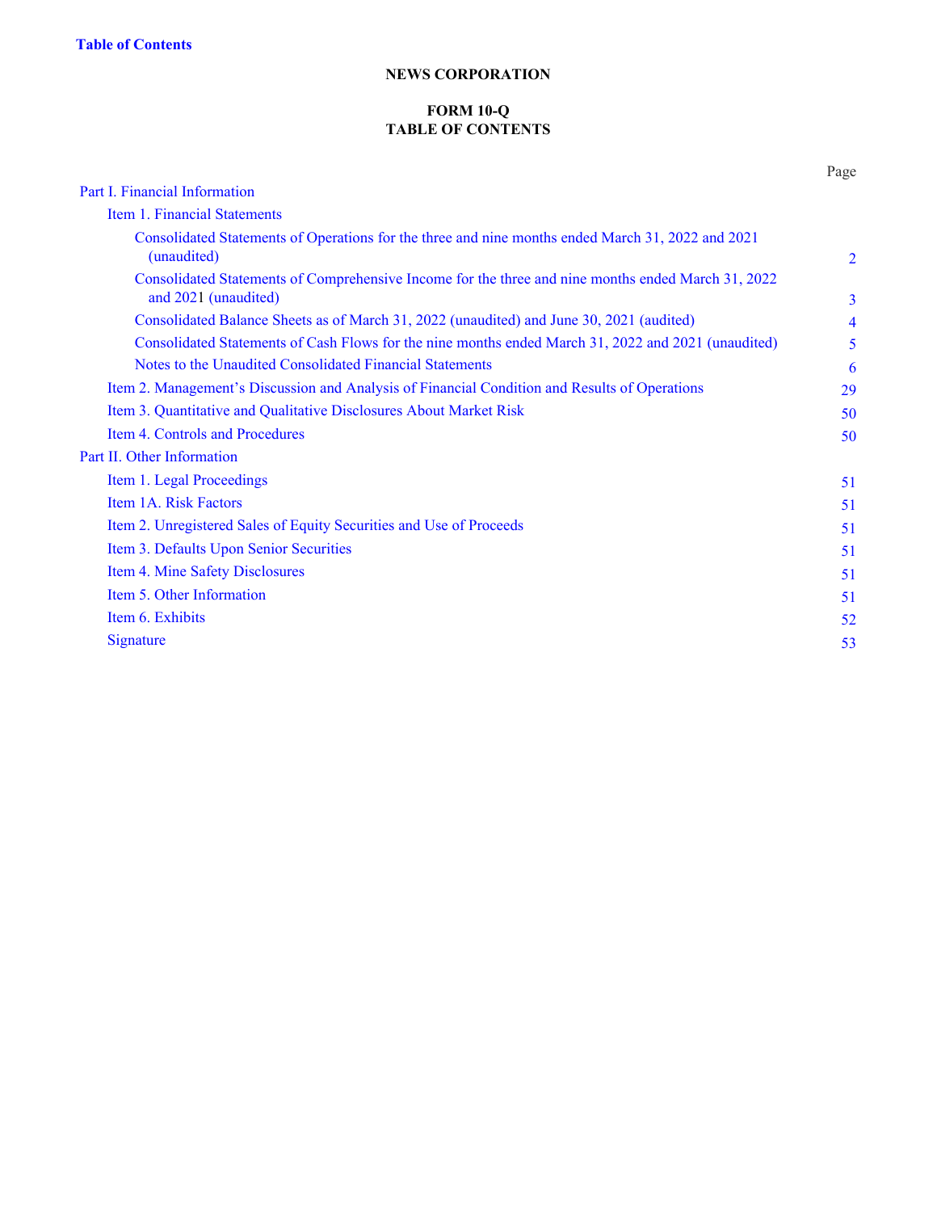[Table of Contents]

# NEWS CORPORATION

## FORM 10-Q
## TABLE OF CONTENTS

| | Page |
|---|---|
| Part I. Financial Information | |
| Item 1. Financial Statements | |
| Consolidated Statements of Operations for the three and nine months ended March 31, 2022 and 2021 (unaudited) | 2 |
| Consolidated Statements of Comprehensive Income for the three and nine months ended March 31, 2022 and 2021 (unaudited) | 3 |
| Consolidated Balance Sheets as of March 31, 2022 (unaudited) and June 30, 2021 (audited) | 4 |
| Consolidated Statements of Cash Flows for the nine months ended March 31, 2022 and 2021 (unaudited) | 5 |
| Notes to the Unaudited Consolidated Financial Statements | 6 |
| Item 2. Management's Discussion and Analysis of Financial Condition and Results of Operations | 29 |
| Item 3. Quantitative and Qualitative Disclosures About Market Risk | 50 |
| Item 4. Controls and Procedures | 50 |
| Part II. Other Information | |
| Item 1. Legal Proceedings | 51 |
| Item 1A. Risk Factors | 51 |
| Item 2. Unregistered Sales of Equity Securities and Use of Proceeds | 51 |
| Item 3. Defaults Upon Senior Securities | 51 |
| Item 4. Mine Safety Disclosures | 51 |
| Item 5. Other Information | 51 |
| Item 6. Exhibits | 52 |
| Signature | 53 |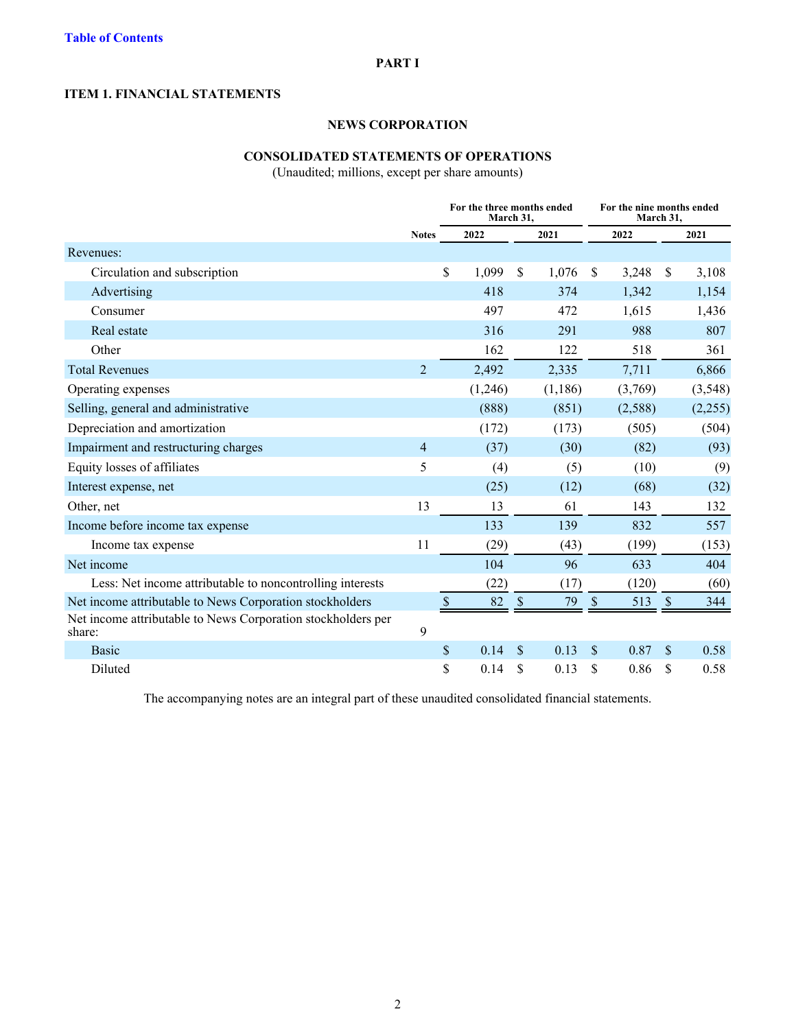[Table of Contents](#)

**PART I**

## ITEM 1. FINANCIAL STATEMENTS

### NEWS CORPORATION

### CONSOLIDATED STATEMENTS OF OPERATIONS

(Unaudited; millions, except per share amounts)

| | Notes | For the three months ended March 31, | | For the nine months ended March 31, | |
|---|---|---|---|---|---|
| | | 2022 | 2021 | 2022 | 2021 |
| Revenues: | | | | | |
| Circulation and subscription | | $ 1,099 | $ 1,076 | $ 3,248 | $ 3,108 |
| Advertising | | 418 | 374 | 1,342 | 1,154 |
| Consumer | | 497 | 472 | 1,615 | 1,436 |
| Real estate | | 316 | 291 | 988 | 807 |
| Other | | 162 | 122 | 518 | 361 |
| Total Revenues | 2 | 2,492 | 2,335 | 7,711 | 6,866 |
| Operating expenses | | (1,246) | (1,186) | (3,769) | (3,548) |
| Selling, general and administrative | | (888) | (851) | (2,588) | (2,255) |
| Depreciation and amortization | | (172) | (173) | (505) | (504) |
| Impairment and restructuring charges | 4 | (37) | (30) | (82) | (93) |
| Equity losses of affiliates | 5 | (4) | (5) | (10) | (9) |
| Interest expense, net | | (25) | (12) | (68) | (32) |
| Other, net | 13 | 13 | 61 | 143 | 132 |
| Income before income tax expense | | 133 | 139 | 832 | 557 |
| Income tax expense | 11 | (29) | (43) | (199) | (153) |
| Net income | | 104 | 96 | 633 | 404 |
| Less: Net income attributable to noncontrolling interests | | (22) | (17) | (120) | (60) |
| Net income attributable to News Corporation stockholders | | $ 82 | $ 79 | $ 513 | $ 344 |
| Net income attributable to News Corporation stockholders per share: | 9 | | | | |
| Basic | | $ 0.14 | $ 0.13 | $ 0.87 | $ 0.58 |
| Diluted | | $ 0.14 | $ 0.13 | $ 0.86 | $ 0.58 |

The accompanying notes are an integral part of these unaudited consolidated financial statements.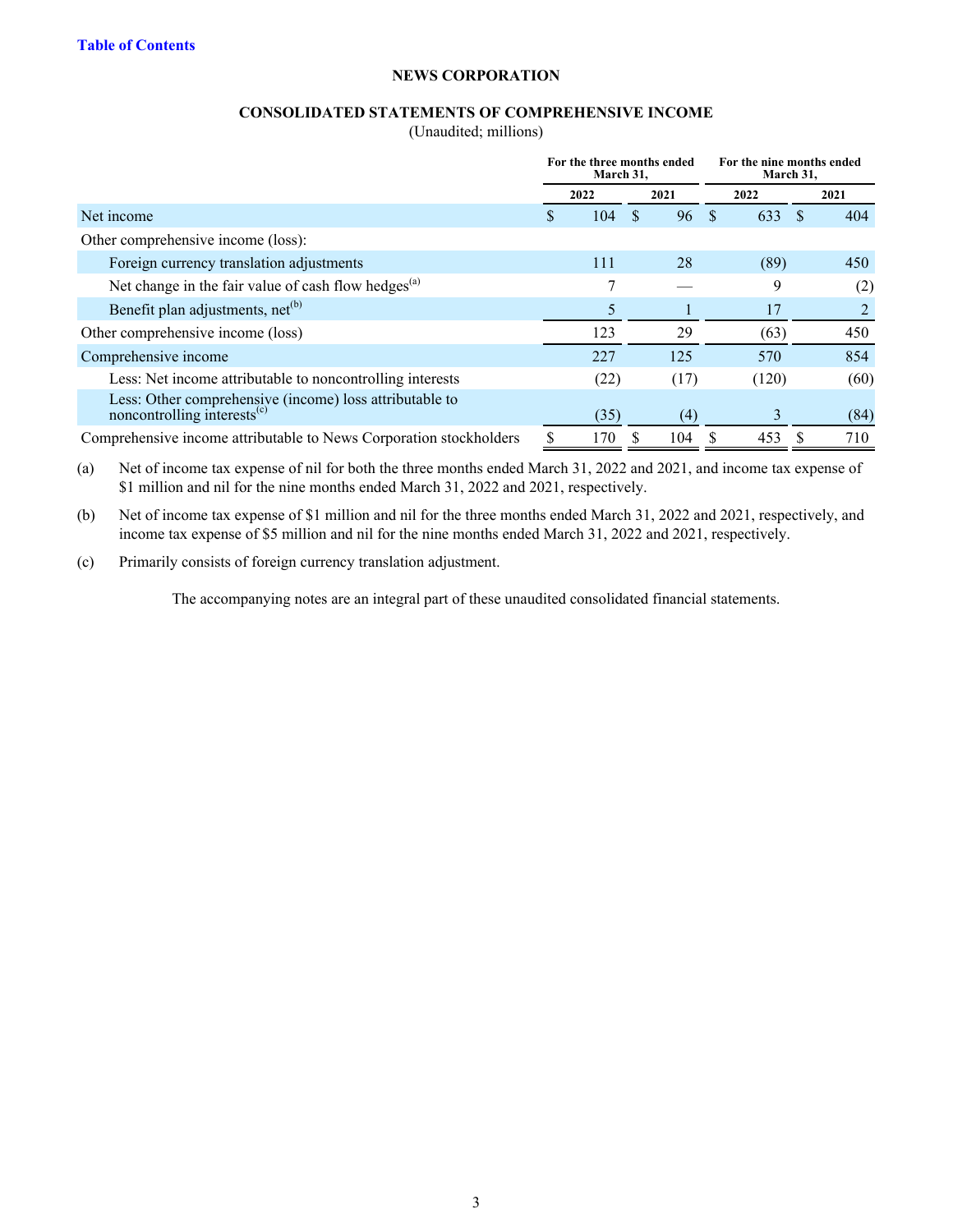[Table of Contents](#)

**NEWS CORPORATION**

**CONSOLIDATED STATEMENTS OF COMPREHENSIVE INCOME**

(Unaudited; millions)

| | For the three months ended March 31, | | For the nine months ended March 31, | |
|---|---|---|---|---|
| | 2022 | 2021 | 2022 | 2021 |
| Net income | $ 104 | $ 96 | $ 633 | $ 404 |
| Other comprehensive income (loss): | | | | |
| Foreign currency translation adjustments | 111 | 28 | (89) | 450 |
| Net change in the fair value of cash flow hedges[(a)] | 7 | — | 9 | (2) |
| Benefit plan adjustments, net[(b)] | 5 | 1 | 17 | 2 |
| Other comprehensive income (loss) | 123 | 29 | (63) | 450 |
| Comprehensive income | 227 | 125 | 570 | 854 |
| Less: Net income attributable to noncontrolling interests | (22) | (17) | (120) | (60) |
| Less: Other comprehensive (income) loss attributable to noncontrolling interests[(c)] | (35) | (4) | 3 | (84) |
| Comprehensive income attributable to News Corporation stockholders | $ 170 | $ 104 | $ 453 | $ 710 |

(a) Net of income tax expense of nil for both the three months ended March 31, 2022 and 2021, and income tax expense of $1 million and nil for the nine months ended March 31, 2022 and 2021, respectively.

(b) Net of income tax expense of $1 million and nil for the three months ended March 31, 2022 and 2021, respectively, and income tax expense of $5 million and nil for the nine months ended March 31, 2022 and 2021, respectively.

(c) Primarily consists of foreign currency translation adjustment.

The accompanying notes are an integral part of these unaudited consolidated financial statements.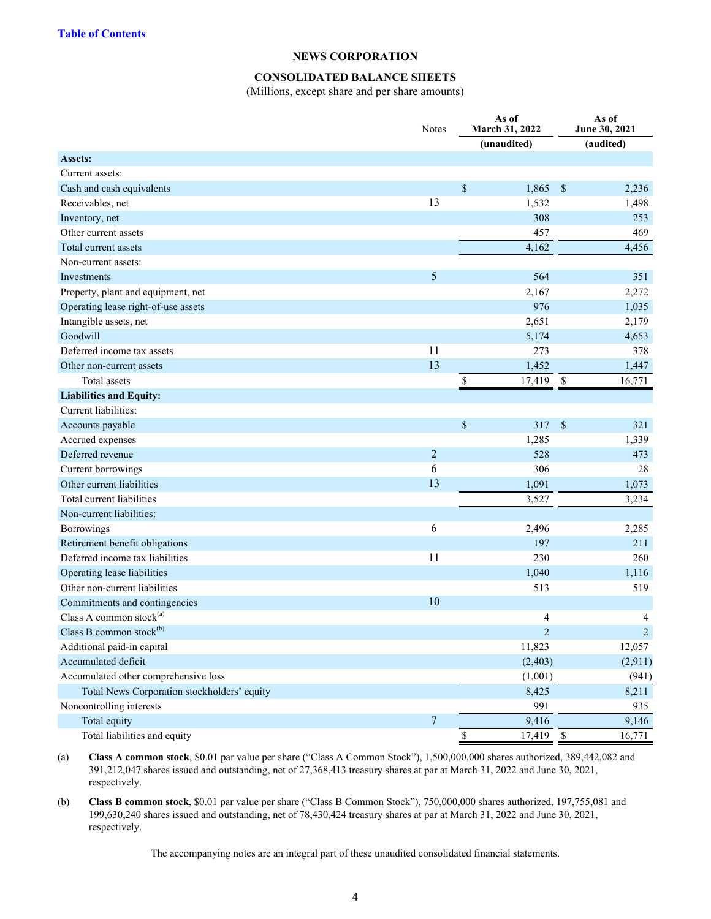Table of Contents

**NEWS CORPORATION**

**CONSOLIDATED BALANCE SHEETS**

(Millions, except share and per share amounts)

| | Notes | As of March 31, 2022 | As of June 30, 2021 |
|---|---|---|---|
| | | (unaudited) | (audited) |
| **Assets:** | | | |
| Current assets: | | | |
| Cash and cash equivalents | | $ 1,865 | $ 2,236 |
| Receivables, net | 13 | 1,532 | 1,498 |
| Inventory, net | | 308 | 253 |
| Other current assets | | 457 | 469 |
| Total current assets | | 4,162 | 4,456 |
| Non-current assets: | | | |
| Investments | 5 | 564 | 351 |
| Property, plant and equipment, net | | 2,167 | 2,272 |
| Operating lease right-of-use assets | | 976 | 1,035 |
| Intangible assets, net | | 2,651 | 2,179 |
| Goodwill | | 5,174 | 4,653 |
| Deferred income tax assets | 11 | 273 | 378 |
| Other non-current assets | 13 | 1,452 | 1,447 |
| Total assets | | $ 17,419 | $ 16,771 |
| **Liabilities and Equity:** | | | |
| Current liabilities: | | | |
| Accounts payable | | $ 317 | $ 321 |
| Accrued expenses | | 1,285 | 1,339 |
| Deferred revenue | 2 | 528 | 473 |
| Current borrowings | 6 | 306 | 28 |
| Other current liabilities | 13 | 1,091 | 1,073 |
| Total current liabilities | | 3,527 | 3,234 |
| Non-current liabilities: | | | |
| Borrowings | 6 | 2,496 | 2,285 |
| Retirement benefit obligations | | 197 | 211 |
| Deferred income tax liabilities | 11 | 230 | 260 |
| Operating lease liabilities | | 1,040 | 1,116 |
| Other non-current liabilities | | 513 | 519 |
| Commitments and contingencies | 10 | | |
| Class A common stock[(a)] | | 4 | 4 |
| Class B common stock[(b)] | | 2 | 2 |
| Additional paid-in capital | | 11,823 | 12,057 |
| Accumulated deficit | | (2,403) | (2,911) |
| Accumulated other comprehensive loss | | (1,001) | (941) |
| Total News Corporation stockholders' equity | | 8,425 | 8,211 |
| Noncontrolling interests | | 991 | 935 |
| Total equity | 7 | 9,416 | 9,146 |
| Total liabilities and equity | | $ 17,419 | $ 16,771 |

(a) **Class A common stock**, $0.01 par value per share ("Class A Common Stock"), 1,500,000,000 shares authorized, 389,442,082 and 391,212,047 shares issued and outstanding, net of 27,368,413 treasury shares at par at March 31, 2022 and June 30, 2021, respectively.

(b) **Class B common stock**, $0.01 par value per share ("Class B Common Stock"), 750,000,000 shares authorized, 197,755,081 and 199,630,240 shares issued and outstanding, net of 78,430,424 treasury shares at par at March 31, 2022 and June 30, 2021, respectively.

The accompanying notes are an integral part of these unaudited consolidated financial statements.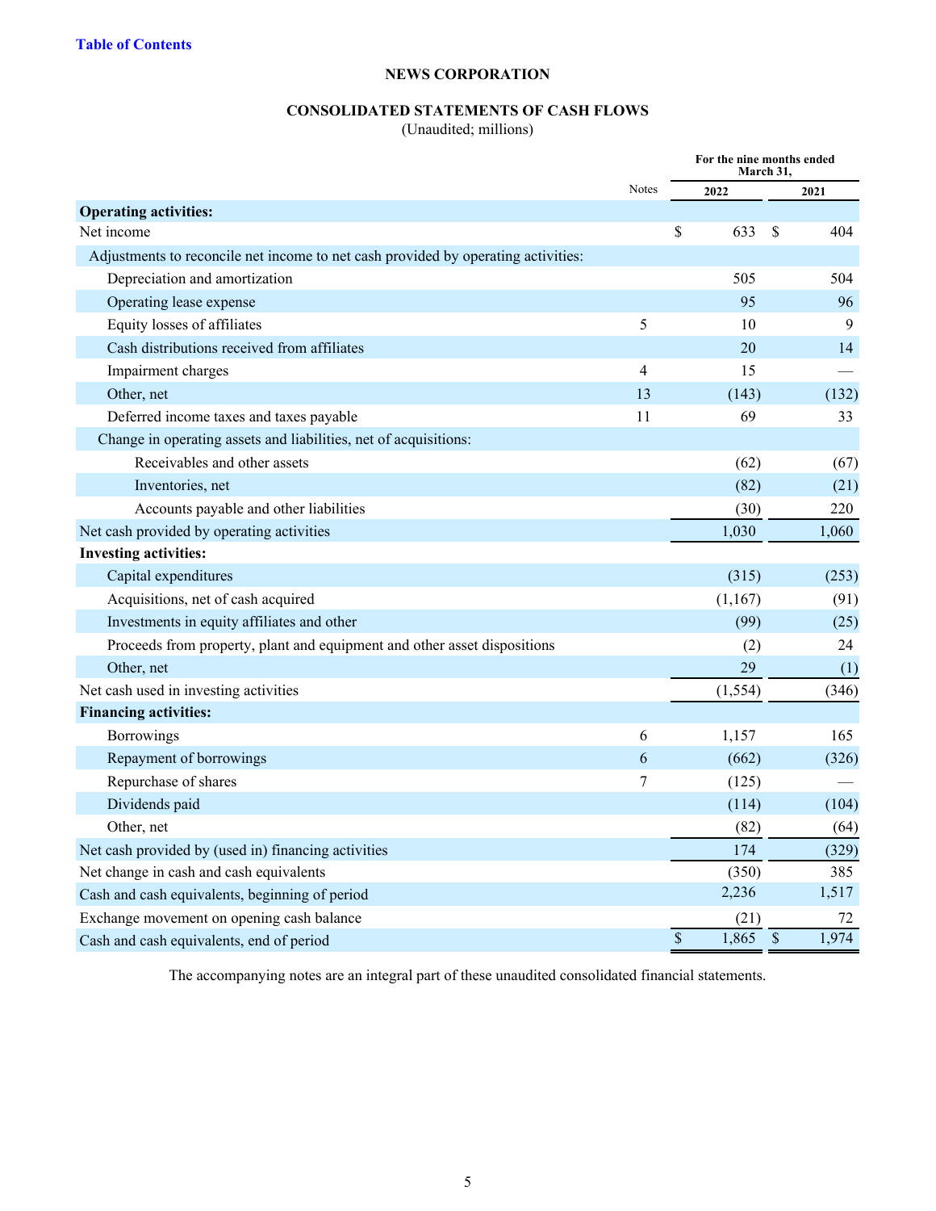**NEWS CORPORATION**

**CONSOLIDATED STATEMENTS OF CASH FLOWS**
(Unaudited; millions)

| | Notes | For the nine months ended March 31, 2022 | 2021 |
|---|---|---|---|
| **Operating activities:** | | | |
| Net income | | $ 633 | $ 404 |
| Adjustments to reconcile net income to net cash provided by operating activities: | | | |
| Depreciation and amortization | | 505 | 504 |
| Operating lease expense | | 95 | 96 |
| Equity losses of affiliates | 5 | 10 | 9 |
| Cash distributions received from affiliates | | 20 | 14 |
| Impairment charges | 4 | 15 | — |
| Other, net | 13 | (143) | (132) |
| Deferred income taxes and taxes payable | 11 | 69 | 33 |
| Change in operating assets and liabilities, net of acquisitions: | | | |
| Receivables and other assets | | (62) | (67) |
| Inventories, net | | (82) | (21) |
| Accounts payable and other liabilities | | (30) | 220 |
| Net cash provided by operating activities | | 1,030 | 1,060 |
| **Investing activities:** | | | |
| Capital expenditures | | (315) | (253) |
| Acquisitions, net of cash acquired | | (1,167) | (91) |
| Investments in equity affiliates and other | | (99) | (25) |
| Proceeds from property, plant and equipment and other asset dispositions | | (2) | 24 |
| Other, net | | 29 | (1) |
| Net cash used in investing activities | | (1,554) | (346) |
| **Financing activities:** | | | |
| Borrowings | 6 | 1,157 | 165 |
| Repayment of borrowings | 6 | (662) | (326) |
| Repurchase of shares | 7 | (125) | — |
| Dividends paid | | (114) | (104) |
| Other, net | | (82) | (64) |
| Net cash provided by (used in) financing activities | | 174 | (329) |
| Net change in cash and cash equivalents | | (350) | 385 |
| Cash and cash equivalents, beginning of period | | 2,236 | 1,517 |
| Exchange movement on opening cash balance | | (21) | 72 |
| Cash and cash equivalents, end of period | | $ 1,865 | $ 1,974 |

The accompanying notes are an integral part of these unaudited consolidated financial statements.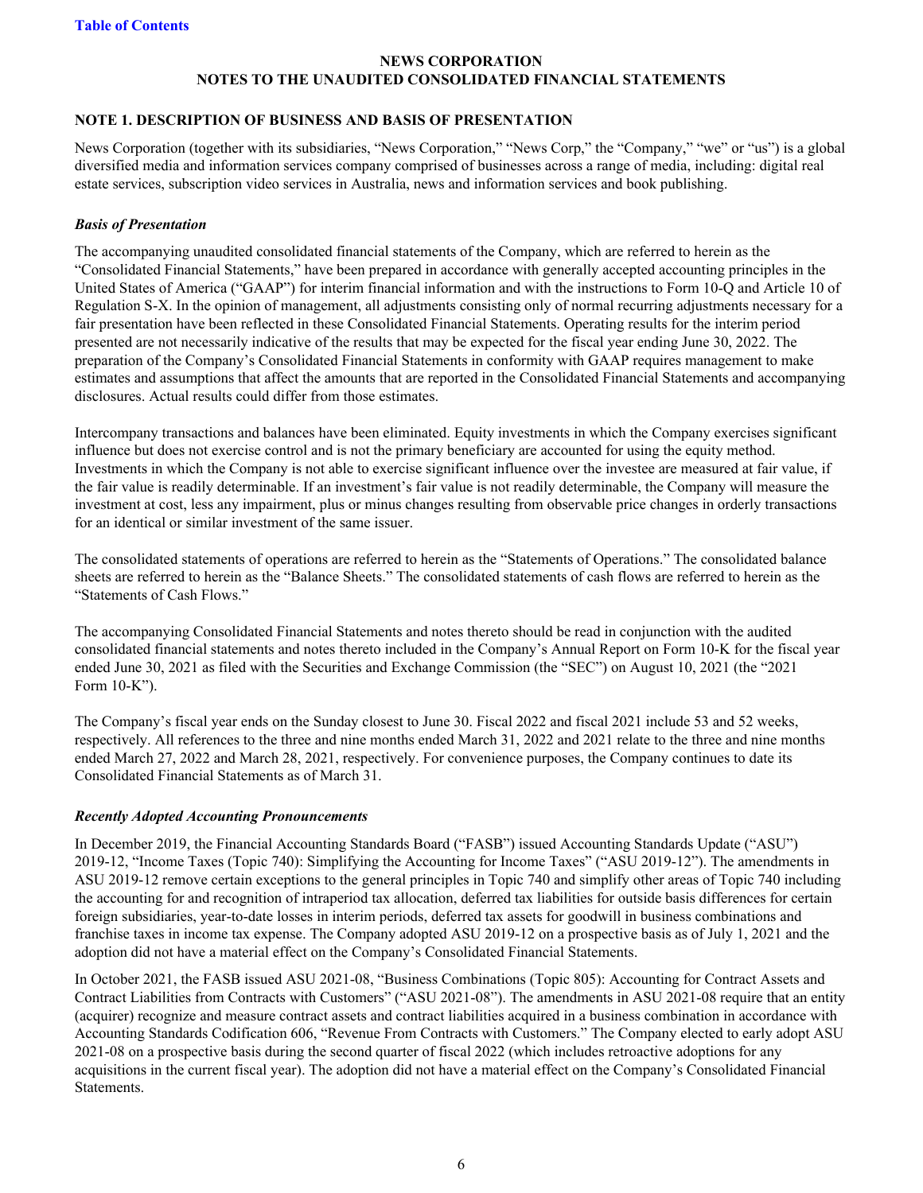# NEWS CORPORATION
## NOTES TO THE UNAUDITED CONSOLIDATED FINANCIAL STATEMENTS

### NOTE 1. DESCRIPTION OF BUSINESS AND BASIS OF PRESENTATION

News Corporation (together with its subsidiaries, "News Corporation," "News Corp," the "Company," "we" or "us") is a global diversified media and information services company comprised of businesses across a range of media, including: digital real estate services, subscription video services in Australia, news and information services and book publishing.

***Basis of Presentation***

The accompanying unaudited consolidated financial statements of the Company, which are referred to herein as the "Consolidated Financial Statements," have been prepared in accordance with generally accepted accounting principles in the United States of America ("GAAP") for interim financial information and with the instructions to Form 10-Q and Article 10 of Regulation S-X. In the opinion of management, all adjustments consisting only of normal recurring adjustments necessary for a fair presentation have been reflected in these Consolidated Financial Statements. Operating results for the interim period presented are not necessarily indicative of the results that may be expected for the fiscal year ending June 30, 2022. The preparation of the Company's Consolidated Financial Statements in conformity with GAAP requires management to make estimates and assumptions that affect the amounts that are reported in the Consolidated Financial Statements and accompanying disclosures. Actual results could differ from those estimates.

Intercompany transactions and balances have been eliminated. Equity investments in which the Company exercises significant influence but does not exercise control and is not the primary beneficiary are accounted for using the equity method. Investments in which the Company is not able to exercise significant influence over the investee are measured at fair value, if the fair value is readily determinable. If an investment's fair value is not readily determinable, the Company will measure the investment at cost, less any impairment, plus or minus changes resulting from observable price changes in orderly transactions for an identical or similar investment of the same issuer.

The consolidated statements of operations are referred to herein as the "Statements of Operations." The consolidated balance sheets are referred to herein as the "Balance Sheets." The consolidated statements of cash flows are referred to herein as the "Statements of Cash Flows."

The accompanying Consolidated Financial Statements and notes thereto should be read in conjunction with the audited consolidated financial statements and notes thereto included in the Company's Annual Report on Form 10-K for the fiscal year ended June 30, 2021 as filed with the Securities and Exchange Commission (the "SEC") on August 10, 2021 (the "2021 Form 10-K").

The Company's fiscal year ends on the Sunday closest to June 30. Fiscal 2022 and fiscal 2021 include 53 and 52 weeks, respectively. All references to the three and nine months ended March 31, 2022 and 2021 relate to the three and nine months ended March 27, 2022 and March 28, 2021, respectively. For convenience purposes, the Company continues to date its Consolidated Financial Statements as of March 31.

***Recently Adopted Accounting Pronouncements***

In December 2019, the Financial Accounting Standards Board ("FASB") issued Accounting Standards Update ("ASU") 2019-12, "Income Taxes (Topic 740): Simplifying the Accounting for Income Taxes" ("ASU 2019-12"). The amendments in ASU 2019-12 remove certain exceptions to the general principles in Topic 740 and simplify other areas of Topic 740 including the accounting for and recognition of intraperiod tax allocation, deferred tax liabilities for outside basis differences for certain foreign subsidiaries, year-to-date losses in interim periods, deferred tax assets for goodwill in business combinations and franchise taxes in income tax expense. The Company adopted ASU 2019-12 on a prospective basis as of July 1, 2021 and the adoption did not have a material effect on the Company's Consolidated Financial Statements.

In October 2021, the FASB issued ASU 2021-08, "Business Combinations (Topic 805): Accounting for Contract Assets and Contract Liabilities from Contracts with Customers" ("ASU 2021-08"). The amendments in ASU 2021-08 require that an entity (acquirer) recognize and measure contract assets and contract liabilities acquired in a business combination in accordance with Accounting Standards Codification 606, "Revenue From Contracts with Customers." The Company elected to early adopt ASU 2021-08 on a prospective basis during the second quarter of fiscal 2022 (which includes retroactive adoptions for any acquisitions in the current fiscal year). The adoption did not have a material effect on the Company's Consolidated Financial Statements.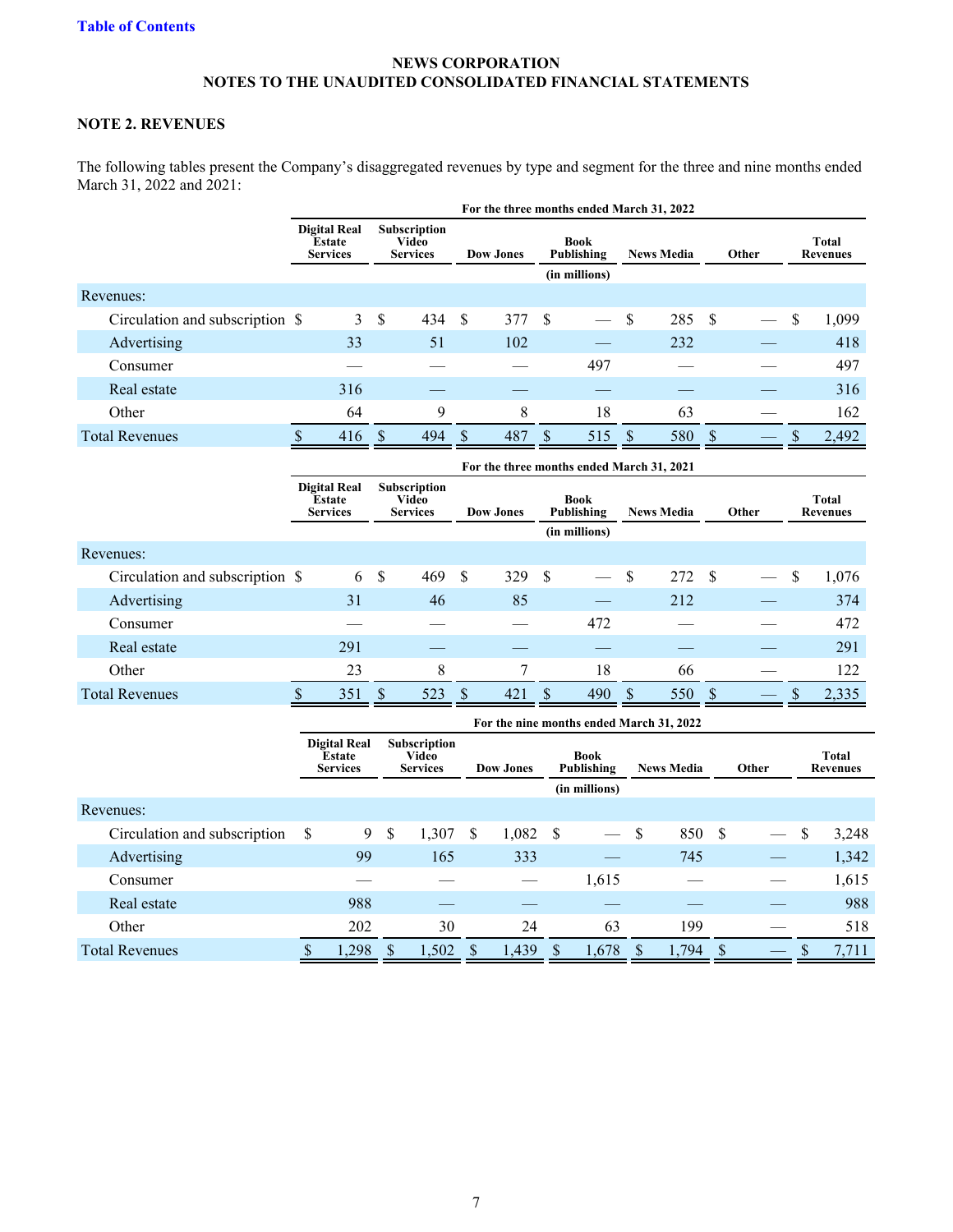**NEWS CORPORATION**
**NOTES TO THE UNAUDITED CONSOLIDATED FINANCIAL STATEMENTS**

### NOTE 2. REVENUES

The following tables present the Company's disaggregated revenues by type and segment for the three and nine months ended March 31, 2022 and 2021:

| | For the three months ended March 31, 2022 | | | | | | |
|---|---|---|---|---|---|---|---|
| | Digital Real Estate Services | Subscription Video Services | Dow Jones | Book Publishing | News Media | Other | Total Revenues |
| | (in millions) | | | | | | |
| Revenues: | | | | | | | |
| Circulation and subscription | $ 3 | $ 434 | $ 377 | $ — | $ 285 | $ — | $ 1,099 |
| Advertising | 33 | 51 | 102 | — | 232 | — | 418 |
| Consumer | — | — | — | 497 | — | — | 497 |
| Real estate | 316 | — | — | — | — | — | 316 |
| Other | 64 | 9 | 8 | 18 | 63 | — | 162 |
| Total Revenues | $ 416 | $ 494 | $ 487 | $ 515 | $ 580 | $ — | $ 2,492 |

| | For the three months ended March 31, 2021 | | | | | | |
|---|---|---|---|---|---|---|---|
| | Digital Real Estate Services | Subscription Video Services | Dow Jones | Book Publishing | News Media | Other | Total Revenues |
| | (in millions) | | | | | | |
| Revenues: | | | | | | | |
| Circulation and subscription | $ 6 | $ 469 | $ 329 | $ — | $ 272 | $ — | $ 1,076 |
| Advertising | 31 | 46 | 85 | — | 212 | — | 374 |
| Consumer | — | — | — | 472 | — | — | 472 |
| Real estate | 291 | — | — | — | — | — | 291 |
| Other | 23 | 8 | 7 | 18 | 66 | — | 122 |
| Total Revenues | $ 351 | $ 523 | $ 421 | $ 490 | $ 550 | $ — | $ 2,335 |

| | For the nine months ended March 31, 2022 | | | | | | |
|---|---|---|---|---|---|---|---|
| | Digital Real Estate Services | Subscription Video Services | Dow Jones | Book Publishing | News Media | Other | Total Revenues |
| | (in millions) | | | | | | |
| Revenues: | | | | | | | |
| Circulation and subscription | $ 9 | $ 1,307 | $ 1,082 | $ — | $ 850 | $ — | $ 3,248 |
| Advertising | 99 | 165 | 333 | — | 745 | — | 1,342 |
| Consumer | — | — | — | 1,615 | — | — | 1,615 |
| Real estate | 988 | — | — | — | — | — | 988 |
| Other | 202 | 30 | 24 | 63 | 199 | — | 518 |
| Total Revenues | $ 1,298 | $ 1,502 | $ 1,439 | $ 1,678 | $ 1,794 | $ — | $ 7,711 |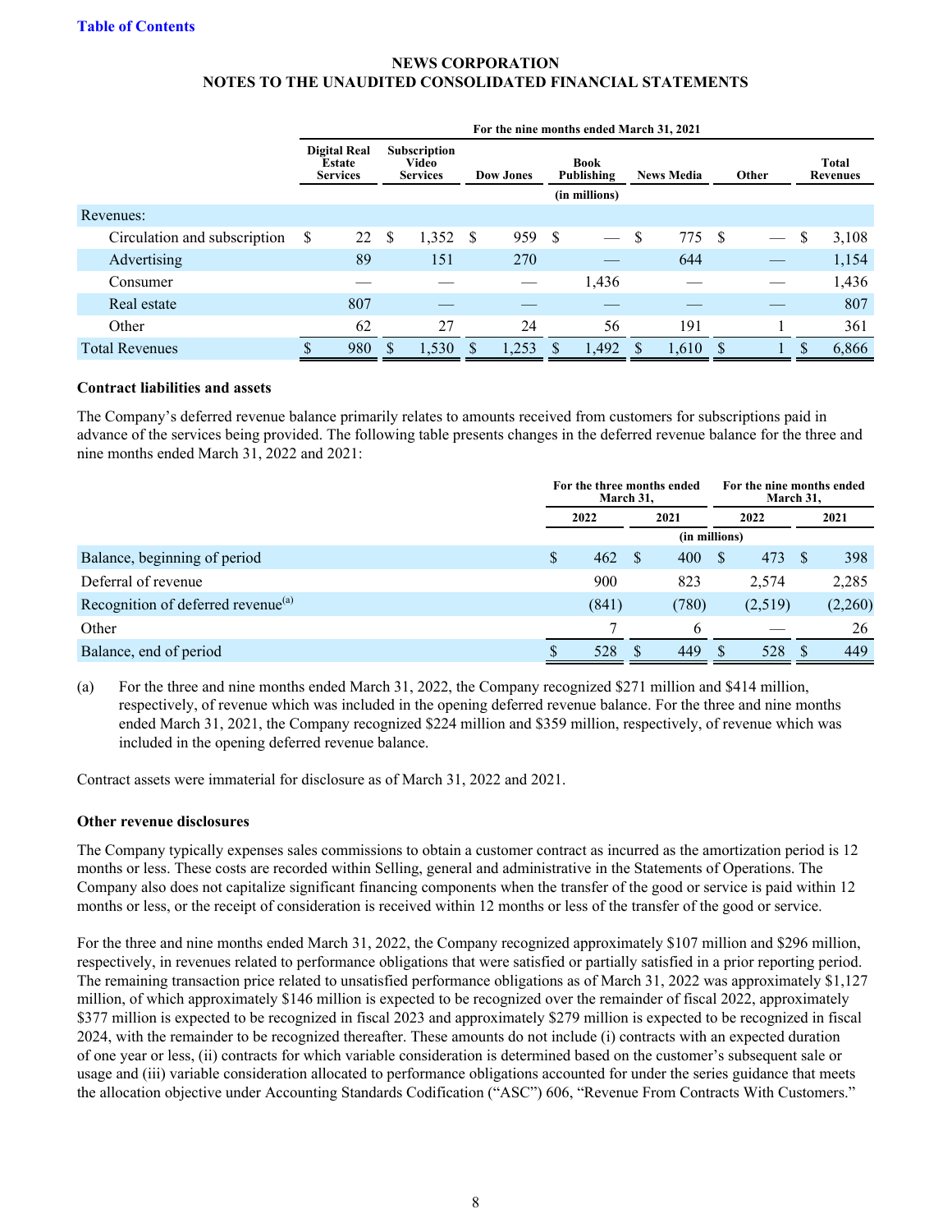| | For the nine months ended March 31, 2021 | | | | | | |
|---|---|---|---|---|---|---|---|
| | Digital Real Estate Services | Subscription Video Services | Dow Jones | Book Publishing | News Media | Other | Total Revenues |
| | | | | (in millions) | | | |
| Revenues: | | | | | | | |
| Circulation and subscription | $ 22 | $ 1,352 | $ 959 | $ — | $ 775 | $ — | $ 3,108 |
| Advertising | 89 | 151 | 270 | — | 644 | — | 1,154 |
| Consumer | — | — | — | 1,436 | — | — | 1,436 |
| Real estate | 807 | — | — | — | — | — | 807 |
| Other | 62 | 27 | 24 | 56 | 191 | 1 | 361 |
| Total Revenues | $ 980 | $ 1,530 | $ 1,253 | $ 1,492 | $ 1,610 | $ 1 | $ 6,866 |

**Contract liabilities and assets**

The Company's deferred revenue balance primarily relates to amounts received from customers for subscriptions paid in advance of the services being provided. The following table presents changes in the deferred revenue balance for the three and nine months ended March 31, 2022 and 2021:

| | For the three months ended March 31, | | For the nine months ended March 31, | |
|---|---|---|---|---|
| | 2022 | 2021 | 2022 | 2021 |
| | (in millions) | | | |
| Balance, beginning of period | $ 462 | $ 400 | $ 473 | $ 398 |
| Deferral of revenue | 900 | 823 | 2,574 | 2,285 |
| Recognition of deferred revenue[(a)] | (841) | (780) | (2,519) | (2,260) |
| Other | 7 | 6 | — | 26 |
| Balance, end of period | $ 528 | $ 449 | $ 528 | $ 449 |

(a) For the three and nine months ended March 31, 2022, the Company recognized $271 million and $414 million, respectively, of revenue which was included in the opening deferred revenue balance. For the three and nine months ended March 31, 2021, the Company recognized $224 million and $359 million, respectively, of revenue which was included in the opening deferred revenue balance.

Contract assets were immaterial for disclosure as of March 31, 2022 and 2021.

**Other revenue disclosures**

The Company typically expenses sales commissions to obtain a customer contract as incurred as the amortization period is 12 months or less. These costs are recorded within Selling, general and administrative in the Statements of Operations. The Company also does not capitalize significant financing components when the transfer of the good or service is paid within 12 months or less, or the receipt of consideration is received within 12 months or less of the transfer of the good or service.

For the three and nine months ended March 31, 2022, the Company recognized approximately $107 million and $296 million, respectively, in revenues related to performance obligations that were satisfied or partially satisfied in a prior reporting period. The remaining transaction price related to unsatisfied performance obligations as of March 31, 2022 was approximately $1,127 million, of which approximately $146 million is expected to be recognized over the remainder of fiscal 2022, approximately $377 million is expected to be recognized in fiscal 2023 and approximately $279 million is expected to be recognized in fiscal 2024, with the remainder to be recognized thereafter. These amounts do not include (i) contracts with an expected duration of one year or less, (ii) contracts for which variable consideration is determined based on the customer's subsequent sale or usage and (iii) variable consideration allocated to performance obligations accounted for under the series guidance that meets the allocation objective under Accounting Standards Codification ("ASC") 606, "Revenue From Contracts With Customers."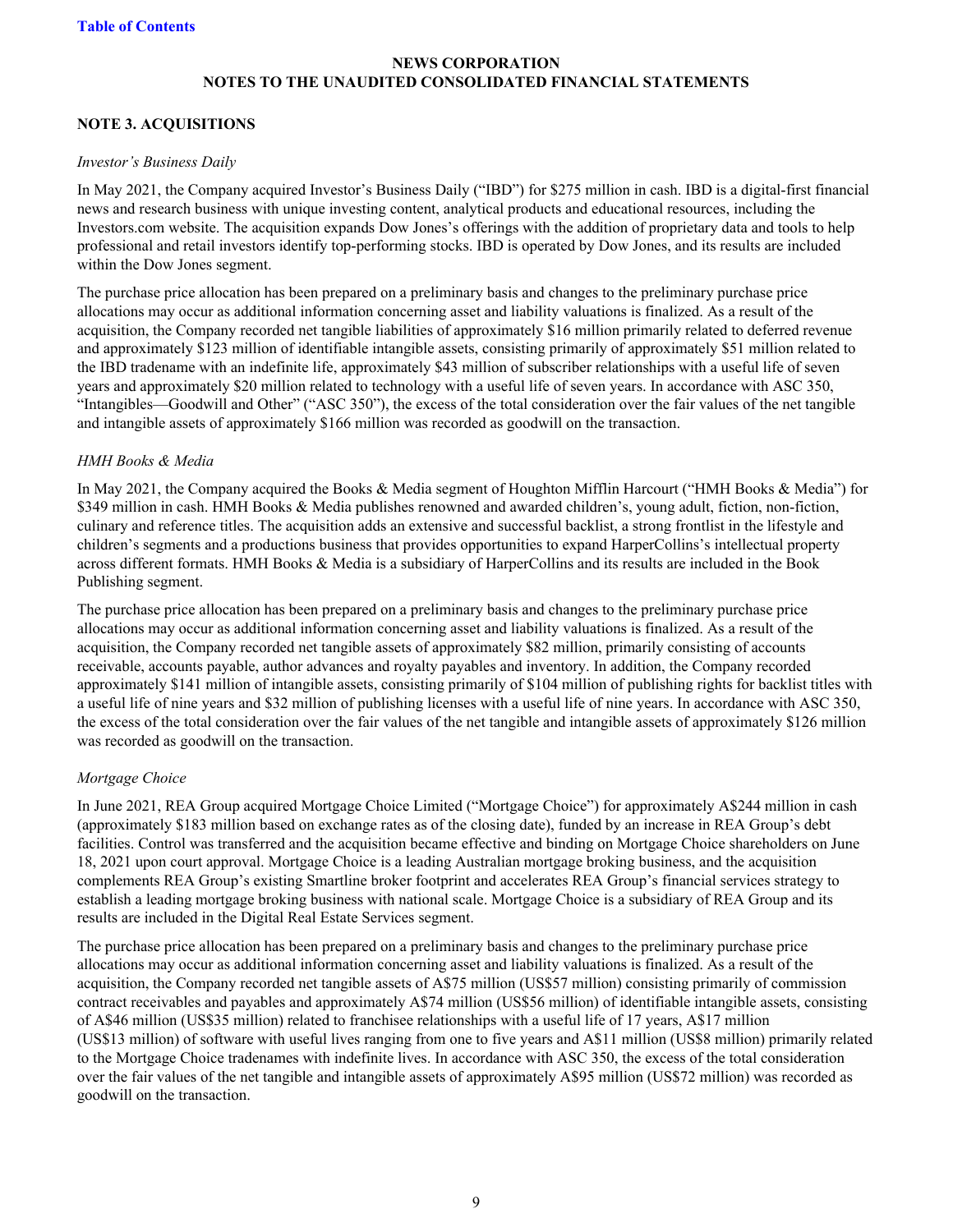**NEWS CORPORATION**
**NOTES TO THE UNAUDITED CONSOLIDATED FINANCIAL STATEMENTS**

## NOTE 3. ACQUISITIONS

*Investor's Business Daily*

In May 2021, the Company acquired Investor's Business Daily ("IBD") for $275 million in cash. IBD is a digital-first financial news and research business with unique investing content, analytical products and educational resources, including the Investors.com website. The acquisition expands Dow Jones's offerings with the addition of proprietary data and tools to help professional and retail investors identify top-performing stocks. IBD is operated by Dow Jones, and its results are included within the Dow Jones segment.

The purchase price allocation has been prepared on a preliminary basis and changes to the preliminary purchase price allocations may occur as additional information concerning asset and liability valuations is finalized. As a result of the acquisition, the Company recorded net tangible liabilities of approximately $16 million primarily related to deferred revenue and approximately $123 million of identifiable intangible assets, consisting primarily of approximately $51 million related to the IBD tradename with an indefinite life, approximately $43 million of subscriber relationships with a useful life of seven years and approximately $20 million related to technology with a useful life of seven years. In accordance with ASC 350, "Intangibles—Goodwill and Other" ("ASC 350"), the excess of the total consideration over the fair values of the net tangible and intangible assets of approximately $166 million was recorded as goodwill on the transaction.

*HMH Books & Media*

In May 2021, the Company acquired the Books & Media segment of Houghton Mifflin Harcourt ("HMH Books & Media") for $349 million in cash. HMH Books & Media publishes renowned and awarded children's, young adult, fiction, non-fiction, culinary and reference titles. The acquisition adds an extensive and successful backlist, a strong frontlist in the lifestyle and children's segments and a productions business that provides opportunities to expand HarperCollins's intellectual property across different formats. HMH Books & Media is a subsidiary of HarperCollins and its results are included in the Book Publishing segment.

The purchase price allocation has been prepared on a preliminary basis and changes to the preliminary purchase price allocations may occur as additional information concerning asset and liability valuations is finalized. As a result of the acquisition, the Company recorded net tangible assets of approximately $82 million, primarily consisting of accounts receivable, accounts payable, author advances and royalty payables and inventory. In addition, the Company recorded approximately $141 million of intangible assets, consisting primarily of $104 million of publishing rights for backlist titles with a useful life of nine years and $32 million of publishing licenses with a useful life of nine years. In accordance with ASC 350, the excess of the total consideration over the fair values of the net tangible and intangible assets of approximately $126 million was recorded as goodwill on the transaction.

*Mortgage Choice*

In June 2021, REA Group acquired Mortgage Choice Limited ("Mortgage Choice") for approximately A$244 million in cash (approximately $183 million based on exchange rates as of the closing date), funded by an increase in REA Group's debt facilities. Control was transferred and the acquisition became effective and binding on Mortgage Choice shareholders on June 18, 2021 upon court approval. Mortgage Choice is a leading Australian mortgage broking business, and the acquisition complements REA Group's existing Smartline broker footprint and accelerates REA Group's financial services strategy to establish a leading mortgage broking business with national scale. Mortgage Choice is a subsidiary of REA Group and its results are included in the Digital Real Estate Services segment.

The purchase price allocation has been prepared on a preliminary basis and changes to the preliminary purchase price allocations may occur as additional information concerning asset and liability valuations is finalized. As a result of the acquisition, the Company recorded net tangible assets of A$75 million (US$57 million) consisting primarily of commission contract receivables and payables and approximately A$74 million (US$56 million) of identifiable intangible assets, consisting of A$46 million (US$35 million) related to franchisee relationships with a useful life of 17 years, A$17 million (US$13 million) of software with useful lives ranging from one to five years and A$11 million (US$8 million) primarily related to the Mortgage Choice tradenames with indefinite lives. In accordance with ASC 350, the excess of the total consideration over the fair values of the net tangible and intangible assets of approximately A$95 million (US$72 million) was recorded as goodwill on the transaction.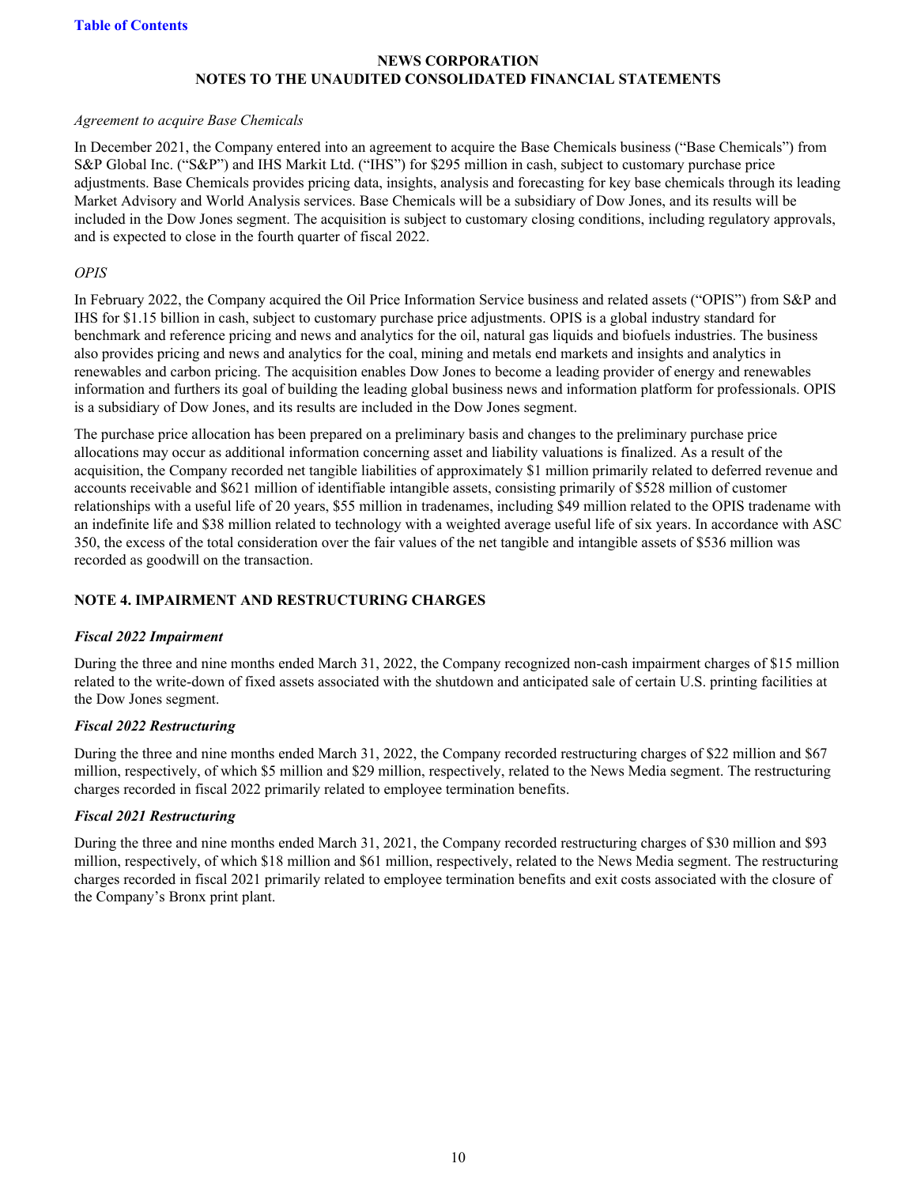*Agreement to acquire Base Chemicals*

In December 2021, the Company entered into an agreement to acquire the Base Chemicals business ("Base Chemicals") from S&P Global Inc. ("S&P") and IHS Markit Ltd. ("IHS") for $295 million in cash, subject to customary purchase price adjustments. Base Chemicals provides pricing data, insights, analysis and forecasting for key base chemicals through its leading Market Advisory and World Analysis services. Base Chemicals will be a subsidiary of Dow Jones, and its results will be included in the Dow Jones segment. The acquisition is subject to customary closing conditions, including regulatory approvals, and is expected to close in the fourth quarter of fiscal 2022.

*OPIS*

In February 2022, the Company acquired the Oil Price Information Service business and related assets ("OPIS") from S&P and IHS for $1.15 billion in cash, subject to customary purchase price adjustments. OPIS is a global industry standard for benchmark and reference pricing and news and analytics for the oil, natural gas liquids and biofuels industries. The business also provides pricing and news and analytics for the coal, mining and metals end markets and insights and analytics in renewables and carbon pricing. The acquisition enables Dow Jones to become a leading provider of energy and renewables information and furthers its goal of building the leading global business news and information platform for professionals. OPIS is a subsidiary of Dow Jones, and its results are included in the Dow Jones segment.

The purchase price allocation has been prepared on a preliminary basis and changes to the preliminary purchase price allocations may occur as additional information concerning asset and liability valuations is finalized. As a result of the acquisition, the Company recorded net tangible liabilities of approximately $1 million primarily related to deferred revenue and accounts receivable and $621 million of identifiable intangible assets, consisting primarily of $528 million of customer relationships with a useful life of 20 years, $55 million in tradenames, including $49 million related to the OPIS tradename with an indefinite life and $38 million related to technology with a weighted average useful life of six years. In accordance with ASC 350, the excess of the total consideration over the fair values of the net tangible and intangible assets of $536 million was recorded as goodwill on the transaction.

## NOTE 4. IMPAIRMENT AND RESTRUCTURING CHARGES

***Fiscal 2022 Impairment***

During the three and nine months ended March 31, 2022, the Company recognized non-cash impairment charges of $15 million related to the write-down of fixed assets associated with the shutdown and anticipated sale of certain U.S. printing facilities at the Dow Jones segment.

***Fiscal 2022 Restructuring***

During the three and nine months ended March 31, 2022, the Company recorded restructuring charges of $22 million and $67 million, respectively, of which $5 million and $29 million, respectively, related to the News Media segment. The restructuring charges recorded in fiscal 2022 primarily related to employee termination benefits.

***Fiscal 2021 Restructuring***

During the three and nine months ended March 31, 2021, the Company recorded restructuring charges of $30 million and $93 million, respectively, of which $18 million and $61 million, respectively, related to the News Media segment. The restructuring charges recorded in fiscal 2021 primarily related to employee termination benefits and exit costs associated with the closure of the Company's Bronx print plant.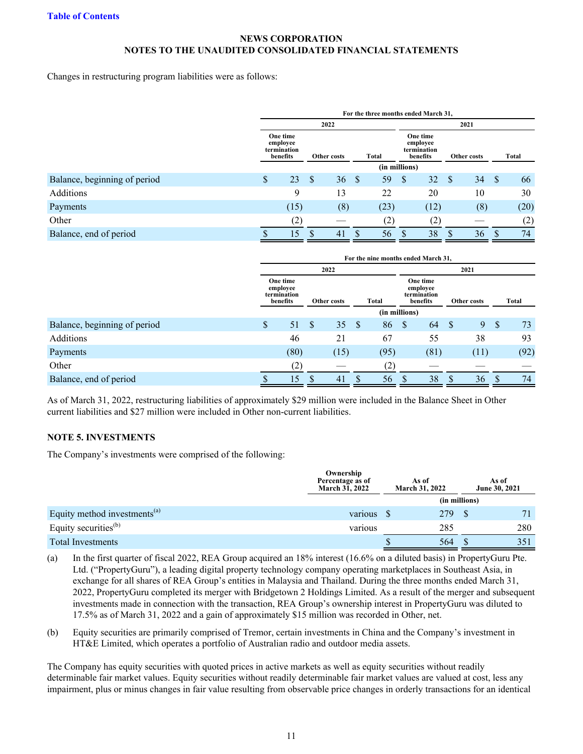Changes in restructuring program liabilities were as follows:

| | For the three months ended March 31, | | | | | |
|---|---|---|---|---|---|---|
| | 2022 | | | 2021 | | |
| | One time employee termination benefits | Other costs | Total | One time employee termination benefits | Other costs | Total |
| | (in millions) | | | | | |
| Balance, beginning of period | $ 23 | $ 36 | $ 59 | $ 32 | $ 34 | $ 66 |
| Additions | 9 | 13 | 22 | 20 | 10 | 30 |
| Payments | (15) | (8) | (23) | (12) | (8) | (20) |
| Other | (2) | — | (2) | (2) | — | (2) |
| Balance, end of period | $ 15 | $ 41 | $ 56 | $ 38 | $ 36 | $ 74 |

| | For the nine months ended March 31, | | | | | |
|---|---|---|---|---|---|---|
| | 2022 | | | 2021 | | |
| | One time employee termination benefits | Other costs | Total | One time employee termination benefits | Other costs | Total |
| | (in millions) | | | | | |
| Balance, beginning of period | $ 51 | $ 35 | $ 86 | $ 64 | $ 9 | $ 73 |
| Additions | 46 | 21 | 67 | 55 | 38 | 93 |
| Payments | (80) | (15) | (95) | (81) | (11) | (92) |
| Other | (2) | — | (2) | — | — | — |
| Balance, end of period | $ 15 | $ 41 | $ 56 | $ 38 | $ 36 | $ 74 |

As of March 31, 2022, restructuring liabilities of approximately $29 million were included in the Balance Sheet in Other current liabilities and $27 million were included in Other non-current liabilities.

## NOTE 5. INVESTMENTS

The Company's investments were comprised of the following:

| | Ownership Percentage as of March 31, 2022 | As of March 31, 2022 | As of June 30, 2021 |
|---|---|---|---|
| | | (in millions) | |
| Equity method investments[(a)] | various | $ 279 | $ 71 |
| Equity securities[(b)] | various | 285 | 280 |
| Total Investments | | $ 564 | $ 351 |

(a) In the first quarter of fiscal 2022, REA Group acquired an 18% interest (16.6% on a diluted basis) in PropertyGuru Pte. Ltd. ("PropertyGuru"), a leading digital property technology company operating marketplaces in Southeast Asia, in exchange for all shares of REA Group's entities in Malaysia and Thailand. During the three months ended March 31, 2022, PropertyGuru completed its merger with Bridgetown 2 Holdings Limited. As a result of the merger and subsequent investments made in connection with the transaction, REA Group's ownership interest in PropertyGuru was diluted to 17.5% as of March 31, 2022 and a gain of approximately $15 million was recorded in Other, net.

(b) Equity securities are primarily comprised of Tremor, certain investments in China and the Company's investment in HT&E Limited, which operates a portfolio of Australian radio and outdoor media assets.

The Company has equity securities with quoted prices in active markets as well as equity securities without readily determinable fair market values. Equity securities without readily determinable fair market values are valued at cost, less any impairment, plus or minus changes in fair value resulting from observable price changes in orderly transactions for an identical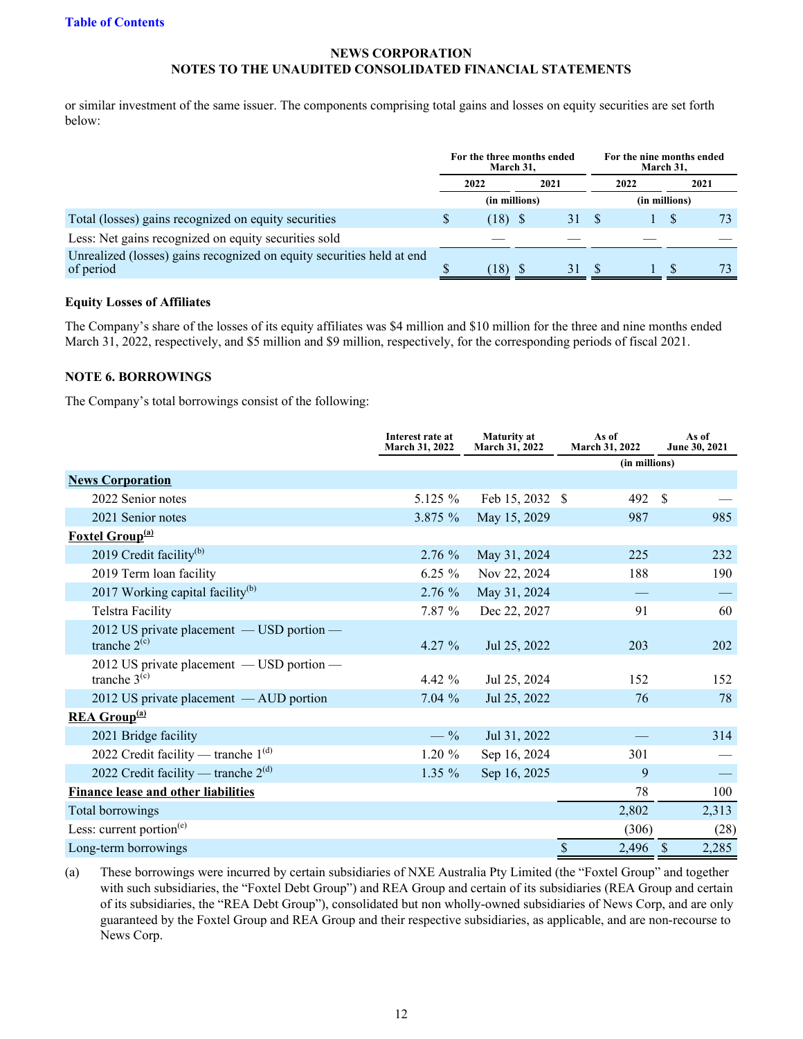or similar investment of the same issuer. The components comprising total gains and losses on equity securities are set forth below:

| | For the three months ended March 31, | | For the nine months ended March 31, | |
|---|---|---|---|---|
| | 2022 | 2021 | 2022 | 2021 |
| | (in millions) | | (in millions) | |
| Total (losses) gains recognized on equity securities | $ (18) | $ 31 | $ 1 | $ 73 |
| Less: Net gains recognized on equity securities sold | — | — | — | — |
| Unrealized (losses) gains recognized on equity securities held at end of period | $ (18) | $ 31 | $ 1 | $ 73 |

**Equity Losses of Affiliates**

The Company's share of the losses of its equity affiliates was $4 million and $10 million for the three and nine months ended March 31, 2022, respectively, and $5 million and $9 million, respectively, for the corresponding periods of fiscal 2021.

**NOTE 6. BORROWINGS**

The Company's total borrowings consist of the following:

| | Interest rate at March 31, 2022 | Maturity at March 31, 2022 | As of March 31, 2022 | As of June 30, 2021 |
|---|---|---|---|---|
| | | | (in millions) | |
| **News Corporation** | | | | |
| 2022 Senior notes | 5.125 % | Feb 15, 2032 | $ 492 | $ — |
| 2021 Senior notes | 3.875 % | May 15, 2029 | 987 | 985 |
| **Foxtel Group**[(a)] | | | | |
| 2019 Credit facility[(b)] | 2.76 % | May 31, 2024 | 225 | 232 |
| 2019 Term loan facility | 6.25 % | Nov 22, 2024 | 188 | 190 |
| 2017 Working capital facility[(b)] | 2.76 % | May 31, 2024 | — | — |
| Telstra Facility | 7.87 % | Dec 22, 2027 | 91 | 60 |
| 2012 US private placement — USD portion — tranche 2[(c)] | 4.27 % | Jul 25, 2022 | 203 | 202 |
| 2012 US private placement — USD portion — tranche 3[(c)] | 4.42 % | Jul 25, 2024 | 152 | 152 |
| 2012 US private placement — AUD portion | 7.04 % | Jul 25, 2022 | 76 | 78 |
| **REA Group**[(a)] | | | | |
| 2021 Bridge facility | — % | Jul 31, 2022 | — | 314 |
| 2022 Credit facility — tranche 1[(d)] | 1.20 % | Sep 16, 2024 | 301 | — |
| 2022 Credit facility — tranche 2[(d)] | 1.35 % | Sep 16, 2025 | 9 | — |
| **Finance lease and other liabilities** | | | 78 | 100 |
| Total borrowings | | | 2,802 | 2,313 |
| Less: current portion[(e)] | | | (306) | (28) |
| Long-term borrowings | | | $ 2,496 | $ 2,285 |

(a) These borrowings were incurred by certain subsidiaries of NXE Australia Pty Limited (the "Foxtel Group" and together with such subsidiaries, the "Foxtel Debt Group") and REA Group and certain of its subsidiaries (REA Group and certain of its subsidiaries, the "REA Debt Group"), consolidated but non wholly-owned subsidiaries of News Corp, and are only guaranteed by the Foxtel Group and REA Group and their respective subsidiaries, as applicable, and are non-recourse to News Corp.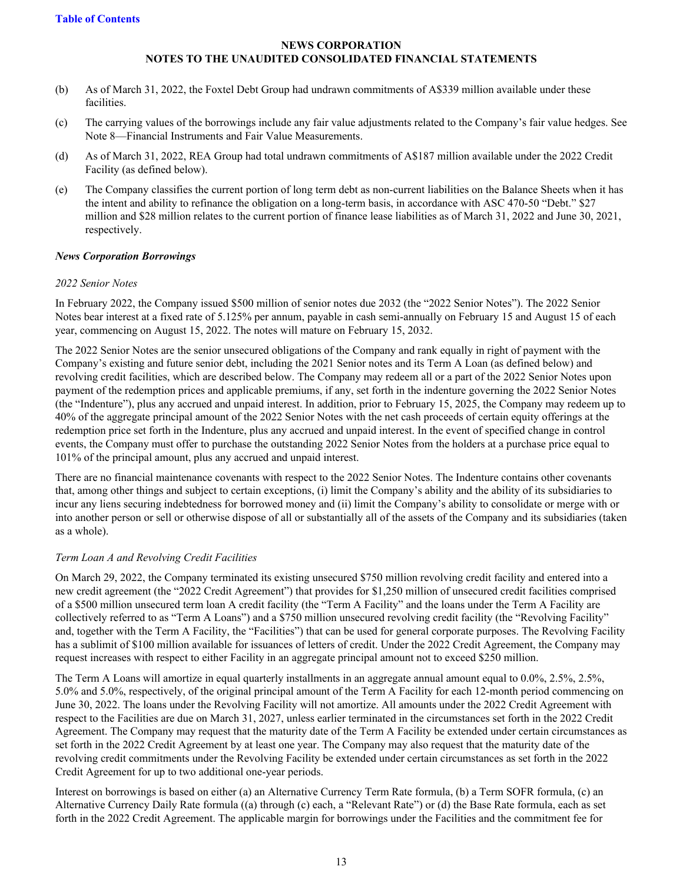**NEWS CORPORATION**
**NOTES TO THE UNAUDITED CONSOLIDATED FINANCIAL STATEMENTS**

(b) As of March 31, 2022, the Foxtel Debt Group had undrawn commitments of A$339 million available under these facilities.

(c) The carrying values of the borrowings include any fair value adjustments related to the Company's fair value hedges. See Note 8—Financial Instruments and Fair Value Measurements.

(d) As of March 31, 2022, REA Group had total undrawn commitments of A$187 million available under the 2022 Credit Facility (as defined below).

(e) The Company classifies the current portion of long term debt as non-current liabilities on the Balance Sheets when it has the intent and ability to refinance the obligation on a long-term basis, in accordance with ASC 470-50 "Debt." $27 million and $28 million relates to the current portion of finance lease liabilities as of March 31, 2022 and June 30, 2021, respectively.

***News Corporation Borrowings***

*2022 Senior Notes*

In February 2022, the Company issued $500 million of senior notes due 2032 (the "2022 Senior Notes"). The 2022 Senior Notes bear interest at a fixed rate of 5.125% per annum, payable in cash semi-annually on February 15 and August 15 of each year, commencing on August 15, 2022. The notes will mature on February 15, 2032.

The 2022 Senior Notes are the senior unsecured obligations of the Company and rank equally in right of payment with the Company's existing and future senior debt, including the 2021 Senior notes and its Term A Loan (as defined below) and revolving credit facilities, which are described below. The Company may redeem all or a part of the 2022 Senior Notes upon payment of the redemption prices and applicable premiums, if any, set forth in the indenture governing the 2022 Senior Notes (the "Indenture"), plus any accrued and unpaid interest. In addition, prior to February 15, 2025, the Company may redeem up to 40% of the aggregate principal amount of the 2022 Senior Notes with the net cash proceeds of certain equity offerings at the redemption price set forth in the Indenture, plus any accrued and unpaid interest. In the event of specified change in control events, the Company must offer to purchase the outstanding 2022 Senior Notes from the holders at a purchase price equal to 101% of the principal amount, plus any accrued and unpaid interest.

There are no financial maintenance covenants with respect to the 2022 Senior Notes. The Indenture contains other covenants that, among other things and subject to certain exceptions, (i) limit the Company's ability and the ability of its subsidiaries to incur any liens securing indebtedness for borrowed money and (ii) limit the Company's ability to consolidate or merge with or into another person or sell or otherwise dispose of all or substantially all of the assets of the Company and its subsidiaries (taken as a whole).

*Term Loan A and Revolving Credit Facilities*

On March 29, 2022, the Company terminated its existing unsecured $750 million revolving credit facility and entered into a new credit agreement (the "2022 Credit Agreement") that provides for $1,250 million of unsecured credit facilities comprised of a $500 million unsecured term loan A credit facility (the "Term A Facility" and the loans under the Term A Facility are collectively referred to as "Term A Loans") and a $750 million unsecured revolving credit facility (the "Revolving Facility" and, together with the Term A Facility, the "Facilities") that can be used for general corporate purposes. The Revolving Facility has a sublimit of $100 million available for issuances of letters of credit. Under the 2022 Credit Agreement, the Company may request increases with respect to either Facility in an aggregate principal amount not to exceed $250 million.

The Term A Loans will amortize in equal quarterly installments in an aggregate annual amount equal to 0.0%, 2.5%, 2.5%, 5.0% and 5.0%, respectively, of the original principal amount of the Term A Facility for each 12-month period commencing on June 30, 2022. The loans under the Revolving Facility will not amortize. All amounts under the 2022 Credit Agreement with respect to the Facilities are due on March 31, 2027, unless earlier terminated in the circumstances set forth in the 2022 Credit Agreement. The Company may request that the maturity date of the Term A Facility be extended under certain circumstances as set forth in the 2022 Credit Agreement by at least one year. The Company may also request that the maturity date of the revolving credit commitments under the Revolving Facility be extended under certain circumstances as set forth in the 2022 Credit Agreement for up to two additional one-year periods.

Interest on borrowings is based on either (a) an Alternative Currency Term Rate formula, (b) a Term SOFR formula, (c) an Alternative Currency Daily Rate formula ((a) through (c) each, a "Relevant Rate") or (d) the Base Rate formula, each as set forth in the 2022 Credit Agreement. The applicable margin for borrowings under the Facilities and the commitment fee for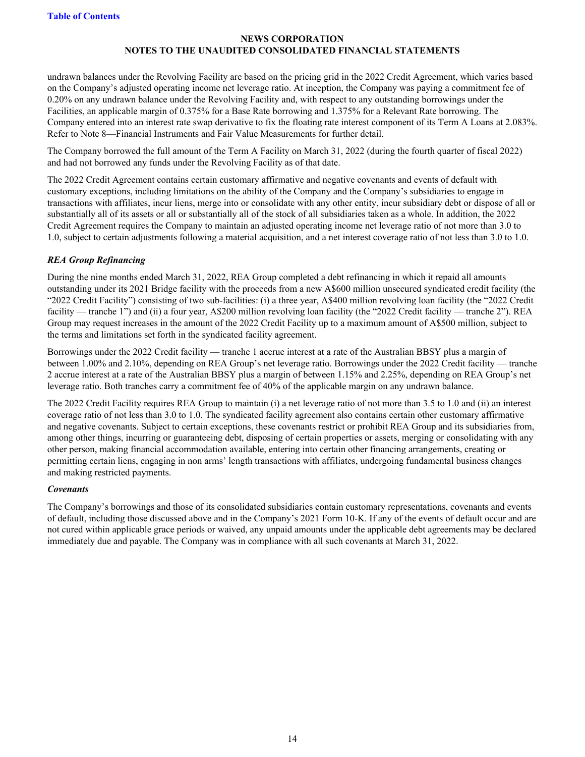undrawn balances under the Revolving Facility are based on the pricing grid in the 2022 Credit Agreement, which varies based on the Company's adjusted operating income net leverage ratio. At inception, the Company was paying a commitment fee of 0.20% on any undrawn balance under the Revolving Facility and, with respect to any outstanding borrowings under the Facilities, an applicable margin of 0.375% for a Base Rate borrowing and 1.375% for a Relevant Rate borrowing. The Company entered into an interest rate swap derivative to fix the floating rate interest component of its Term A Loans at 2.083%. Refer to Note 8—Financial Instruments and Fair Value Measurements for further detail.

The Company borrowed the full amount of the Term A Facility on March 31, 2022 (during the fourth quarter of fiscal 2022) and had not borrowed any funds under the Revolving Facility as of that date.

The 2022 Credit Agreement contains certain customary affirmative and negative covenants and events of default with customary exceptions, including limitations on the ability of the Company and the Company's subsidiaries to engage in transactions with affiliates, incur liens, merge into or consolidate with any other entity, incur subsidiary debt or dispose of all or substantially all of its assets or all or substantially all of the stock of all subsidiaries taken as a whole. In addition, the 2022 Credit Agreement requires the Company to maintain an adjusted operating income net leverage ratio of not more than 3.0 to 1.0, subject to certain adjustments following a material acquisition, and a net interest coverage ratio of not less than 3.0 to 1.0.

***REA Group Refinancing***

During the nine months ended March 31, 2022, REA Group completed a debt refinancing in which it repaid all amounts outstanding under its 2021 Bridge facility with the proceeds from a new A$600 million unsecured syndicated credit facility (the "2022 Credit Facility") consisting of two sub-facilities: (i) a three year, A$400 million revolving loan facility (the "2022 Credit facility — tranche 1") and (ii) a four year, A$200 million revolving loan facility (the "2022 Credit facility — tranche 2"). REA Group may request increases in the amount of the 2022 Credit Facility up to a maximum amount of A$500 million, subject to the terms and limitations set forth in the syndicated facility agreement.

Borrowings under the 2022 Credit facility — tranche 1 accrue interest at a rate of the Australian BBSY plus a margin of between 1.00% and 2.10%, depending on REA Group's net leverage ratio. Borrowings under the 2022 Credit facility — tranche 2 accrue interest at a rate of the Australian BBSY plus a margin of between 1.15% and 2.25%, depending on REA Group's net leverage ratio. Both tranches carry a commitment fee of 40% of the applicable margin on any undrawn balance.

The 2022 Credit Facility requires REA Group to maintain (i) a net leverage ratio of not more than 3.5 to 1.0 and (ii) an interest coverage ratio of not less than 3.0 to 1.0. The syndicated facility agreement also contains certain other customary affirmative and negative covenants. Subject to certain exceptions, these covenants restrict or prohibit REA Group and its subsidiaries from, among other things, incurring or guaranteeing debt, disposing of certain properties or assets, merging or consolidating with any other person, making financial accommodation available, entering into certain other financing arrangements, creating or permitting certain liens, engaging in non arms' length transactions with affiliates, undergoing fundamental business changes and making restricted payments.

***Covenants***

The Company's borrowings and those of its consolidated subsidiaries contain customary representations, covenants and events of default, including those discussed above and in the Company's 2021 Form 10-K. If any of the events of default occur and are not cured within applicable grace periods or waived, any unpaid amounts under the applicable debt agreements may be declared immediately due and payable. The Company was in compliance with all such covenants at March 31, 2022.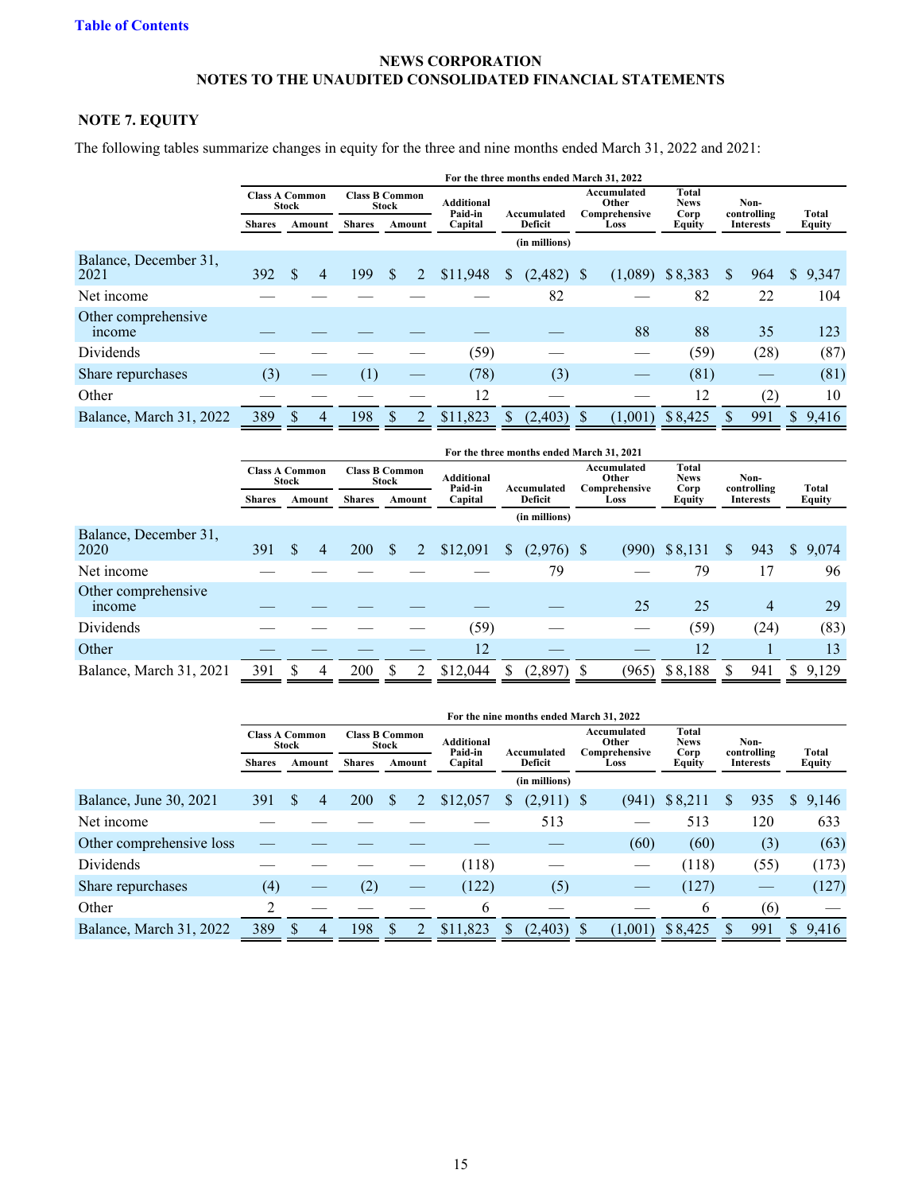**NEWS CORPORATION**
**NOTES TO THE UNAUDITED CONSOLIDATED FINANCIAL STATEMENTS**

## NOTE 7. EQUITY

The following tables summarize changes in equity for the three and nine months ended March 31, 2022 and 2021:

| | For the three months ended March 31, 2022 | | | | | | | | | |
|---|---|---|---|---|---|---|---|---|---|---|
| | Class A Common Stock | | Class B Common Stock | | Additional Paid-in Capital | Accumulated Deficit | Accumulated Other Comprehensive Loss | Total News Corp Equity | Non-controlling Interests | Total Equity |
| | Shares | Amount | Shares | Amount | | | | | | |
| | | | | | | (in millions) | | | | |
| Balance, December 31, 2021 | 392 | $ 4 | 199 | $ 2 | $11,948 | $ (2,482) | $ (1,089) | $ 8,383 | $ 964 | $ 9,347 |
| Net income | — | — | — | — | — | 82 | — | 82 | 22 | 104 |
| Other comprehensive income | — | — | — | — | — | — | 88 | 88 | 35 | 123 |
| Dividends | — | — | — | — | (59) | — | — | (59) | (28) | (87) |
| Share repurchases | (3) | — | (1) | — | (78) | (3) | — | (81) | — | (81) |
| Other | — | — | — | — | 12 | — | — | 12 | (2) | 10 |
| Balance, March 31, 2022 | 389 | $ 4 | 198 | $ 2 | $11,823 | $ (2,403) | $ (1,001) | $ 8,425 | $ 991 | $ 9,416 |

| | For the three months ended March 31, 2021 | | | | | | | | | |
|---|---|---|---|---|---|---|---|---|---|---|
| | Class A Common Stock | | Class B Common Stock | | Additional Paid-in Capital | Accumulated Deficit | Accumulated Other Comprehensive Loss | Total News Corp Equity | Non-controlling Interests | Total Equity |
| | Shares | Amount | Shares | Amount | | | | | | |
| | | | | | | (in millions) | | | | |
| Balance, December 31, 2020 | 391 | $ 4 | 200 | $ 2 | $12,091 | $ (2,976) | $ (990) | $ 8,131 | $ 943 | $ 9,074 |
| Net income | — | — | — | — | — | 79 | — | 79 | 17 | 96 |
| Other comprehensive income | — | — | — | — | — | — | 25 | 25 | 4 | 29 |
| Dividends | — | — | — | — | (59) | — | — | (59) | (24) | (83) |
| Other | — | — | — | — | 12 | — | — | 12 | 1 | 13 |
| Balance, March 31, 2021 | 391 | $ 4 | 200 | $ 2 | $12,044 | $ (2,897) | $ (965) | $ 8,188 | $ 941 | $ 9,129 |

| | For the nine months ended March 31, 2022 | | | | | | | | | |
|---|---|---|---|---|---|---|---|---|---|---|
| | Class A Common Stock | | Class B Common Stock | | Additional Paid-in Capital | Accumulated Deficit | Accumulated Other Comprehensive Loss | Total News Corp Equity | Non-controlling Interests | Total Equity |
| | Shares | Amount | Shares | Amount | | | | | | |
| | | | | | | (in millions) | | | | |
| Balance, June 30, 2021 | 391 | $ 4 | 200 | $ 2 | $12,057 | $ (2,911) | $ (941) | $ 8,211 | $ 935 | $ 9,146 |
| Net income | — | — | — | — | — | 513 | — | 513 | 120 | 633 |
| Other comprehensive loss | — | — | — | — | — | — | (60) | (60) | (3) | (63) |
| Dividends | — | — | — | — | (118) | — | — | (118) | (55) | (173) |
| Share repurchases | (4) | — | (2) | — | (122) | (5) | — | (127) | — | (127) |
| Other | 2 | — | — | — | 6 | — | — | 6 | (6) | — |
| Balance, March 31, 2022 | 389 | $ 4 | 198 | $ 2 | $11,823 | $ (2,403) | $ (1,001) | $ 8,425 | $ 991 | $ 9,416 |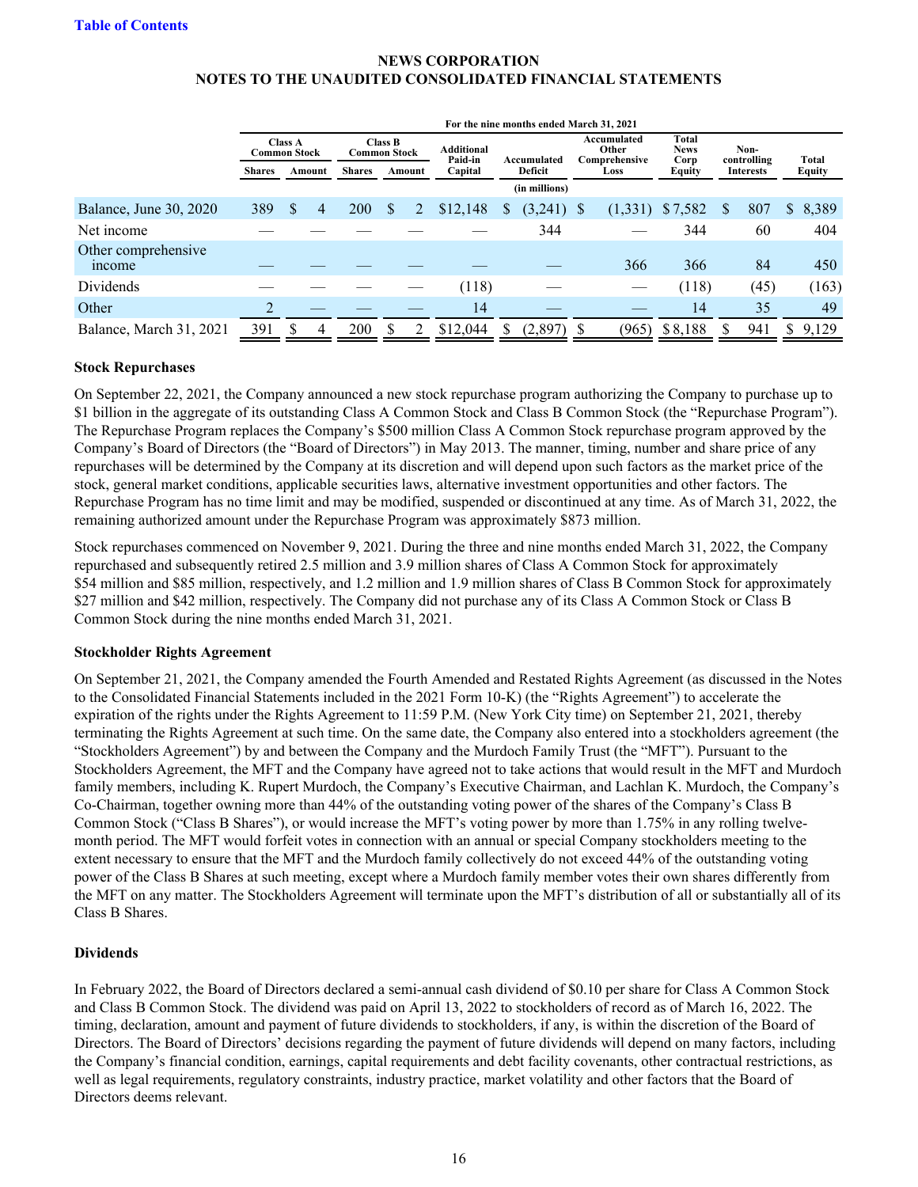**NEWS CORPORATION**
**NOTES TO THE UNAUDITED CONSOLIDATED FINANCIAL STATEMENTS**

| | For the nine months ended March 31, 2021 | | | | | | | | | |
|---|---|---|---|---|---|---|---|---|---|---|
| | Class A Common Stock | | Class B Common Stock | | Additional Paid-in Capital | Accumulated Deficit | Accumulated Other Comprehensive Loss | Total News Corp Equity | Non-controlling Interests | Total Equity |
| | Shares | Amount | Shares | Amount | | | | | | |
| | (in millions) | | | | | | | | | |
| Balance, June 30, 2020 | 389 | $ 4 | 200 | $ 2 | $12,148 | $ (3,241) | $ (1,331) | $ 7,582 | $ 807 | $ 8,389 |
| Net income | — | — | — | — | — | 344 | — | 344 | 60 | 404 |
| Other comprehensive income | — | — | — | — | — | — | 366 | 366 | 84 | 450 |
| Dividends | — | — | — | — | (118) | — | — | (118) | (45) | (163) |
| Other | 2 | — | — | — | 14 | — | — | 14 | 35 | 49 |
| Balance, March 31, 2021 | 391 | $ 4 | 200 | $ 2 | $12,044 | $ (2,897) | $ (965) | $ 8,188 | $ 941 | $ 9,129 |

### Stock Repurchases

On September 22, 2021, the Company announced a new stock repurchase program authorizing the Company to purchase up to $1 billion in the aggregate of its outstanding Class A Common Stock and Class B Common Stock (the "Repurchase Program"). The Repurchase Program replaces the Company's $500 million Class A Common Stock repurchase program approved by the Company's Board of Directors (the "Board of Directors") in May 2013. The manner, timing, number and share price of any repurchases will be determined by the Company at its discretion and will depend upon such factors as the market price of the stock, general market conditions, applicable securities laws, alternative investment opportunities and other factors. The Repurchase Program has no time limit and may be modified, suspended or discontinued at any time. As of March 31, 2022, the remaining authorized amount under the Repurchase Program was approximately $873 million.

Stock repurchases commenced on November 9, 2021. During the three and nine months ended March 31, 2022, the Company repurchased and subsequently retired 2.5 million and 3.9 million shares of Class A Common Stock for approximately $54 million and $85 million, respectively, and 1.2 million and 1.9 million shares of Class B Common Stock for approximately $27 million and $42 million, respectively. The Company did not purchase any of its Class A Common Stock or Class B Common Stock during the nine months ended March 31, 2021.

### Stockholder Rights Agreement

On September 21, 2021, the Company amended the Fourth Amended and Restated Rights Agreement (as discussed in the Notes to the Consolidated Financial Statements included in the 2021 Form 10-K) (the "Rights Agreement") to accelerate the expiration of the rights under the Rights Agreement to 11:59 P.M. (New York City time) on September 21, 2021, thereby terminating the Rights Agreement at such time. On the same date, the Company also entered into a stockholders agreement (the "Stockholders Agreement") by and between the Company and the Murdoch Family Trust (the "MFT"). Pursuant to the Stockholders Agreement, the MFT and the Company have agreed not to take actions that would result in the MFT and Murdoch family members, including K. Rupert Murdoch, the Company's Executive Chairman, and Lachlan K. Murdoch, the Company's Co-Chairman, together owning more than 44% of the outstanding voting power of the shares of the Company's Class B Common Stock ("Class B Shares"), or would increase the MFT's voting power by more than 1.75% in any rolling twelve-month period. The MFT would forfeit votes in connection with an annual or special Company stockholders meeting to the extent necessary to ensure that the MFT and the Murdoch family collectively do not exceed 44% of the outstanding voting power of the Class B Shares at such meeting, except where a Murdoch family member votes their own shares differently from the MFT on any matter. The Stockholders Agreement will terminate upon the MFT's distribution of all or substantially all of its Class B Shares.

### Dividends

In February 2022, the Board of Directors declared a semi-annual cash dividend of $0.10 per share for Class A Common Stock and Class B Common Stock. The dividend was paid on April 13, 2022 to stockholders of record as of March 16, 2022. The timing, declaration, amount and payment of future dividends to stockholders, if any, is within the discretion of the Board of Directors. The Board of Directors' decisions regarding the payment of future dividends will depend on many factors, including the Company's financial condition, earnings, capital requirements and debt facility covenants, other contractual restrictions, as well as legal requirements, regulatory constraints, industry practice, market volatility and other factors that the Board of Directors deems relevant.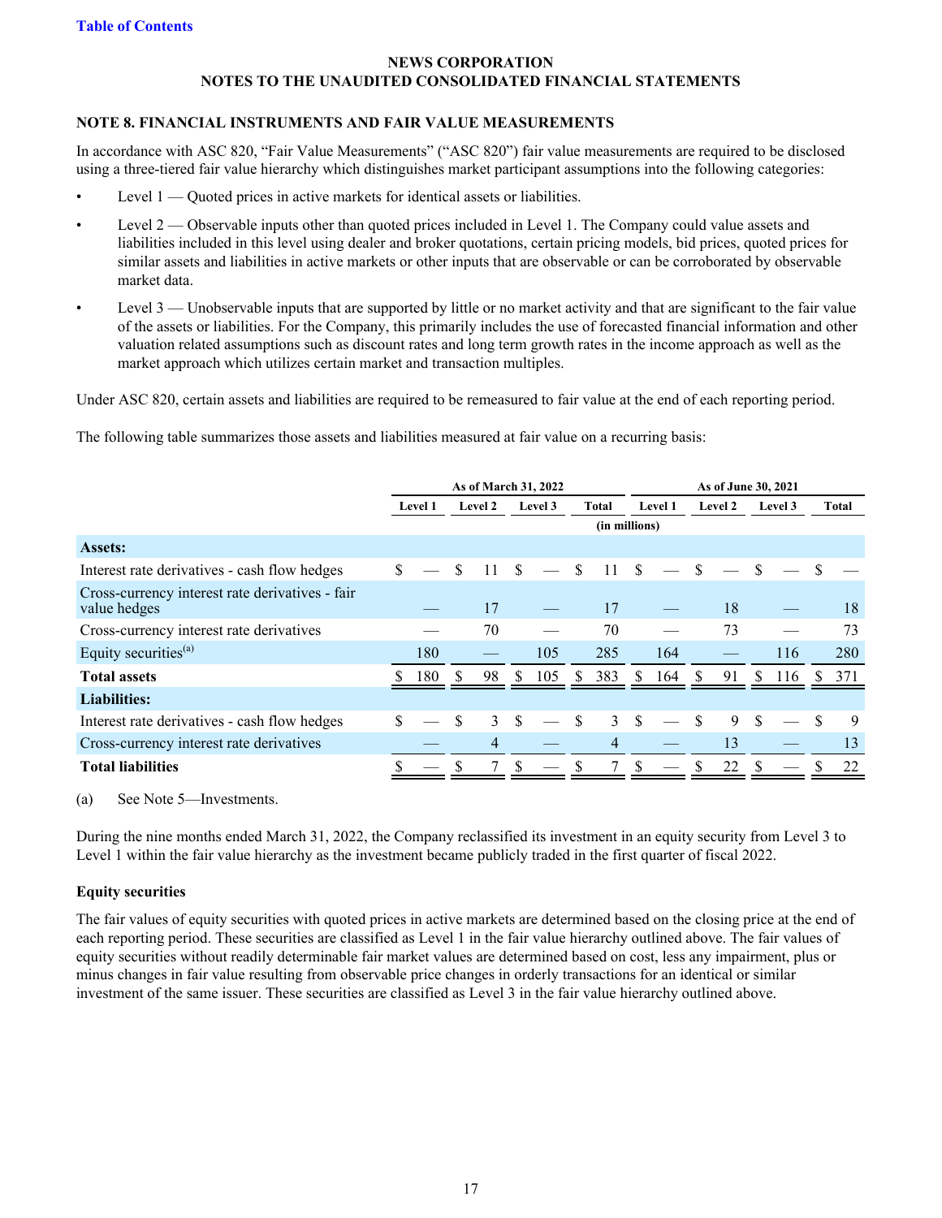[Table of Contents](#)

**NEWS CORPORATION**
**NOTES TO THE UNAUDITED CONSOLIDATED FINANCIAL STATEMENTS**

### NOTE 8. FINANCIAL INSTRUMENTS AND FAIR VALUE MEASUREMENTS

In accordance with ASC 820, "Fair Value Measurements" ("ASC 820") fair value measurements are required to be disclosed using a three-tiered fair value hierarchy which distinguishes market participant assumptions into the following categories:

- Level 1 — Quoted prices in active markets for identical assets or liabilities.
- Level 2 — Observable inputs other than quoted prices included in Level 1. The Company could value assets and liabilities included in this level using dealer and broker quotations, certain pricing models, bid prices, quoted prices for similar assets and liabilities in active markets or other inputs that are observable or can be corroborated by observable market data.
- Level 3 — Unobservable inputs that are supported by little or no market activity and that are significant to the fair value of the assets or liabilities. For the Company, this primarily includes the use of forecasted financial information and other valuation related assumptions such as discount rates and long term growth rates in the income approach as well as the market approach which utilizes certain market and transaction multiples.

Under ASC 820, certain assets and liabilities are required to be remeasured to fair value at the end of each reporting period.

The following table summarizes those assets and liabilities measured at fair value on a recurring basis:

| | As of March 31, 2022 | | | | As of June 30, 2021 | | | |
|---|---|---|---|---|---|---|---|---|
| | Level 1 | Level 2 | Level 3 | Total | Level 1 | Level 2 | Level 3 | Total |
| | (in millions) | | | | | | | |
| **Assets:** | | | | | | | | |
| Interest rate derivatives - cash flow hedges | $ — | $ 11 | $ — | $ 11 | $ — | $ — | $ — | $ — |
| Cross-currency interest rate derivatives - fair value hedges | — | 17 | — | 17 | — | 18 | — | 18 |
| Cross-currency interest rate derivatives | — | 70 | — | 70 | — | 73 | — | 73 |
| Equity securities[(a)] | 180 | — | 105 | 285 | 164 | — | 116 | 280 |
| **Total assets** | $ 180 | $ 98 | $ 105 | $ 383 | $ 164 | $ 91 | $ 116 | $ 371 |
| **Liabilities:** | | | | | | | | |
| Interest rate derivatives - cash flow hedges | $ — | $ 3 | $ — | $ 3 | $ — | $ 9 | $ — | $ 9 |
| Cross-currency interest rate derivatives | — | 4 | — | 4 | — | 13 | — | 13 |
| **Total liabilities** | $ — | $ 7 | $ — | $ 7 | $ — | $ 22 | $ — | $ 22 |

(a) See Note 5—Investments.

During the nine months ended March 31, 2022, the Company reclassified its investment in an equity security from Level 3 to Level 1 within the fair value hierarchy as the investment became publicly traded in the first quarter of fiscal 2022.

**Equity securities**

The fair values of equity securities with quoted prices in active markets are determined based on the closing price at the end of each reporting period. These securities are classified as Level 1 in the fair value hierarchy outlined above. The fair values of equity securities without readily determinable fair market values are determined based on cost, less any impairment, plus or minus changes in fair value resulting from observable price changes in orderly transactions for an identical or similar investment of the same issuer. These securities are classified as Level 3 in the fair value hierarchy outlined above.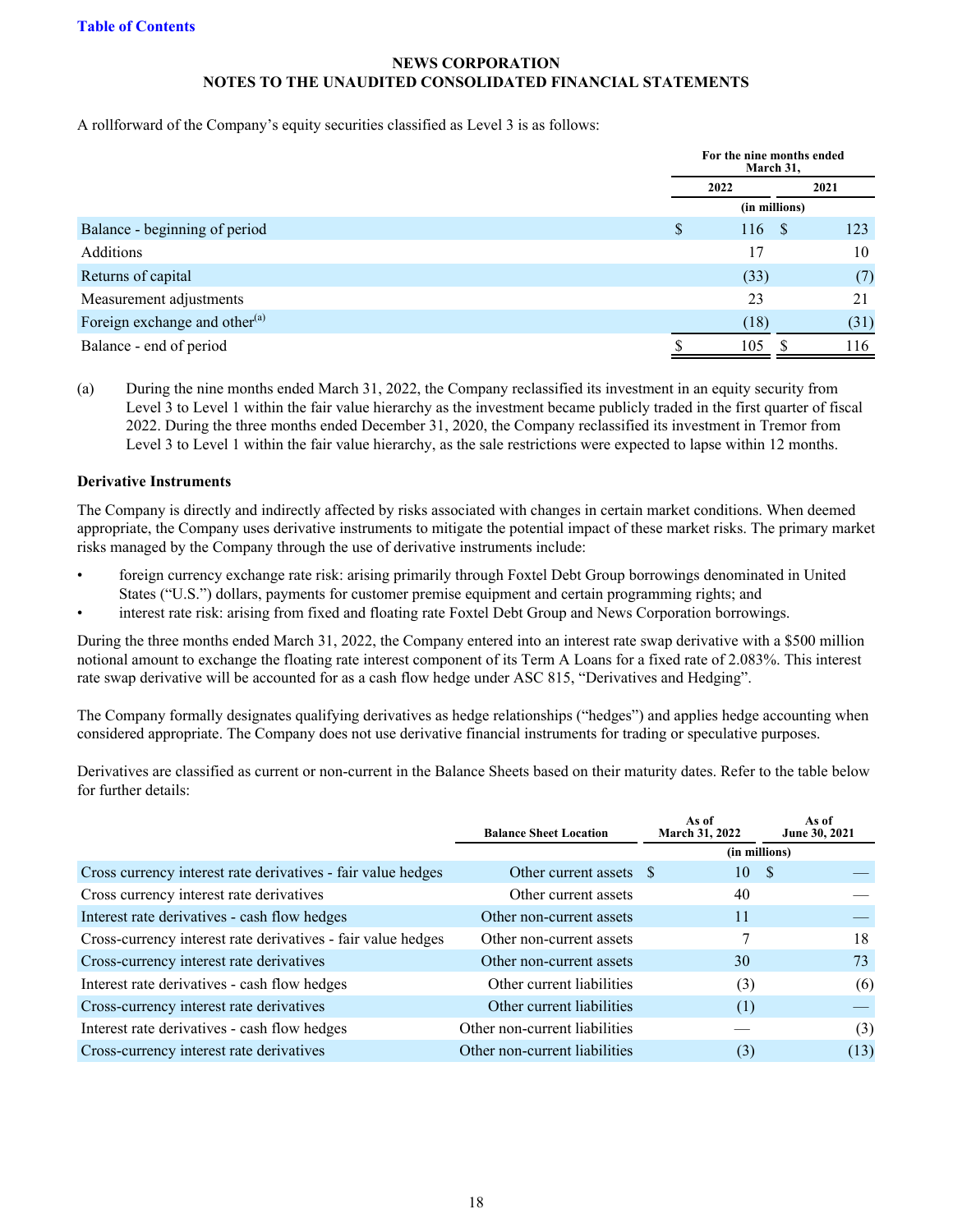NEWS CORPORATION
NOTES TO THE UNAUDITED CONSOLIDATED FINANCIAL STATEMENTS

A rollforward of the Company's equity securities classified as Level 3 is as follows:

| | For the nine months ended March 31, | |
|---|---|---|
| | 2022 | 2021 |
| | (in millions) | |
| Balance - beginning of period | $ 116 | $ 123 |
| Additions | 17 | 10 |
| Returns of capital | (33) | (7) |
| Measurement adjustments | 23 | 21 |
| Foreign exchange and other[(a)] | (18) | (31) |
| Balance - end of period | $ 105 | $ 116 |

(a) During the nine months ended March 31, 2022, the Company reclassified its investment in an equity security from Level 3 to Level 1 within the fair value hierarchy as the investment became publicly traded in the first quarter of fiscal 2022. During the three months ended December 31, 2020, the Company reclassified its investment in Tremor from Level 3 to Level 1 within the fair value hierarchy, as the sale restrictions were expected to lapse within 12 months.

**Derivative Instruments**

The Company is directly and indirectly affected by risks associated with changes in certain market conditions. When deemed appropriate, the Company uses derivative instruments to mitigate the potential impact of these market risks. The primary market risks managed by the Company through the use of derivative instruments include:

- foreign currency exchange rate risk: arising primarily through Foxtel Debt Group borrowings denominated in United States ("U.S.") dollars, payments for customer premise equipment and certain programming rights; and
- interest rate risk: arising from fixed and floating rate Foxtel Debt Group and News Corporation borrowings.

During the three months ended March 31, 2022, the Company entered into an interest rate swap derivative with a $500 million notional amount to exchange the floating rate interest component of its Term A Loans for a fixed rate of 2.083%. This interest rate swap derivative will be accounted for as a cash flow hedge under ASC 815, "Derivatives and Hedging".

The Company formally designates qualifying derivatives as hedge relationships ("hedges") and applies hedge accounting when considered appropriate. The Company does not use derivative financial instruments for trading or speculative purposes.

Derivatives are classified as current or non-current in the Balance Sheets based on their maturity dates. Refer to the table below for further details:

| | Balance Sheet Location | As of March 31, 2022 | As of June 30, 2021 |
|---|---|---|---|
| | | (in millions) | |
| Cross currency interest rate derivatives - fair value hedges | Other current assets | $ 10 | $ — |
| Cross currency interest rate derivatives | Other current assets | 40 | — |
| Interest rate derivatives - cash flow hedges | Other non-current assets | 11 | — |
| Cross-currency interest rate derivatives - fair value hedges | Other non-current assets | 7 | 18 |
| Cross-currency interest rate derivatives | Other non-current assets | 30 | 73 |
| Interest rate derivatives - cash flow hedges | Other current liabilities | (3) | (6) |
| Cross-currency interest rate derivatives | Other current liabilities | (1) | — |
| Interest rate derivatives - cash flow hedges | Other non-current liabilities | — | (3) |
| Cross-currency interest rate derivatives | Other non-current liabilities | (3) | (13) |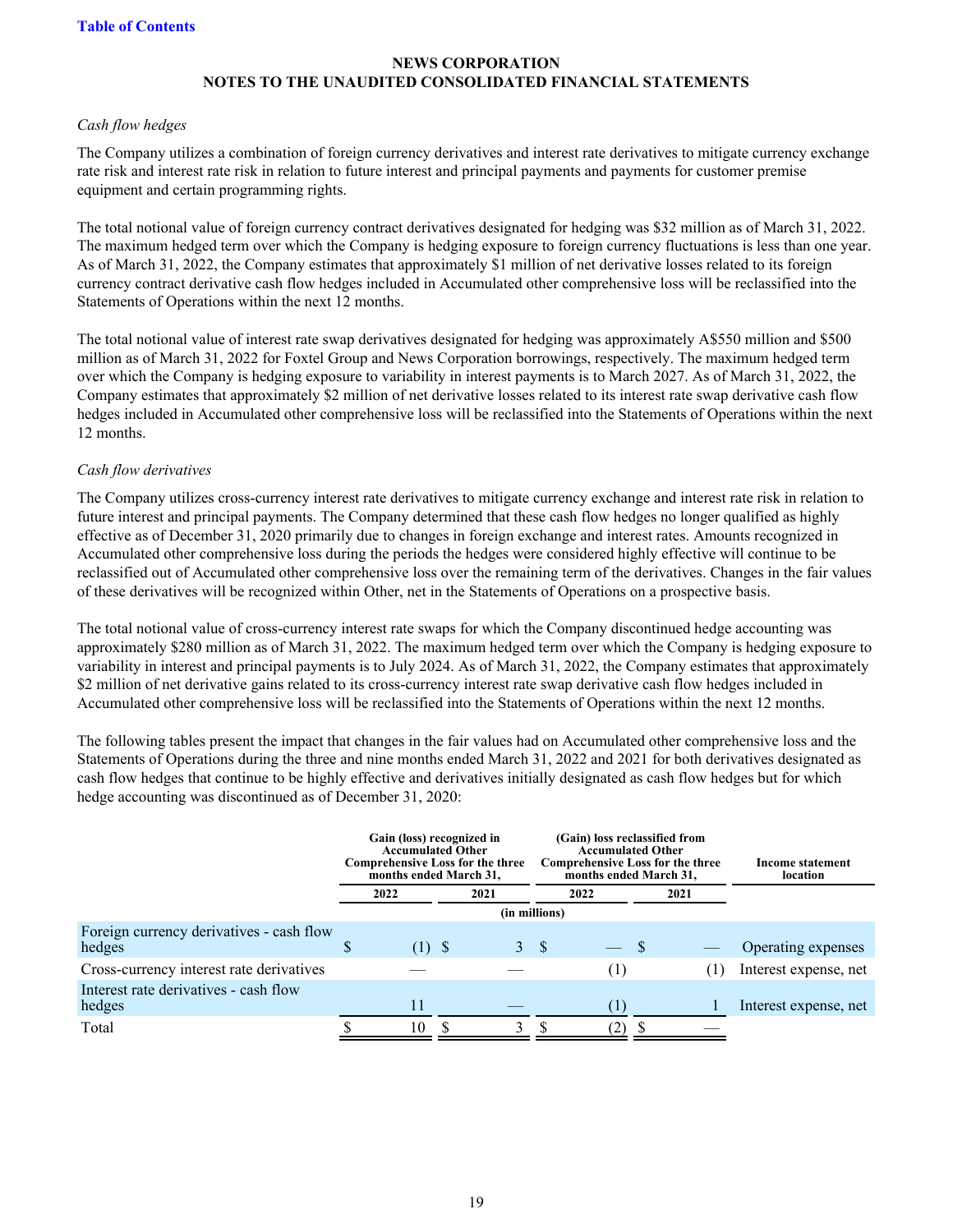**NEWS CORPORATION**
**NOTES TO THE UNAUDITED CONSOLIDATED FINANCIAL STATEMENTS**

*Cash flow hedges*

The Company utilizes a combination of foreign currency derivatives and interest rate derivatives to mitigate currency exchange rate risk and interest rate risk in relation to future interest and principal payments and payments for customer premise equipment and certain programming rights.

The total notional value of foreign currency contract derivatives designated for hedging was $32 million as of March 31, 2022. The maximum hedged term over which the Company is hedging exposure to foreign currency fluctuations is less than one year. As of March 31, 2022, the Company estimates that approximately $1 million of net derivative losses related to its foreign currency contract derivative cash flow hedges included in Accumulated other comprehensive loss will be reclassified into the Statements of Operations within the next 12 months.

The total notional value of interest rate swap derivatives designated for hedging was approximately A$550 million and $500 million as of March 31, 2022 for Foxtel Group and News Corporation borrowings, respectively. The maximum hedged term over which the Company is hedging exposure to variability in interest payments is to March 2027. As of March 31, 2022, the Company estimates that approximately $2 million of net derivative losses related to its interest rate swap derivative cash flow hedges included in Accumulated other comprehensive loss will be reclassified into the Statements of Operations within the next 12 months.

*Cash flow derivatives*

The Company utilizes cross-currency interest rate derivatives to mitigate currency exchange and interest rate risk in relation to future interest and principal payments. The Company determined that these cash flow hedges no longer qualified as highly effective as of December 31, 2020 primarily due to changes in foreign exchange and interest rates. Amounts recognized in Accumulated other comprehensive loss during the periods the hedges were considered highly effective will continue to be reclassified out of Accumulated other comprehensive loss over the remaining term of the derivatives. Changes in the fair values of these derivatives will be recognized within Other, net in the Statements of Operations on a prospective basis.

The total notional value of cross-currency interest rate swaps for which the Company discontinued hedge accounting was approximately $280 million as of March 31, 2022. The maximum hedged term over which the Company is hedging exposure to variability in interest and principal payments is to July 2024. As of March 31, 2022, the Company estimates that approximately $2 million of net derivative gains related to its cross-currency interest rate swap derivative cash flow hedges included in Accumulated other comprehensive loss will be reclassified into the Statements of Operations within the next 12 months.

The following tables present the impact that changes in the fair values had on Accumulated other comprehensive loss and the Statements of Operations during the three and nine months ended March 31, 2022 and 2021 for both derivatives designated as cash flow hedges that continue to be highly effective and derivatives initially designated as cash flow hedges but for which hedge accounting was discontinued as of December 31, 2020:

| | Gain (loss) recognized in Accumulated Other Comprehensive Loss for the three months ended March 31, | | (Gain) loss reclassified from Accumulated Other Comprehensive Loss for the three months ended March 31, | | Income statement location |
|---|---|---|---|---|---|
| | 2022 | 2021 | 2022 | 2021 | |
| | (in millions) | | | | |
| Foreign currency derivatives - cash flow hedges | $ (1) | $ 3 | $ — | $ — | Operating expenses |
| Cross-currency interest rate derivatives | — | — | (1) | (1) | Interest expense, net |
| Interest rate derivatives - cash flow hedges | 11 | — | (1) | 1 | Interest expense, net |
| Total | $ 10 | $ 3 | $ (2) | $ — | |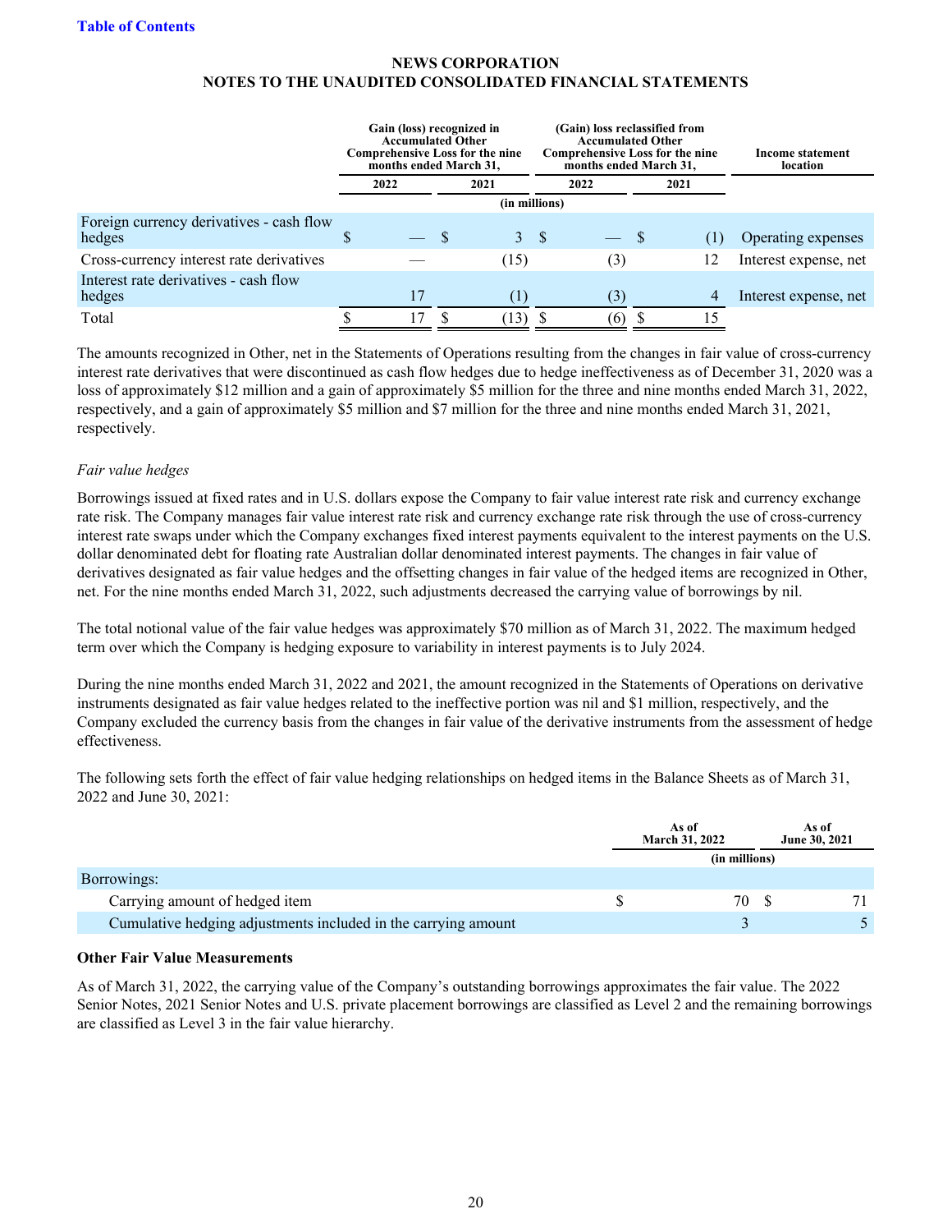# NEWS CORPORATION
## NOTES TO THE UNAUDITED CONSOLIDATED FINANCIAL STATEMENTS

| | Gain (loss) recognized in Accumulated Other Comprehensive Loss for the nine months ended March 31, | | (Gain) loss reclassified from Accumulated Other Comprehensive Loss for the nine months ended March 31, | | Income statement location |
|---|---|---|---|---|---|
| | 2022 | 2021 | 2022 | 2021 | |
| | (in millions) | | | | |
| Foreign currency derivatives - cash flow hedges | $ — | $ 3 | $ — | $ (1) | Operating expenses |
| Cross-currency interest rate derivatives | — | (15) | (3) | 12 | Interest expense, net |
| Interest rate derivatives - cash flow hedges | 17 | (1) | (3) | 4 | Interest expense, net |
| Total | $ 17 | $ (13) | $ (6) | $ 15 | |

The amounts recognized in Other, net in the Statements of Operations resulting from the changes in fair value of cross-currency interest rate derivatives that were discontinued as cash flow hedges due to hedge ineffectiveness as of December 31, 2020 was a loss of approximately $12 million and a gain of approximately $5 million for the three and nine months ended March 31, 2022, respectively, and a gain of approximately $5 million and $7 million for the three and nine months ended March 31, 2021, respectively.

*Fair value hedges*

Borrowings issued at fixed rates and in U.S. dollars expose the Company to fair value interest rate risk and currency exchange rate risk. The Company manages fair value interest rate risk and currency exchange rate risk through the use of cross-currency interest rate swaps under which the Company exchanges fixed interest payments equivalent to the interest payments on the U.S. dollar denominated debt for floating rate Australian dollar denominated interest payments. The changes in fair value of derivatives designated as fair value hedges and the offsetting changes in fair value of the hedged items are recognized in Other, net. For the nine months ended March 31, 2022, such adjustments decreased the carrying value of borrowings by nil.

The total notional value of the fair value hedges was approximately $70 million as of March 31, 2022. The maximum hedged term over which the Company is hedging exposure to variability in interest payments is to July 2024.

During the nine months ended March 31, 2022 and 2021, the amount recognized in the Statements of Operations on derivative instruments designated as fair value hedges related to the ineffective portion was nil and $1 million, respectively, and the Company excluded the currency basis from the changes in fair value of the derivative instruments from the assessment of hedge effectiveness.

The following sets forth the effect of fair value hedging relationships on hedged items in the Balance Sheets as of March 31, 2022 and June 30, 2021:

| | As of March 31, 2022 | As of June 30, 2021 |
|---|---|---|
| | (in millions) | |
| Borrowings: | | |
| Carrying amount of hedged item | $ 70 | $ 71 |
| Cumulative hedging adjustments included in the carrying amount | 3 | 5 |

**Other Fair Value Measurements**

As of March 31, 2022, the carrying value of the Company's outstanding borrowings approximates the fair value. The 2022 Senior Notes, 2021 Senior Notes and U.S. private placement borrowings are classified as Level 2 and the remaining borrowings are classified as Level 3 in the fair value hierarchy.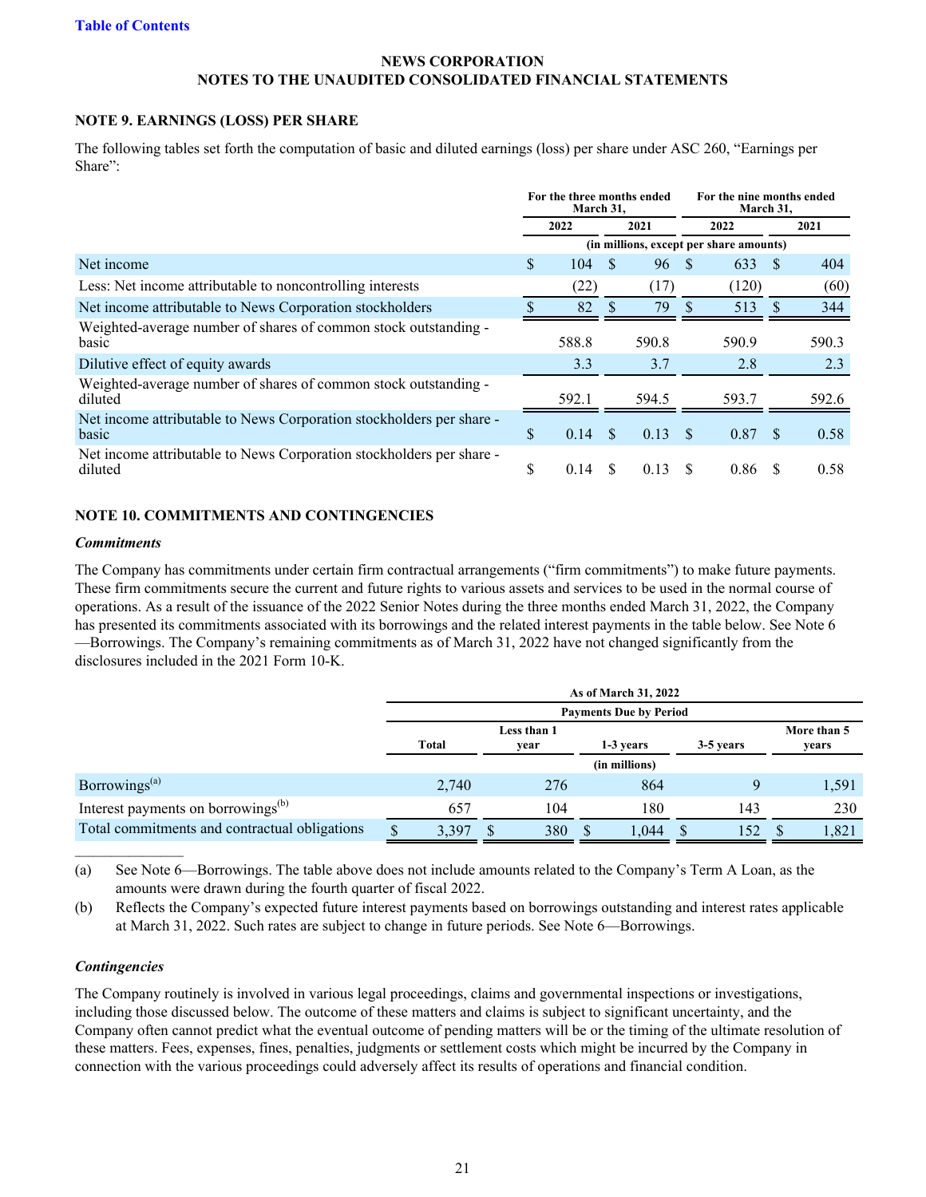NEWS CORPORATION
NOTES TO THE UNAUDITED CONSOLIDATED FINANCIAL STATEMENTS

## NOTE 9. EARNINGS (LOSS) PER SHARE

The following tables set forth the computation of basic and diluted earnings (loss) per share under ASC 260, "Earnings per Share":

| | For the three months ended March 31, | | For the nine months ended March 31, | |
|---|---|---|---|---|
| | 2022 | 2021 | 2022 | 2021 |
| | (in millions, except per share amounts) | | | |
| Net income | $ 104 | $ 96 | $ 633 | $ 404 |
| Less: Net income attributable to noncontrolling interests | (22) | (17) | (120) | (60) |
| Net income attributable to News Corporation stockholders | $ 82 | $ 79 | $ 513 | $ 344 |
| Weighted-average number of shares of common stock outstanding - basic | 588.8 | 590.8 | 590.9 | 590.3 |
| Dilutive effect of equity awards | 3.3 | 3.7 | 2.8 | 2.3 |
| Weighted-average number of shares of common stock outstanding - diluted | 592.1 | 594.5 | 593.7 | 592.6 |
| Net income attributable to News Corporation stockholders per share - basic | $ 0.14 | $ 0.13 | $ 0.87 | $ 0.58 |
| Net income attributable to News Corporation stockholders per share - diluted | $ 0.14 | $ 0.13 | $ 0.86 | $ 0.58 |

## NOTE 10. COMMITMENTS AND CONTINGENCIES

### *Commitments*

The Company has commitments under certain firm contractual arrangements ("firm commitments") to make future payments. These firm commitments secure the current and future rights to various assets and services to be used in the normal course of operations. As a result of the issuance of the 2022 Senior Notes during the three months ended March 31, 2022, the Company has presented its commitments associated with its borrowings and the related interest payments in the table below. See Note 6—Borrowings. The Company's remaining commitments as of March 31, 2022 have not changed significantly from the disclosures included in the 2021 Form 10-K.

| | As of March 31, 2022 | | | | |
|---|---|---|---|---|---|
| | Payments Due by Period | | | | |
| | Total | Less than 1 year | 1-3 years | 3-5 years | More than 5 years |
| | (in millions) | | | | |
| Borrowings[(a)] | 2,740 | 276 | 864 | 9 | 1,591 |
| Interest payments on borrowings[(b)] | 657 | 104 | 180 | 143 | 230 |
| Total commitments and contractual obligations | $ 3,397 | $ 380 | $ 1,044 | $ 152 | $ 1,821 |

(a) See Note 6—Borrowings. The table above does not include amounts related to the Company's Term A Loan, as the amounts were drawn during the fourth quarter of fiscal 2022.

(b) Reflects the Company's expected future interest payments based on borrowings outstanding and interest rates applicable at March 31, 2022. Such rates are subject to change in future periods. See Note 6—Borrowings.

### *Contingencies*

The Company routinely is involved in various legal proceedings, claims and governmental inspections or investigations, including those discussed below. The outcome of these matters and claims is subject to significant uncertainty, and the Company often cannot predict what the eventual outcome of pending matters will be or the timing of the ultimate resolution of these matters. Fees, expenses, fines, penalties, judgments or settlement costs which might be incurred by the Company in connection with the various proceedings could adversely affect its results of operations and financial condition.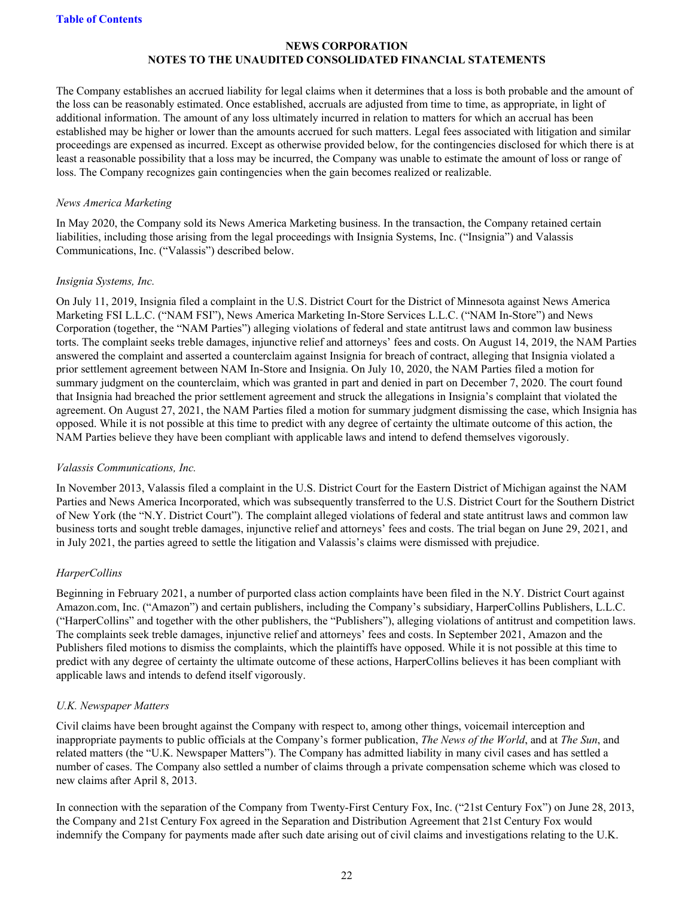The Company establishes an accrued liability for legal claims when it determines that a loss is both probable and the amount of the loss can be reasonably estimated. Once established, accruals are adjusted from time to time, as appropriate, in light of additional information. The amount of any loss ultimately incurred in relation to matters for which an accrual has been established may be higher or lower than the amounts accrued for such matters. Legal fees associated with litigation and similar proceedings are expensed as incurred. Except as otherwise provided below, for the contingencies disclosed for which there is at least a reasonable possibility that a loss may be incurred, the Company was unable to estimate the amount of loss or range of loss. The Company recognizes gain contingencies when the gain becomes realized or realizable.

*News America Marketing*

In May 2020, the Company sold its News America Marketing business. In the transaction, the Company retained certain liabilities, including those arising from the legal proceedings with Insignia Systems, Inc. ("Insignia") and Valassis Communications, Inc. ("Valassis") described below.

*Insignia Systems, Inc.*

On July 11, 2019, Insignia filed a complaint in the U.S. District Court for the District of Minnesota against News America Marketing FSI L.L.C. ("NAM FSI"), News America Marketing In-Store Services L.L.C. ("NAM In-Store") and News Corporation (together, the "NAM Parties") alleging violations of federal and state antitrust laws and common law business torts. The complaint seeks treble damages, injunctive relief and attorneys' fees and costs. On August 14, 2019, the NAM Parties answered the complaint and asserted a counterclaim against Insignia for breach of contract, alleging that Insignia violated a prior settlement agreement between NAM In-Store and Insignia. On July 10, 2020, the NAM Parties filed a motion for summary judgment on the counterclaim, which was granted in part and denied in part on December 7, 2020. The court found that Insignia had breached the prior settlement agreement and struck the allegations in Insignia's complaint that violated the agreement. On August 27, 2021, the NAM Parties filed a motion for summary judgment dismissing the case, which Insignia has opposed. While it is not possible at this time to predict with any degree of certainty the ultimate outcome of this action, the NAM Parties believe they have been compliant with applicable laws and intend to defend themselves vigorously.

*Valassis Communications, Inc.*

In November 2013, Valassis filed a complaint in the U.S. District Court for the Eastern District of Michigan against the NAM Parties and News America Incorporated, which was subsequently transferred to the U.S. District Court for the Southern District of New York (the "N.Y. District Court"). The complaint alleged violations of federal and state antitrust laws and common law business torts and sought treble damages, injunctive relief and attorneys' fees and costs. The trial began on June 29, 2021, and in July 2021, the parties agreed to settle the litigation and Valassis's claims were dismissed with prejudice.

*HarperCollins*

Beginning in February 2021, a number of purported class action complaints have been filed in the N.Y. District Court against Amazon.com, Inc. ("Amazon") and certain publishers, including the Company's subsidiary, HarperCollins Publishers, L.L.C. ("HarperCollins" and together with the other publishers, the "Publishers"), alleging violations of antitrust and competition laws. The complaints seek treble damages, injunctive relief and attorneys' fees and costs. In September 2021, Amazon and the Publishers filed motions to dismiss the complaints, which the plaintiffs have opposed. While it is not possible at this time to predict with any degree of certainty the ultimate outcome of these actions, HarperCollins believes it has been compliant with applicable laws and intends to defend itself vigorously.

*U.K. Newspaper Matters*

Civil claims have been brought against the Company with respect to, among other things, voicemail interception and inappropriate payments to public officials at the Company's former publication, *The News of the World*, and at *The Sun*, and related matters (the "U.K. Newspaper Matters"). The Company has admitted liability in many civil cases and has settled a number of cases. The Company also settled a number of claims through a private compensation scheme which was closed to new claims after April 8, 2013.

In connection with the separation of the Company from Twenty-First Century Fox, Inc. ("21st Century Fox") on June 28, 2013, the Company and 21st Century Fox agreed in the Separation and Distribution Agreement that 21st Century Fox would indemnify the Company for payments made after such date arising out of civil claims and investigations relating to the U.K.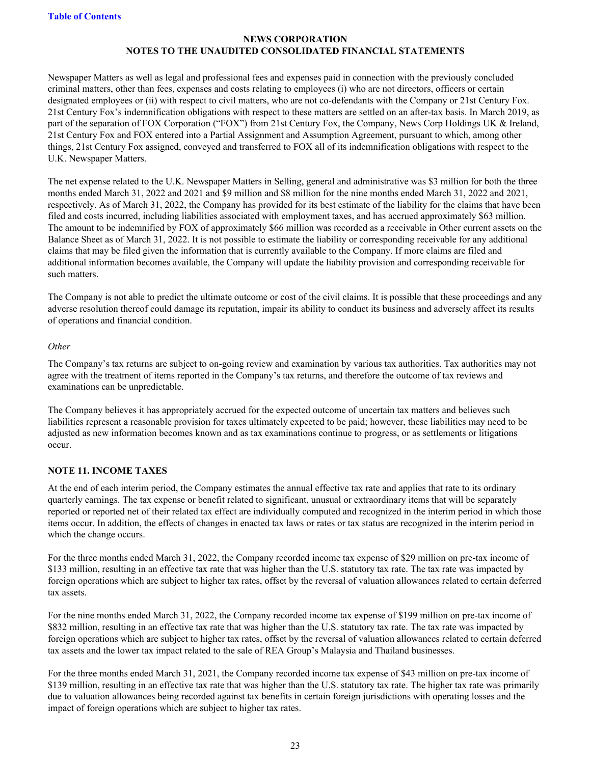Newspaper Matters as well as legal and professional fees and expenses paid in connection with the previously concluded criminal matters, other than fees, expenses and costs relating to employees (i) who are not directors, officers or certain designated employees or (ii) with respect to civil matters, who are not co-defendants with the Company or 21st Century Fox. 21st Century Fox's indemnification obligations with respect to these matters are settled on an after-tax basis. In March 2019, as part of the separation of FOX Corporation ("FOX") from 21st Century Fox, the Company, News Corp Holdings UK & Ireland, 21st Century Fox and FOX entered into a Partial Assignment and Assumption Agreement, pursuant to which, among other things, 21st Century Fox assigned, conveyed and transferred to FOX all of its indemnification obligations with respect to the U.K. Newspaper Matters.

The net expense related to the U.K. Newspaper Matters in Selling, general and administrative was $3 million for both the three months ended March 31, 2022 and 2021 and $9 million and $8 million for the nine months ended March 31, 2022 and 2021, respectively. As of March 31, 2022, the Company has provided for its best estimate of the liability for the claims that have been filed and costs incurred, including liabilities associated with employment taxes, and has accrued approximately $63 million. The amount to be indemnified by FOX of approximately $66 million was recorded as a receivable in Other current assets on the Balance Sheet as of March 31, 2022. It is not possible to estimate the liability or corresponding receivable for any additional claims that may be filed given the information that is currently available to the Company. If more claims are filed and additional information becomes available, the Company will update the liability provision and corresponding receivable for such matters.

The Company is not able to predict the ultimate outcome or cost of the civil claims. It is possible that these proceedings and any adverse resolution thereof could damage its reputation, impair its ability to conduct its business and adversely affect its results of operations and financial condition.

*Other*

The Company's tax returns are subject to on-going review and examination by various tax authorities. Tax authorities may not agree with the treatment of items reported in the Company's tax returns, and therefore the outcome of tax reviews and examinations can be unpredictable.

The Company believes it has appropriately accrued for the expected outcome of uncertain tax matters and believes such liabilities represent a reasonable provision for taxes ultimately expected to be paid; however, these liabilities may need to be adjusted as new information becomes known and as tax examinations continue to progress, or as settlements or litigations occur.

## NOTE 11. INCOME TAXES

At the end of each interim period, the Company estimates the annual effective tax rate and applies that rate to its ordinary quarterly earnings. The tax expense or benefit related to significant, unusual or extraordinary items that will be separately reported or reported net of their related tax effect are individually computed and recognized in the interim period in which those items occur. In addition, the effects of changes in enacted tax laws or rates or tax status are recognized in the interim period in which the change occurs.

For the three months ended March 31, 2022, the Company recorded income tax expense of $29 million on pre-tax income of $133 million, resulting in an effective tax rate that was higher than the U.S. statutory tax rate. The tax rate was impacted by foreign operations which are subject to higher tax rates, offset by the reversal of valuation allowances related to certain deferred tax assets.

For the nine months ended March 31, 2022, the Company recorded income tax expense of $199 million on pre-tax income of $832 million, resulting in an effective tax rate that was higher than the U.S. statutory tax rate. The tax rate was impacted by foreign operations which are subject to higher tax rates, offset by the reversal of valuation allowances related to certain deferred tax assets and the lower tax impact related to the sale of REA Group's Malaysia and Thailand businesses.

For the three months ended March 31, 2021, the Company recorded income tax expense of $43 million on pre-tax income of $139 million, resulting in an effective tax rate that was higher than the U.S. statutory tax rate. The higher tax rate was primarily due to valuation allowances being recorded against tax benefits in certain foreign jurisdictions with operating losses and the impact of foreign operations which are subject to higher tax rates.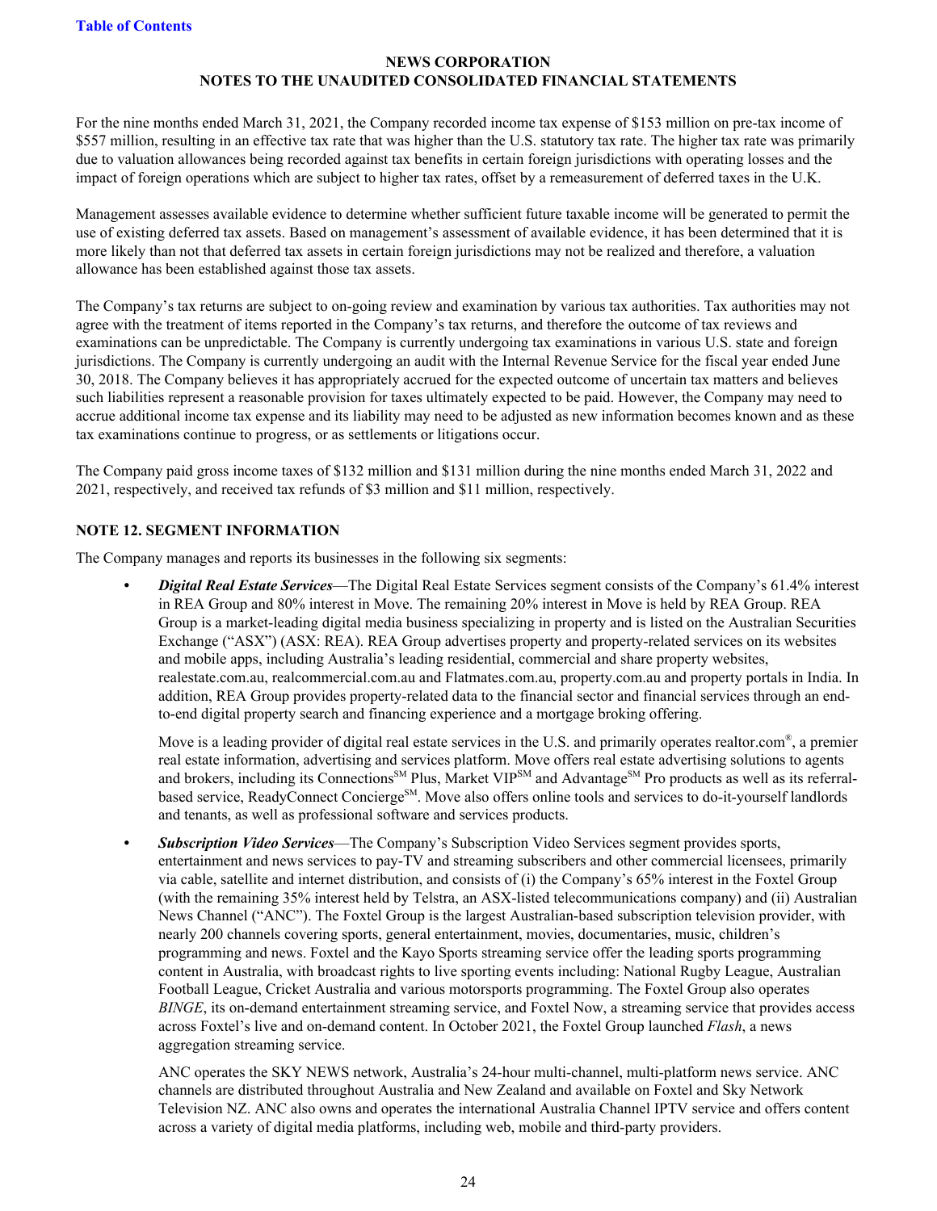For the nine months ended March 31, 2021, the Company recorded income tax expense of $153 million on pre-tax income of $557 million, resulting in an effective tax rate that was higher than the U.S. statutory tax rate. The higher tax rate was primarily due to valuation allowances being recorded against tax benefits in certain foreign jurisdictions with operating losses and the impact of foreign operations which are subject to higher tax rates, offset by a remeasurement of deferred taxes in the U.K.

Management assesses available evidence to determine whether sufficient future taxable income will be generated to permit the use of existing deferred tax assets. Based on management's assessment of available evidence, it has been determined that it is more likely than not that deferred tax assets in certain foreign jurisdictions may not be realized and therefore, a valuation allowance has been established against those tax assets.

The Company's tax returns are subject to on-going review and examination by various tax authorities. Tax authorities may not agree with the treatment of items reported in the Company's tax returns, and therefore the outcome of tax reviews and examinations can be unpredictable. The Company is currently undergoing tax examinations in various U.S. state and foreign jurisdictions. The Company is currently undergoing an audit with the Internal Revenue Service for the fiscal year ended June 30, 2018. The Company believes it has appropriately accrued for the expected outcome of uncertain tax matters and believes such liabilities represent a reasonable provision for taxes ultimately expected to be paid. However, the Company may need to accrue additional income tax expense and its liability may need to be adjusted as new information becomes known and as these tax examinations continue to progress, or as settlements or litigations occur.

The Company paid gross income taxes of $132 million and $131 million during the nine months ended March 31, 2022 and 2021, respectively, and received tax refunds of $3 million and $11 million, respectively.

## NOTE 12. SEGMENT INFORMATION

The Company manages and reports its businesses in the following six segments:

- ***Digital Real Estate Services***—The Digital Real Estate Services segment consists of the Company's 61.4% interest in REA Group and 80% interest in Move. The remaining 20% interest in Move is held by REA Group. REA Group is a market-leading digital media business specializing in property and is listed on the Australian Securities Exchange ("ASX") (ASX: REA). REA Group advertises property and property-related services on its websites and mobile apps, including Australia's leading residential, commercial and share property websites, realestate.com.au, realcommercial.com.au and Flatmates.com.au, property.com.au and property portals in India. In addition, REA Group provides property-related data to the financial sector and financial services through an end-to-end digital property search and financing experience and a mortgage broking offering.

  Move is a leading provider of digital real estate services in the U.S. and primarily operates realtor.com®, a premier real estate information, advertising and services platform. Move offers real estate advertising solutions to agents and brokers, including its Connections℠ Plus, Market VIP℠ and Advantage℠ Pro products as well as its referral-based service, ReadyConnect Concierge℠. Move also offers online tools and services to do-it-yourself landlords and tenants, as well as professional software and services products.

- ***Subscription Video Services***—The Company's Subscription Video Services segment provides sports, entertainment and news services to pay-TV and streaming subscribers and other commercial licensees, primarily via cable, satellite and internet distribution, and consists of (i) the Company's 65% interest in the Foxtel Group (with the remaining 35% interest held by Telstra, an ASX-listed telecommunications company) and (ii) Australian News Channel ("ANC"). The Foxtel Group is the largest Australian-based subscription television provider, with nearly 200 channels covering sports, general entertainment, movies, documentaries, music, children's programming and news. Foxtel and the Kayo Sports streaming service offer the leading sports programming content in Australia, with broadcast rights to live sporting events including: National Rugby League, Australian Football League, Cricket Australia and various motorsports programming. The Foxtel Group also operates *BINGE*, its on-demand entertainment streaming service, and Foxtel Now, a streaming service that provides access across Foxtel's live and on-demand content. In October 2021, the Foxtel Group launched *Flash*, a news aggregation streaming service.

  ANC operates the SKY NEWS network, Australia's 24-hour multi-channel, multi-platform news service. ANC channels are distributed throughout Australia and New Zealand and available on Foxtel and Sky Network Television NZ. ANC also owns and operates the international Australia Channel IPTV service and offers content across a variety of digital media platforms, including web, mobile and third-party providers.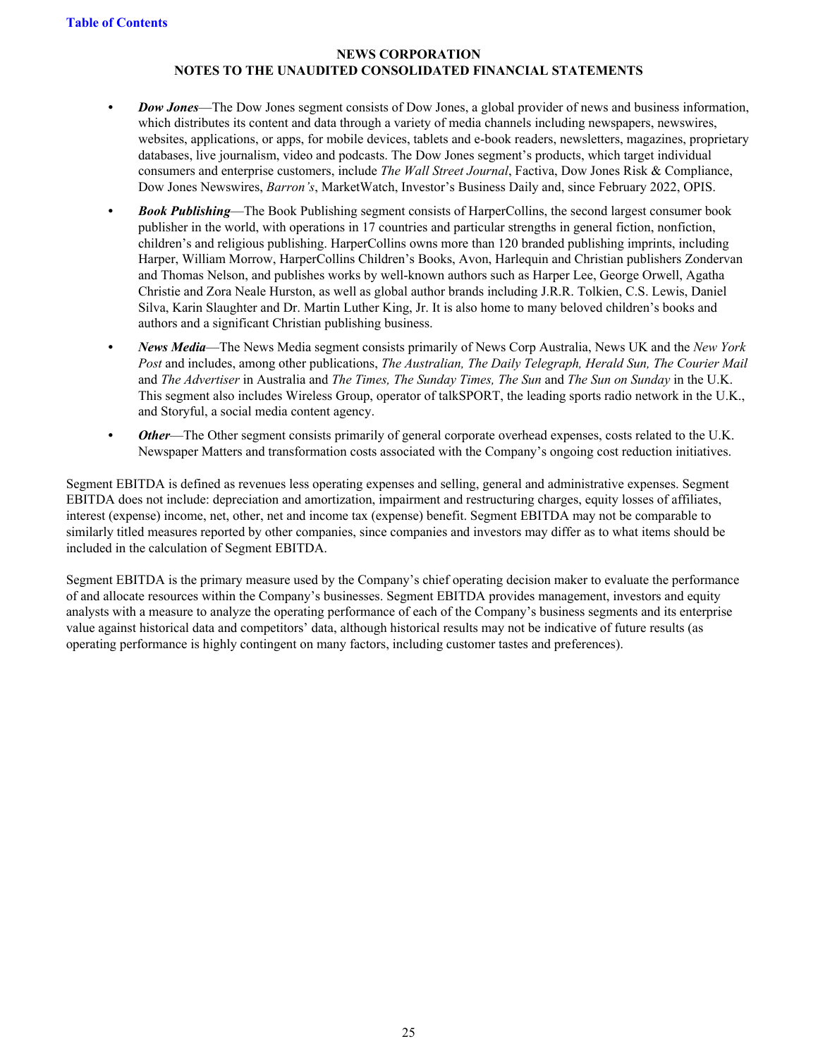# NEWS CORPORATION
## NOTES TO THE UNAUDITED CONSOLIDATED FINANCIAL STATEMENTS

- ***Dow Jones***—The Dow Jones segment consists of Dow Jones, a global provider of news and business information, which distributes its content and data through a variety of media channels including newspapers, newswires, websites, applications, or apps, for mobile devices, tablets and e-book readers, newsletters, magazines, proprietary databases, live journalism, video and podcasts. The Dow Jones segment's products, which target individual consumers and enterprise customers, include *The Wall Street Journal*, Factiva, Dow Jones Risk & Compliance, Dow Jones Newswires, *Barron's*, MarketWatch, Investor's Business Daily and, since February 2022, OPIS.
- ***Book Publishing***—The Book Publishing segment consists of HarperCollins, the second largest consumer book publisher in the world, with operations in 17 countries and particular strengths in general fiction, nonfiction, children's and religious publishing. HarperCollins owns more than 120 branded publishing imprints, including Harper, William Morrow, HarperCollins Children's Books, Avon, Harlequin and Christian publishers Zondervan and Thomas Nelson, and publishes works by well-known authors such as Harper Lee, George Orwell, Agatha Christie and Zora Neale Hurston, as well as global author brands including J.R.R. Tolkien, C.S. Lewis, Daniel Silva, Karin Slaughter and Dr. Martin Luther King, Jr. It is also home to many beloved children's books and authors and a significant Christian publishing business.
- ***News Media***—The News Media segment consists primarily of News Corp Australia, News UK and the *New York Post* and includes, among other publications, *The Australian, The Daily Telegraph, Herald Sun, The Courier Mail* and *The Advertiser* in Australia and *The Times, The Sunday Times, The Sun* and *The Sun on Sunday* in the U.K. This segment also includes Wireless Group, operator of talkSPORT, the leading sports radio network in the U.K., and Storyful, a social media content agency.
- ***Other***—The Other segment consists primarily of general corporate overhead expenses, costs related to the U.K. Newspaper Matters and transformation costs associated with the Company's ongoing cost reduction initiatives.

Segment EBITDA is defined as revenues less operating expenses and selling, general and administrative expenses. Segment EBITDA does not include: depreciation and amortization, impairment and restructuring charges, equity losses of affiliates, interest (expense) income, net, other, net and income tax (expense) benefit. Segment EBITDA may not be comparable to similarly titled measures reported by other companies, since companies and investors may differ as to what items should be included in the calculation of Segment EBITDA.

Segment EBITDA is the primary measure used by the Company's chief operating decision maker to evaluate the performance of and allocate resources within the Company's businesses. Segment EBITDA provides management, investors and equity analysts with a measure to analyze the operating performance of each of the Company's business segments and its enterprise value against historical data and competitors' data, although historical results may not be indicative of future results (as operating performance is highly contingent on many factors, including customer tastes and preferences).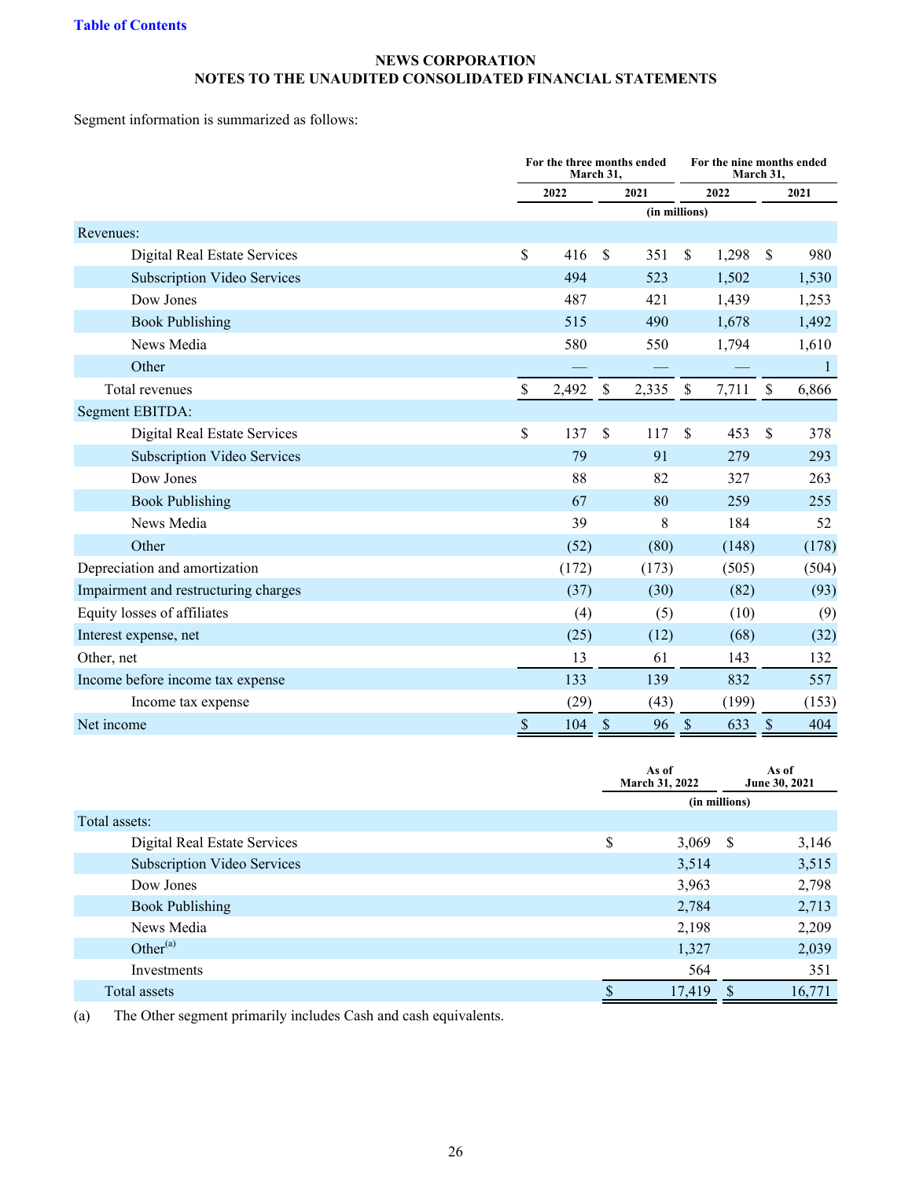**NEWS CORPORATION**
**NOTES TO THE UNAUDITED CONSOLIDATED FINANCIAL STATEMENTS**

Segment information is summarized as follows:

| | For the three months ended March 31, | | For the nine months ended March 31, | |
|---|---|---|---|---|
| | 2022 | 2021 | 2022 | 2021 |
| | (in millions) | | | |
| Revenues: | | | | |
| Digital Real Estate Services | $ 416 | $ 351 | $ 1,298 | $ 980 |
| Subscription Video Services | 494 | 523 | 1,502 | 1,530 |
| Dow Jones | 487 | 421 | 1,439 | 1,253 |
| Book Publishing | 515 | 490 | 1,678 | 1,492 |
| News Media | 580 | 550 | 1,794 | 1,610 |
| Other | — | — | — | 1 |
| Total revenues | $ 2,492 | $ 2,335 | $ 7,711 | $ 6,866 |
| Segment EBITDA: | | | | |
| Digital Real Estate Services | $ 137 | $ 117 | $ 453 | $ 378 |
| Subscription Video Services | 79 | 91 | 279 | 293 |
| Dow Jones | 88 | 82 | 327 | 263 |
| Book Publishing | 67 | 80 | 259 | 255 |
| News Media | 39 | 8 | 184 | 52 |
| Other | (52) | (80) | (148) | (178) |
| Depreciation and amortization | (172) | (173) | (505) | (504) |
| Impairment and restructuring charges | (37) | (30) | (82) | (93) |
| Equity losses of affiliates | (4) | (5) | (10) | (9) |
| Interest expense, net | (25) | (12) | (68) | (32) |
| Other, net | 13 | 61 | 143 | 132 |
| Income before income tax expense | 133 | 139 | 832 | 557 |
| Income tax expense | (29) | (43) | (199) | (153) |
| Net income | $ 104 | $ 96 | $ 633 | $ 404 |

| | As of March 31, 2022 | As of June 30, 2021 |
|---|---|---|
| | (in millions) | |
| Total assets: | | |
| Digital Real Estate Services | $ 3,069 | $ 3,146 |
| Subscription Video Services | 3,514 | 3,515 |
| Dow Jones | 3,963 | 2,798 |
| Book Publishing | 2,784 | 2,713 |
| News Media | 2,198 | 2,209 |
| Other[(a)] | 1,327 | 2,039 |
| Investments | 564 | 351 |
| Total assets | $ 17,419 | $ 16,771 |

(a) The Other segment primarily includes Cash and cash equivalents.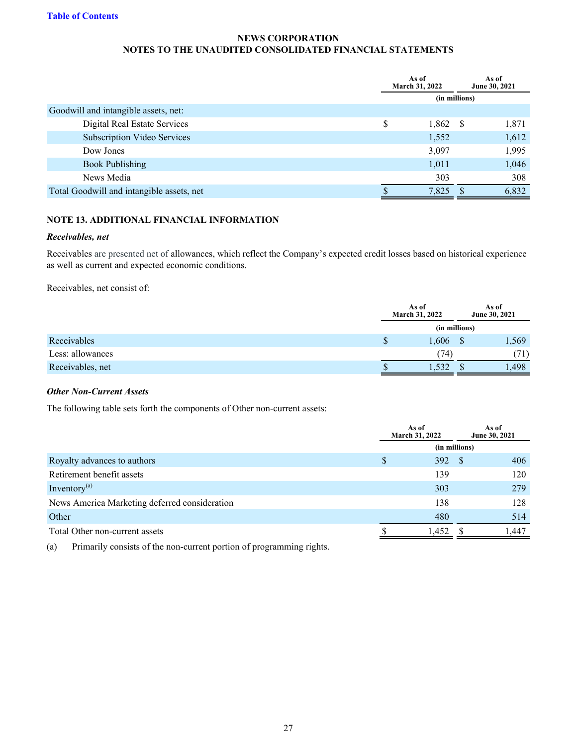**NEWS CORPORATION**
**NOTES TO THE UNAUDITED CONSOLIDATED FINANCIAL STATEMENTS**

| | As of March 31, 2022 | As of June 30, 2021 |
|---|---|---|
| | (in millions) | |
| Goodwill and intangible assets, net: | | |
| Digital Real Estate Services | $ 1,862 | $ 1,871 |
| Subscription Video Services | 1,552 | 1,612 |
| Dow Jones | 3,097 | 1,995 |
| Book Publishing | 1,011 | 1,046 |
| News Media | 303 | 308 |
| Total Goodwill and intangible assets, net | $ 7,825 | $ 6,832 |

## NOTE 13. ADDITIONAL FINANCIAL INFORMATION

***Receivables, net***

Receivables are presented net of allowances, which reflect the Company's expected credit losses based on historical experience as well as current and expected economic conditions.

Receivables, net consist of:

| | As of March 31, 2022 | As of June 30, 2021 |
|---|---|---|
| | (in millions) | |
| Receivables | $ 1,606 | $ 1,569 |
| Less: allowances | (74) | (71) |
| Receivables, net | $ 1,532 | $ 1,498 |

***Other Non-Current Assets***

The following table sets forth the components of Other non-current assets:

| | As of March 31, 2022 | As of June 30, 2021 |
|---|---|---|
| | (in millions) | |
| Royalty advances to authors | $ 392 | $ 406 |
| Retirement benefit assets | 139 | 120 |
| Inventory[(a)] | 303 | 279 |
| News America Marketing deferred consideration | 138 | 128 |
| Other | 480 | 514 |
| Total Other non-current assets | $ 1,452 | $ 1,447 |

(a) Primarily consists of the non-current portion of programming rights.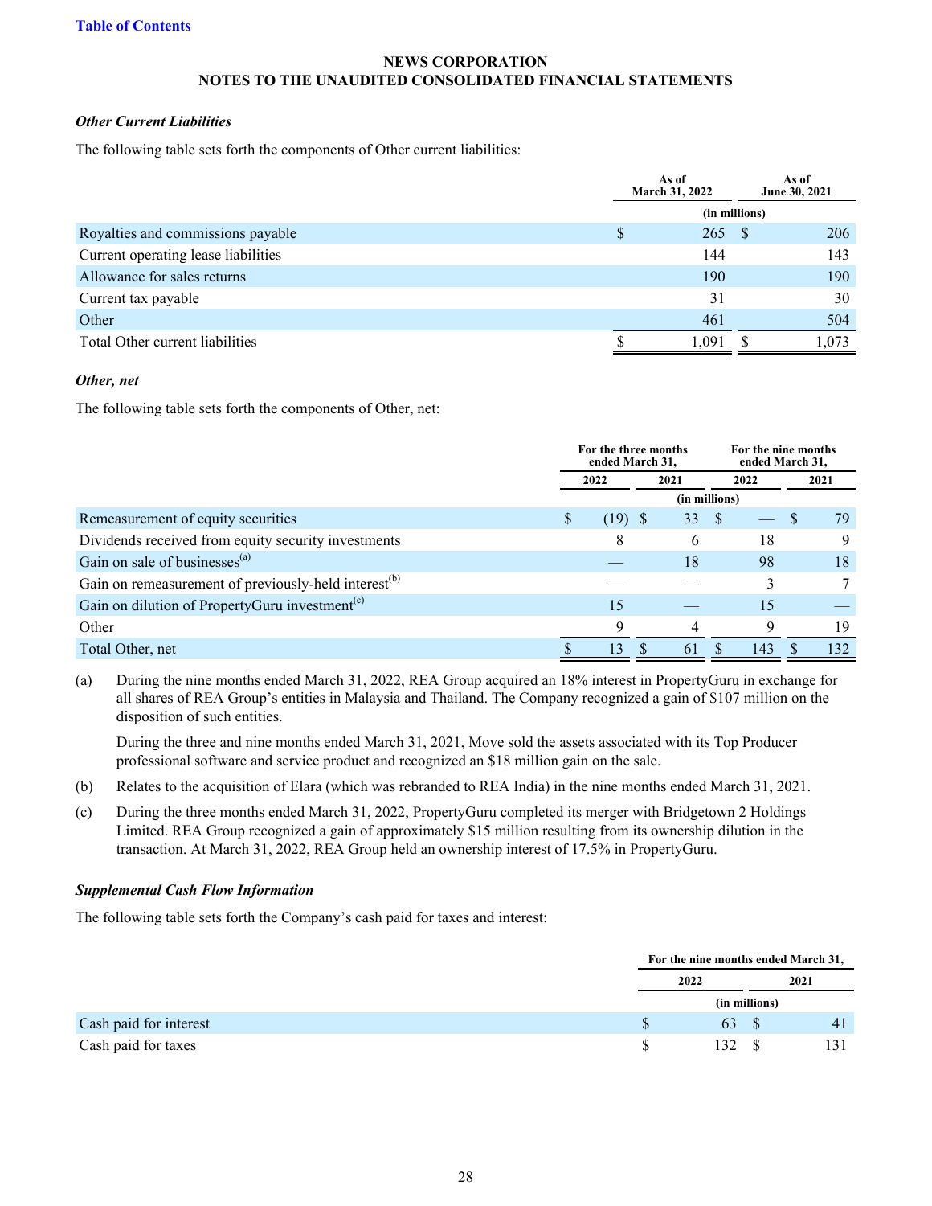**NEWS CORPORATION**
**NOTES TO THE UNAUDITED CONSOLIDATED FINANCIAL STATEMENTS**

***Other Current Liabilities***

The following table sets forth the components of Other current liabilities:

| | As of March 31, 2022 | As of June 30, 2021 |
|---|---|---|
| | (in millions) | |
| Royalties and commissions payable | $ 265 | $ 206 |
| Current operating lease liabilities | 144 | 143 |
| Allowance for sales returns | 190 | 190 |
| Current tax payable | 31 | 30 |
| Other | 461 | 504 |
| Total Other current liabilities | $ 1,091 | $ 1,073 |

***Other, net***

The following table sets forth the components of Other, net:

| | For the three months ended March 31, | | For the nine months ended March 31, | |
|---|---|---|---|---|
| | 2022 | 2021 | 2022 | 2021 |
| | (in millions) | | | |
| Remeasurement of equity securities | $ (19) | $ 33 | $ — | $ 79 |
| Dividends received from equity security investments | 8 | 6 | 18 | 9 |
| Gain on sale of businesses[(a)] | — | 18 | 98 | 18 |
| Gain on remeasurement of previously-held interest[(b)] | — | — | 3 | 7 |
| Gain on dilution of PropertyGuru investment[(c)] | 15 | — | 15 | — |
| Other | 9 | 4 | 9 | 19 |
| Total Other, net | $ 13 | $ 61 | $ 143 | $ 132 |

(a) During the nine months ended March 31, 2022, REA Group acquired an 18% interest in PropertyGuru in exchange for all shares of REA Group's entities in Malaysia and Thailand. The Company recognized a gain of $107 million on the disposition of such entities.

During the three and nine months ended March 31, 2021, Move sold the assets associated with its Top Producer professional software and service product and recognized an $18 million gain on the sale.

(b) Relates to the acquisition of Elara (which was rebranded to REA India) in the nine months ended March 31, 2021.

(c) During the three months ended March 31, 2022, PropertyGuru completed its merger with Bridgetown 2 Holdings Limited. REA Group recognized a gain of approximately $15 million resulting from its ownership dilution in the transaction. At March 31, 2022, REA Group held an ownership interest of 17.5% in PropertyGuru.

***Supplemental Cash Flow Information***

The following table sets forth the Company's cash paid for taxes and interest:

| | For the nine months ended March 31, | |
|---|---|---|
| | 2022 | 2021 |
| | (in millions) | |
| Cash paid for interest | $ 63 | $ 41 |
| Cash paid for taxes | $ 132 | $ 131 |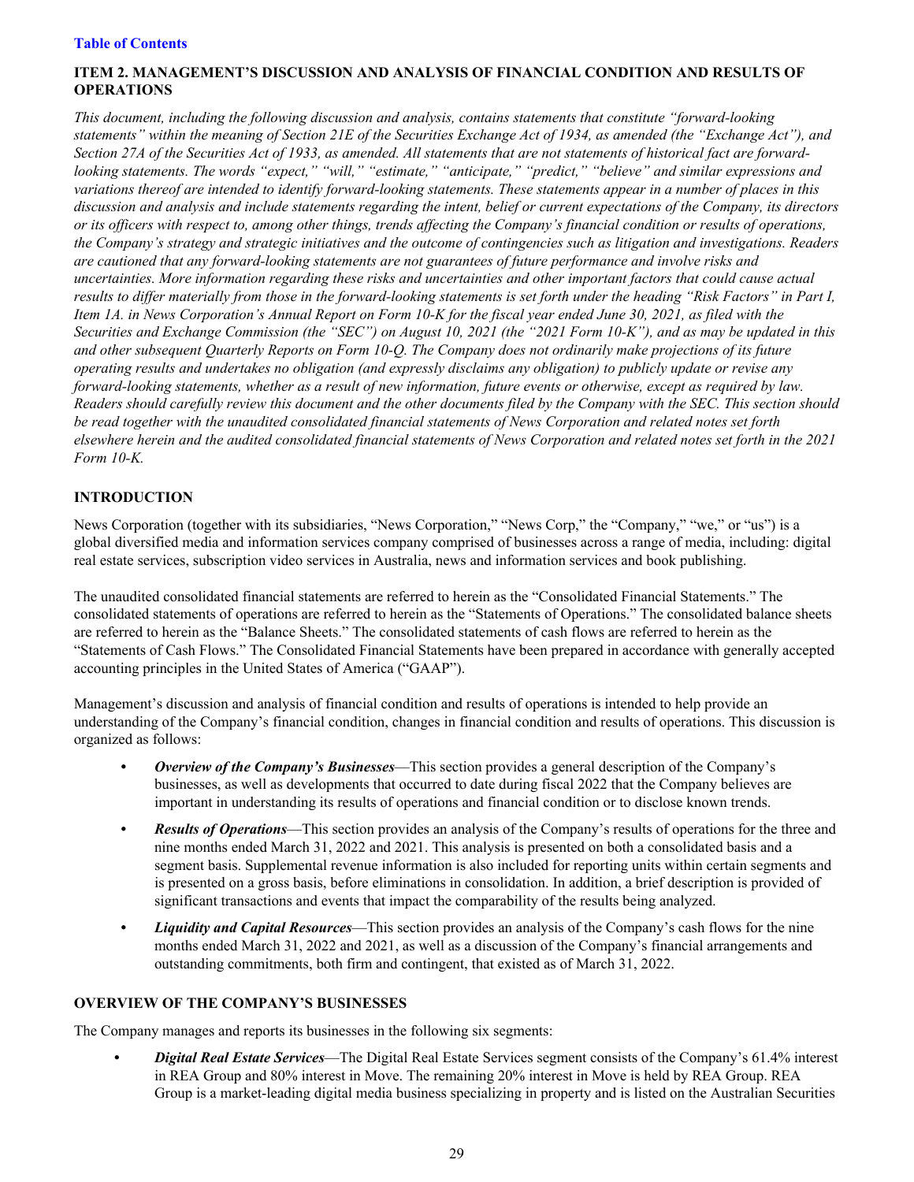## ITEM 2. MANAGEMENT'S DISCUSSION AND ANALYSIS OF FINANCIAL CONDITION AND RESULTS OF OPERATIONS

*This document, including the following discussion and analysis, contains statements that constitute "forward-looking statements" within the meaning of Section 21E of the Securities Exchange Act of 1934, as amended (the "Exchange Act"), and Section 27A of the Securities Act of 1933, as amended. All statements that are not statements of historical fact are forward-looking statements. The words "expect," "will," "estimate," "anticipate," "predict," "believe" and similar expressions and variations thereof are intended to identify forward-looking statements. These statements appear in a number of places in this discussion and analysis and include statements regarding the intent, belief or current expectations of the Company, its directors or its officers with respect to, among other things, trends affecting the Company's financial condition or results of operations, the Company's strategy and strategic initiatives and the outcome of contingencies such as litigation and investigations. Readers are cautioned that any forward-looking statements are not guarantees of future performance and involve risks and uncertainties. More information regarding these risks and uncertainties and other important factors that could cause actual results to differ materially from those in the forward-looking statements is set forth under the heading "Risk Factors" in Part I, Item 1A. in News Corporation's Annual Report on Form 10-K for the fiscal year ended June 30, 2021, as filed with the Securities and Exchange Commission (the "SEC") on August 10, 2021 (the "2021 Form 10-K"), and as may be updated in this and other subsequent Quarterly Reports on Form 10-Q. The Company does not ordinarily make projections of its future operating results and undertakes no obligation (and expressly disclaims any obligation) to publicly update or revise any forward-looking statements, whether as a result of new information, future events or otherwise, except as required by law. Readers should carefully review this document and the other documents filed by the Company with the SEC. This section should be read together with the unaudited consolidated financial statements of News Corporation and related notes set forth elsewhere herein and the audited consolidated financial statements of News Corporation and related notes set forth in the 2021 Form 10-K.*

## INTRODUCTION

News Corporation (together with its subsidiaries, "News Corporation," "News Corp," the "Company," "we," or "us") is a global diversified media and information services company comprised of businesses across a range of media, including: digital real estate services, subscription video services in Australia, news and information services and book publishing.

The unaudited consolidated financial statements are referred to herein as the "Consolidated Financial Statements." The consolidated statements of operations are referred to herein as the "Statements of Operations." The consolidated balance sheets are referred to herein as the "Balance Sheets." The consolidated statements of cash flows are referred to herein as the "Statements of Cash Flows." The Consolidated Financial Statements have been prepared in accordance with generally accepted accounting principles in the United States of America ("GAAP").

Management's discussion and analysis of financial condition and results of operations is intended to help provide an understanding of the Company's financial condition, changes in financial condition and results of operations. This discussion is organized as follows:

- ***Overview of the Company's Businesses***—This section provides a general description of the Company's businesses, as well as developments that occurred to date during fiscal 2022 that the Company believes are important in understanding its results of operations and financial condition or to disclose known trends.
- ***Results of Operations***—This section provides an analysis of the Company's results of operations for the three and nine months ended March 31, 2022 and 2021. This analysis is presented on both a consolidated basis and a segment basis. Supplemental revenue information is also included for reporting units within certain segments and is presented on a gross basis, before eliminations in consolidation. In addition, a brief description is provided of significant transactions and events that impact the comparability of the results being analyzed.
- ***Liquidity and Capital Resources***—This section provides an analysis of the Company's cash flows for the nine months ended March 31, 2022 and 2021, as well as a discussion of the Company's financial arrangements and outstanding commitments, both firm and contingent, that existed as of March 31, 2022.

## OVERVIEW OF THE COMPANY'S BUSINESSES

The Company manages and reports its businesses in the following six segments:

- ***Digital Real Estate Services***—The Digital Real Estate Services segment consists of the Company's 61.4% interest in REA Group and 80% interest in Move. The remaining 20% interest in Move is held by REA Group. REA Group is a market-leading digital media business specializing in property and is listed on the Australian Securities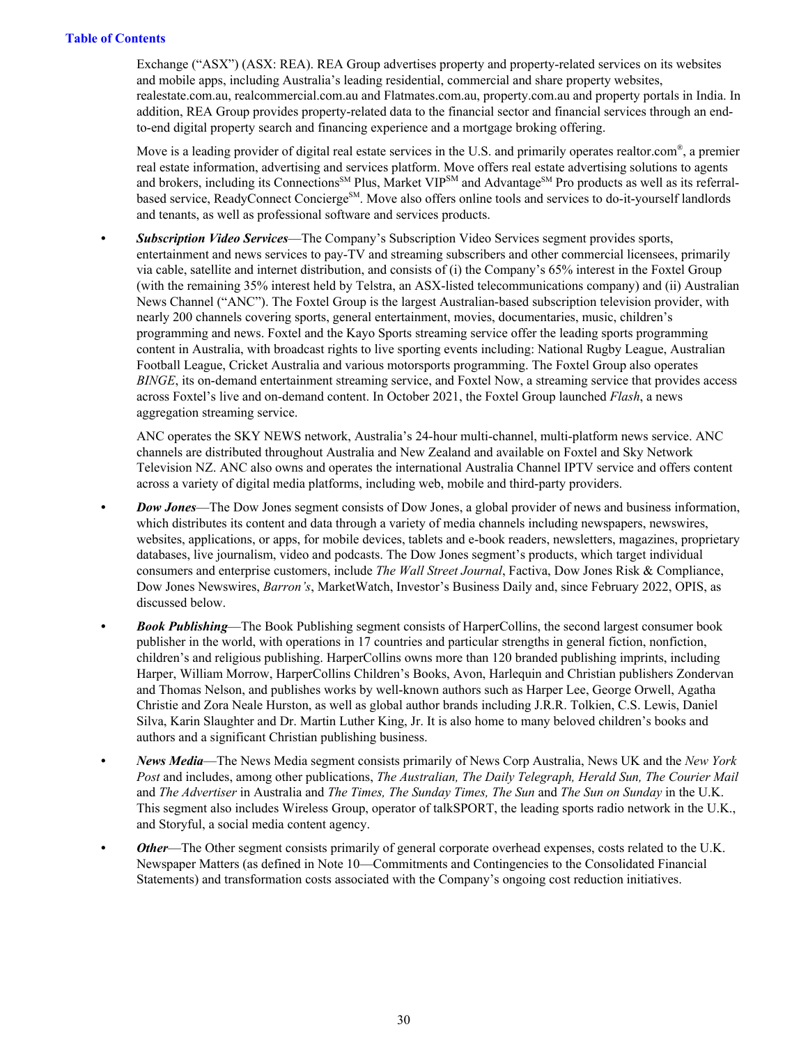Exchange ("ASX") (ASX: REA). REA Group advertises property and property-related services on its websites and mobile apps, including Australia's leading residential, commercial and share property websites, realestate.com.au, realcommercial.com.au and Flatmates.com.au, property.com.au and property portals in India. In addition, REA Group provides property-related data to the financial sector and financial services through an end-to-end digital property search and financing experience and a mortgage broking offering.

Move is a leading provider of digital real estate services in the U.S. and primarily operates realtor.com®, a premier real estate information, advertising and services platform. Move offers real estate advertising solutions to agents and brokers, including its Connections℠ Plus, Market VIP℠ and Advantage℠ Pro products as well as its referral-based service, ReadyConnect Concierge℠. Move also offers online tools and services to do-it-yourself landlords and tenants, as well as professional software and services products.

- ***Subscription Video Services***—The Company's Subscription Video Services segment provides sports, entertainment and news services to pay-TV and streaming subscribers and other commercial licensees, primarily via cable, satellite and internet distribution, and consists of (i) the Company's 65% interest in the Foxtel Group (with the remaining 35% interest held by Telstra, an ASX-listed telecommunications company) and (ii) Australian News Channel ("ANC"). The Foxtel Group is the largest Australian-based subscription television provider, with nearly 200 channels covering sports, general entertainment, movies, documentaries, music, children's programming and news. Foxtel and the Kayo Sports streaming service offer the leading sports programming content in Australia, with broadcast rights to live sporting events including: National Rugby League, Australian Football League, Cricket Australia and various motorsports programming. The Foxtel Group also operates *BINGE*, its on-demand entertainment streaming service, and Foxtel Now, a streaming service that provides access across Foxtel's live and on-demand content. In October 2021, the Foxtel Group launched *Flash*, a news aggregation streaming service.

  ANC operates the SKY NEWS network, Australia's 24-hour multi-channel, multi-platform news service. ANC channels are distributed throughout Australia and New Zealand and available on Foxtel and Sky Network Television NZ. ANC also owns and operates the international Australia Channel IPTV service and offers content across a variety of digital media platforms, including web, mobile and third-party providers.

- ***Dow Jones***—The Dow Jones segment consists of Dow Jones, a global provider of news and business information, which distributes its content and data through a variety of media channels including newspapers, newswires, websites, applications, or apps, for mobile devices, tablets and e-book readers, newsletters, magazines, proprietary databases, live journalism, video and podcasts. The Dow Jones segment's products, which target individual consumers and enterprise customers, include *The Wall Street Journal*, Factiva, Dow Jones Risk & Compliance, Dow Jones Newswires, *Barron's*, MarketWatch, Investor's Business Daily and, since February 2022, OPIS, as discussed below.

- ***Book Publishing***—The Book Publishing segment consists of HarperCollins, the second largest consumer book publisher in the world, with operations in 17 countries and particular strengths in general fiction, nonfiction, children's and religious publishing. HarperCollins owns more than 120 branded publishing imprints, including Harper, William Morrow, HarperCollins Children's Books, Avon, Harlequin and Christian publishers Zondervan and Thomas Nelson, and publishes works by well-known authors such as Harper Lee, George Orwell, Agatha Christie and Zora Neale Hurston, as well as global author brands including J.R.R. Tolkien, C.S. Lewis, Daniel Silva, Karin Slaughter and Dr. Martin Luther King, Jr. It is also home to many beloved children's books and authors and a significant Christian publishing business.

- ***News Media***—The News Media segment consists primarily of News Corp Australia, News UK and the *New York Post* and includes, among other publications, *The Australian, The Daily Telegraph, Herald Sun, The Courier Mail* and *The Advertiser* in Australia and *The Times, The Sunday Times, The Sun* and *The Sun on Sunday* in the U.K. This segment also includes Wireless Group, operator of talkSPORT, the leading sports radio network in the U.K., and Storyful, a social media content agency.

- ***Other***—The Other segment consists primarily of general corporate overhead expenses, costs related to the U.K. Newspaper Matters (as defined in Note 10—Commitments and Contingencies to the Consolidated Financial Statements) and transformation costs associated with the Company's ongoing cost reduction initiatives.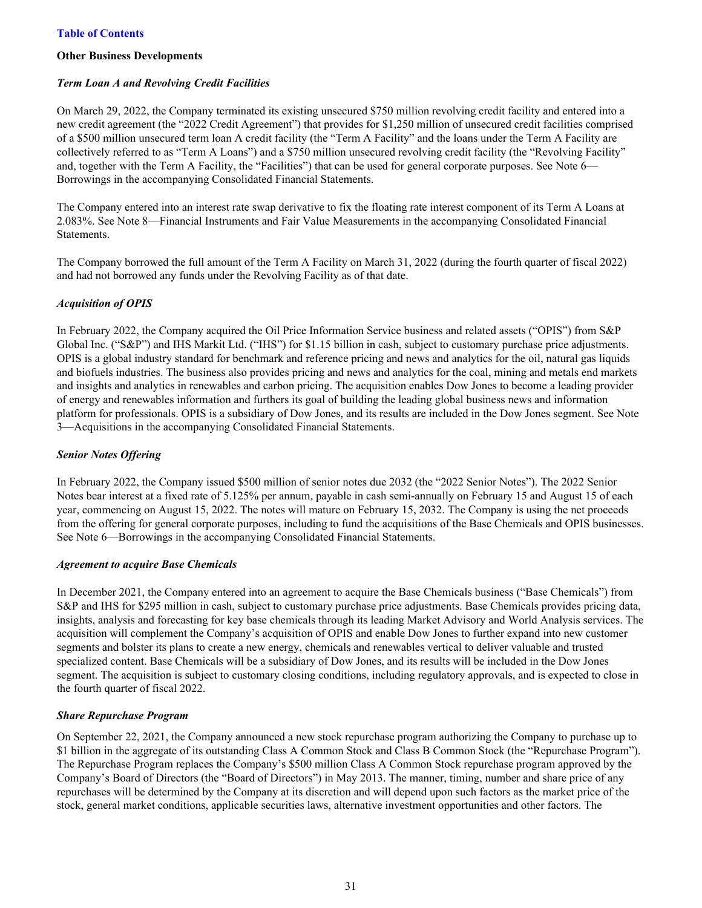**Other Business Developments**

***Term Loan A and Revolving Credit Facilities***

On March 29, 2022, the Company terminated its existing unsecured $750 million revolving credit facility and entered into a new credit agreement (the "2022 Credit Agreement") that provides for $1,250 million of unsecured credit facilities comprised of a $500 million unsecured term loan A credit facility (the "Term A Facility" and the loans under the Term A Facility are collectively referred to as "Term A Loans") and a $750 million unsecured revolving credit facility (the "Revolving Facility" and, together with the Term A Facility, the "Facilities") that can be used for general corporate purposes. See Note 6—Borrowings in the accompanying Consolidated Financial Statements.

The Company entered into an interest rate swap derivative to fix the floating rate interest component of its Term A Loans at 2.083%. See Note 8—Financial Instruments and Fair Value Measurements in the accompanying Consolidated Financial Statements.

The Company borrowed the full amount of the Term A Facility on March 31, 2022 (during the fourth quarter of fiscal 2022) and had not borrowed any funds under the Revolving Facility as of that date.

***Acquisition of OPIS***

In February 2022, the Company acquired the Oil Price Information Service business and related assets ("OPIS") from S&P Global Inc. ("S&P") and IHS Markit Ltd. ("IHS") for $1.15 billion in cash, subject to customary purchase price adjustments. OPIS is a global industry standard for benchmark and reference pricing and news and analytics for the oil, natural gas liquids and biofuels industries. The business also provides pricing and news and analytics for the coal, mining and metals end markets and insights and analytics in renewables and carbon pricing. The acquisition enables Dow Jones to become a leading provider of energy and renewables information and furthers its goal of building the leading global business news and information platform for professionals. OPIS is a subsidiary of Dow Jones, and its results are included in the Dow Jones segment. See Note 3—Acquisitions in the accompanying Consolidated Financial Statements.

***Senior Notes Offering***

In February 2022, the Company issued $500 million of senior notes due 2032 (the "2022 Senior Notes"). The 2022 Senior Notes bear interest at a fixed rate of 5.125% per annum, payable in cash semi-annually on February 15 and August 15 of each year, commencing on August 15, 2022. The notes will mature on February 15, 2032. The Company is using the net proceeds from the offering for general corporate purposes, including to fund the acquisitions of the Base Chemicals and OPIS businesses. See Note 6—Borrowings in the accompanying Consolidated Financial Statements.

***Agreement to acquire Base Chemicals***

In December 2021, the Company entered into an agreement to acquire the Base Chemicals business ("Base Chemicals") from S&P and IHS for $295 million in cash, subject to customary purchase price adjustments. Base Chemicals provides pricing data, insights, analysis and forecasting for key base chemicals through its leading Market Advisory and World Analysis services. The acquisition will complement the Company's acquisition of OPIS and enable Dow Jones to further expand into new customer segments and bolster its plans to create a new energy, chemicals and renewables vertical to deliver valuable and trusted specialized content. Base Chemicals will be a subsidiary of Dow Jones, and its results will be included in the Dow Jones segment. The acquisition is subject to customary closing conditions, including regulatory approvals, and is expected to close in the fourth quarter of fiscal 2022.

***Share Repurchase Program***

On September 22, 2021, the Company announced a new stock repurchase program authorizing the Company to purchase up to $1 billion in the aggregate of its outstanding Class A Common Stock and Class B Common Stock (the "Repurchase Program"). The Repurchase Program replaces the Company's $500 million Class A Common Stock repurchase program approved by the Company's Board of Directors (the "Board of Directors") in May 2013. The manner, timing, number and share price of any repurchases will be determined by the Company at its discretion and will depend upon such factors as the market price of the stock, general market conditions, applicable securities laws, alternative investment opportunities and other factors. The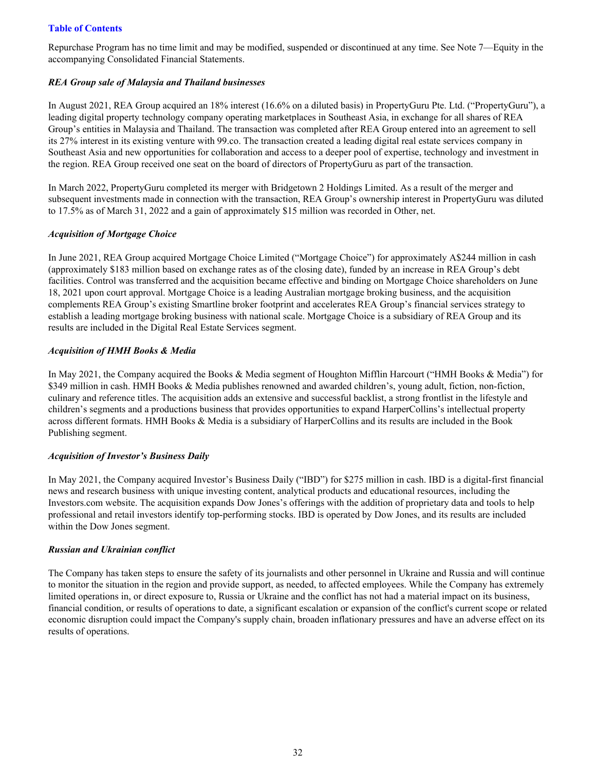Repurchase Program has no time limit and may be modified, suspended or discontinued at any time. See Note 7—Equity in the accompanying Consolidated Financial Statements.

***REA Group sale of Malaysia and Thailand businesses***

In August 2021, REA Group acquired an 18% interest (16.6% on a diluted basis) in PropertyGuru Pte. Ltd. ("PropertyGuru"), a leading digital property technology company operating marketplaces in Southeast Asia, in exchange for all shares of REA Group's entities in Malaysia and Thailand. The transaction was completed after REA Group entered into an agreement to sell its 27% interest in its existing venture with 99.co. The transaction created a leading digital real estate services company in Southeast Asia and new opportunities for collaboration and access to a deeper pool of expertise, technology and investment in the region. REA Group received one seat on the board of directors of PropertyGuru as part of the transaction.

In March 2022, PropertyGuru completed its merger with Bridgetown 2 Holdings Limited. As a result of the merger and subsequent investments made in connection with the transaction, REA Group's ownership interest in PropertyGuru was diluted to 17.5% as of March 31, 2022 and a gain of approximately $15 million was recorded in Other, net.

***Acquisition of Mortgage Choice***

In June 2021, REA Group acquired Mortgage Choice Limited ("Mortgage Choice") for approximately A$244 million in cash (approximately $183 million based on exchange rates as of the closing date), funded by an increase in REA Group's debt facilities. Control was transferred and the acquisition became effective and binding on Mortgage Choice shareholders on June 18, 2021 upon court approval. Mortgage Choice is a leading Australian mortgage broking business, and the acquisition complements REA Group's existing Smartline broker footprint and accelerates REA Group's financial services strategy to establish a leading mortgage broking business with national scale. Mortgage Choice is a subsidiary of REA Group and its results are included in the Digital Real Estate Services segment.

***Acquisition of HMH Books & Media***

In May 2021, the Company acquired the Books & Media segment of Houghton Mifflin Harcourt ("HMH Books & Media") for $349 million in cash. HMH Books & Media publishes renowned and awarded children's, young adult, fiction, non-fiction, culinary and reference titles. The acquisition adds an extensive and successful backlist, a strong frontlist in the lifestyle and children's segments and a productions business that provides opportunities to expand HarperCollins's intellectual property across different formats. HMH Books & Media is a subsidiary of HarperCollins and its results are included in the Book Publishing segment.

***Acquisition of Investor's Business Daily***

In May 2021, the Company acquired Investor's Business Daily ("IBD") for $275 million in cash. IBD is a digital-first financial news and research business with unique investing content, analytical products and educational resources, including the Investors.com website. The acquisition expands Dow Jones's offerings with the addition of proprietary data and tools to help professional and retail investors identify top-performing stocks. IBD is operated by Dow Jones, and its results are included within the Dow Jones segment.

***Russian and Ukrainian conflict***

The Company has taken steps to ensure the safety of its journalists and other personnel in Ukraine and Russia and will continue to monitor the situation in the region and provide support, as needed, to affected employees. While the Company has extremely limited operations in, or direct exposure to, Russia or Ukraine and the conflict has not had a material impact on its business, financial condition, or results of operations to date, a significant escalation or expansion of the conflict's current scope or related economic disruption could impact the Company's supply chain, broaden inflationary pressures and have an adverse effect on its results of operations.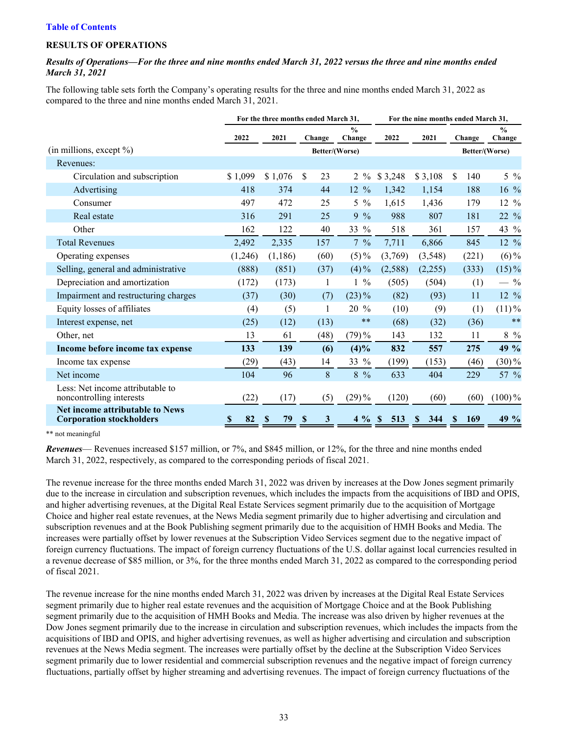Table of Contents

## RESULTS OF OPERATIONS

***Results of Operations—For the three and nine months ended March 31, 2022 versus the three and nine months ended March 31, 2021***

The following table sets forth the Company's operating results for the three and nine months ended March 31, 2022 as compared to the three and nine months ended March 31, 2021.

| | For the three months ended March 31, | | | | For the nine months ended March 31, | | | |
|---|---|---|---|---|---|---|---|---|
| | 2022 | 2021 | Change | % Change | 2022 | 2021 | Change | % Change |
| (in millions, except %) | | | Better/(Worse) | | | | Better/(Worse) | |
| Revenues: | | | | | | | | |
| Circulation and subscription | $ 1,099 | $ 1,076 | $ 23 | 2 % | $ 3,248 | $ 3,108 | $ 140 | 5 % |
| Advertising | 418 | 374 | 44 | 12 % | 1,342 | 1,154 | 188 | 16 % |
| Consumer | 497 | 472 | 25 | 5 % | 1,615 | 1,436 | 179 | 12 % |
| Real estate | 316 | 291 | 25 | 9 % | 988 | 807 | 181 | 22 % |
| Other | 162 | 122 | 40 | 33 % | 518 | 361 | 157 | 43 % |
| Total Revenues | 2,492 | 2,335 | 157 | 7 % | 7,711 | 6,866 | 845 | 12 % |
| Operating expenses | (1,246) | (1,186) | (60) | (5)% | (3,769) | (3,548) | (221) | (6)% |
| Selling, general and administrative | (888) | (851) | (37) | (4)% | (2,588) | (2,255) | (333) | (15)% |
| Depreciation and amortization | (172) | (173) | 1 | 1 % | (505) | (504) | (1) | — % |
| Impairment and restructuring charges | (37) | (30) | (7) | (23)% | (82) | (93) | 11 | 12 % |
| Equity losses of affiliates | (4) | (5) | 1 | 20 % | (10) | (9) | (1) | (11)% |
| Interest expense, net | (25) | (12) | (13) | ** | (68) | (32) | (36) | ** |
| Other, net | 13 | 61 | (48) | (79)% | 143 | 132 | 11 | 8 % |
| **Income before income tax expense** | **133** | **139** | **(6)** | **(4)%** | **832** | **557** | **275** | **49 %** |
| Income tax expense | (29) | (43) | 14 | 33 % | (199) | (153) | (46) | (30)% |
| Net income | 104 | 96 | 8 | 8 % | 633 | 404 | 229 | 57 % |
| Less: Net income attributable to noncontrolling interests | (22) | (17) | (5) | (29)% | (120) | (60) | (60) | (100)% |
| **Net income attributable to News Corporation stockholders** | **$ 82** | **$ 79** | **$ 3** | **4 %** | **$ 513** | **$ 344** | **$ 169** | **49 %** |

** not meaningful

***Revenues***— Revenues increased $157 million, or 7%, and $845 million, or 12%, for the three and nine months ended March 31, 2022, respectively, as compared to the corresponding periods of fiscal 2021.

The revenue increase for the three months ended March 31, 2022 was driven by increases at the Dow Jones segment primarily due to the increase in circulation and subscription revenues, which includes the impacts from the acquisitions of IBD and OPIS, and higher advertising revenues, at the Digital Real Estate Services segment primarily due to the acquisition of Mortgage Choice and higher real estate revenues, at the News Media segment primarily due to higher advertising and circulation and subscription revenues and at the Book Publishing segment primarily due to the acquisition of HMH Books and Media. The increases were partially offset by lower revenues at the Subscription Video Services segment due to the negative impact of foreign currency fluctuations. The impact of foreign currency fluctuations of the U.S. dollar against local currencies resulted in a revenue decrease of $85 million, or 3%, for the three months ended March 31, 2022 as compared to the corresponding period of fiscal 2021.

The revenue increase for the nine months ended March 31, 2022 was driven by increases at the Digital Real Estate Services segment primarily due to higher real estate revenues and the acquisition of Mortgage Choice and at the Book Publishing segment primarily due to the acquisition of HMH Books and Media. The increase was also driven by higher revenues at the Dow Jones segment primarily due to the increase in circulation and subscription revenues, which includes the impacts from the acquisitions of IBD and OPIS, and higher advertising revenues, as well as higher advertising and circulation and subscription revenues at the News Media segment. The increases were partially offset by the decline at the Subscription Video Services segment primarily due to lower residential and commercial subscription revenues and the negative impact of foreign currency fluctuations, partially offset by higher streaming and advertising revenues. The impact of foreign currency fluctuations of the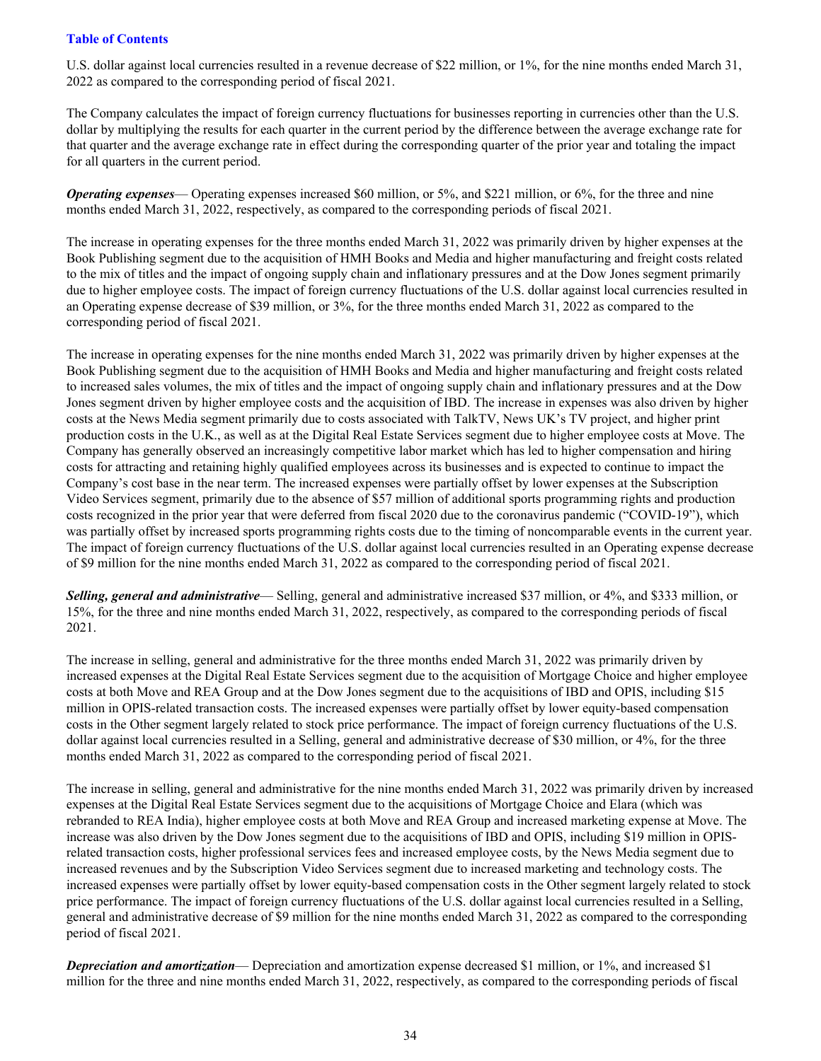U.S. dollar against local currencies resulted in a revenue decrease of $22 million, or 1%, for the nine months ended March 31, 2022 as compared to the corresponding period of fiscal 2021.

The Company calculates the impact of foreign currency fluctuations for businesses reporting in currencies other than the U.S. dollar by multiplying the results for each quarter in the current period by the difference between the average exchange rate for that quarter and the average exchange rate in effect during the corresponding quarter of the prior year and totaling the impact for all quarters in the current period.

***Operating expenses***— Operating expenses increased $60 million, or 5%, and $221 million, or 6%, for the three and nine months ended March 31, 2022, respectively, as compared to the corresponding periods of fiscal 2021.

The increase in operating expenses for the three months ended March 31, 2022 was primarily driven by higher expenses at the Book Publishing segment due to the acquisition of HMH Books and Media and higher manufacturing and freight costs related to the mix of titles and the impact of ongoing supply chain and inflationary pressures and at the Dow Jones segment primarily due to higher employee costs. The impact of foreign currency fluctuations of the U.S. dollar against local currencies resulted in an Operating expense decrease of $39 million, or 3%, for the three months ended March 31, 2022 as compared to the corresponding period of fiscal 2021.

The increase in operating expenses for the nine months ended March 31, 2022 was primarily driven by higher expenses at the Book Publishing segment due to the acquisition of HMH Books and Media and higher manufacturing and freight costs related to increased sales volumes, the mix of titles and the impact of ongoing supply chain and inflationary pressures and at the Dow Jones segment driven by higher employee costs and the acquisition of IBD. The increase in expenses was also driven by higher costs at the News Media segment primarily due to costs associated with TalkTV, News UK's TV project, and higher print production costs in the U.K., as well as at the Digital Real Estate Services segment due to higher employee costs at Move. The Company has generally observed an increasingly competitive labor market which has led to higher compensation and hiring costs for attracting and retaining highly qualified employees across its businesses and is expected to continue to impact the Company's cost base in the near term. The increased expenses were partially offset by lower expenses at the Subscription Video Services segment, primarily due to the absence of $57 million of additional sports programming rights and production costs recognized in the prior year that were deferred from fiscal 2020 due to the coronavirus pandemic ("COVID-19"), which was partially offset by increased sports programming rights costs due to the timing of noncomparable events in the current year. The impact of foreign currency fluctuations of the U.S. dollar against local currencies resulted in an Operating expense decrease of $9 million for the nine months ended March 31, 2022 as compared to the corresponding period of fiscal 2021.

***Selling, general and administrative***— Selling, general and administrative increased $37 million, or 4%, and $333 million, or 15%, for the three and nine months ended March 31, 2022, respectively, as compared to the corresponding periods of fiscal 2021.

The increase in selling, general and administrative for the three months ended March 31, 2022 was primarily driven by increased expenses at the Digital Real Estate Services segment due to the acquisition of Mortgage Choice and higher employee costs at both Move and REA Group and at the Dow Jones segment due to the acquisitions of IBD and OPIS, including $15 million in OPIS-related transaction costs. The increased expenses were partially offset by lower equity-based compensation costs in the Other segment largely related to stock price performance. The impact of foreign currency fluctuations of the U.S. dollar against local currencies resulted in a Selling, general and administrative decrease of $30 million, or 4%, for the three months ended March 31, 2022 as compared to the corresponding period of fiscal 2021.

The increase in selling, general and administrative for the nine months ended March 31, 2022 was primarily driven by increased expenses at the Digital Real Estate Services segment due to the acquisitions of Mortgage Choice and Elara (which was rebranded to REA India), higher employee costs at both Move and REA Group and increased marketing expense at Move. The increase was also driven by the Dow Jones segment due to the acquisitions of IBD and OPIS, including $19 million in OPIS-related transaction costs, higher professional services fees and increased employee costs, by the News Media segment due to increased revenues and by the Subscription Video Services segment due to increased marketing and technology costs. The increased expenses were partially offset by lower equity-based compensation costs in the Other segment largely related to stock price performance. The impact of foreign currency fluctuations of the U.S. dollar against local currencies resulted in a Selling, general and administrative decrease of $9 million for the nine months ended March 31, 2022 as compared to the corresponding period of fiscal 2021.

***Depreciation and amortization***— Depreciation and amortization expense decreased $1 million, or 1%, and increased $1 million for the three and nine months ended March 31, 2022, respectively, as compared to the corresponding periods of fiscal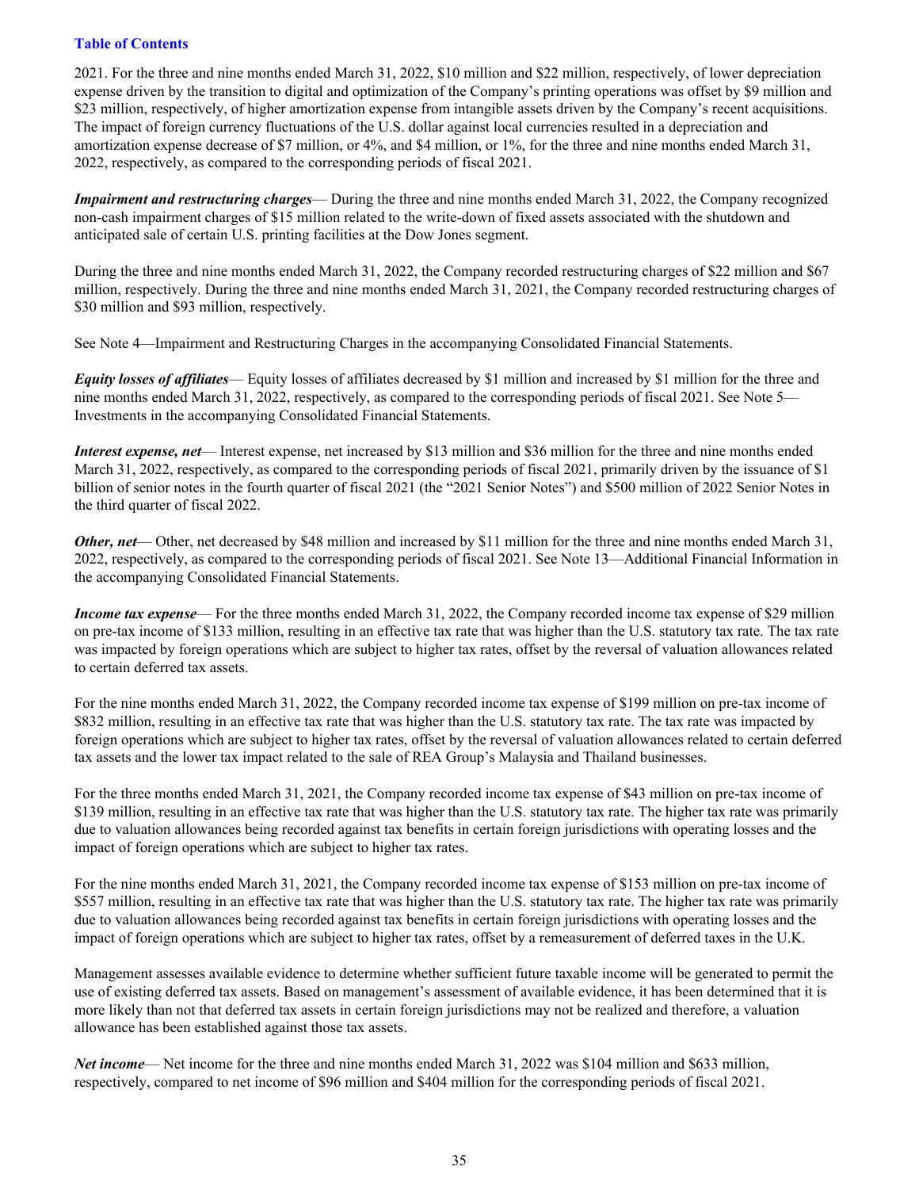2021. For the three and nine months ended March 31, 2022, $10 million and $22 million, respectively, of lower depreciation expense driven by the transition to digital and optimization of the Company's printing operations was offset by $9 million and $23 million, respectively, of higher amortization expense from intangible assets driven by the Company's recent acquisitions. The impact of foreign currency fluctuations of the U.S. dollar against local currencies resulted in a depreciation and amortization expense decrease of $7 million, or 4%, and $4 million, or 1%, for the three and nine months ended March 31, 2022, respectively, as compared to the corresponding periods of fiscal 2021.

***Impairment and restructuring charges***— During the three and nine months ended March 31, 2022, the Company recognized non-cash impairment charges of $15 million related to the write-down of fixed assets associated with the shutdown and anticipated sale of certain U.S. printing facilities at the Dow Jones segment.

During the three and nine months ended March 31, 2022, the Company recorded restructuring charges of $22 million and $67 million, respectively. During the three and nine months ended March 31, 2021, the Company recorded restructuring charges of $30 million and $93 million, respectively.

See Note 4—Impairment and Restructuring Charges in the accompanying Consolidated Financial Statements.

***Equity losses of affiliates***— Equity losses of affiliates decreased by $1 million and increased by $1 million for the three and nine months ended March 31, 2022, respectively, as compared to the corresponding periods of fiscal 2021. See Note 5—Investments in the accompanying Consolidated Financial Statements.

***Interest expense, net***— Interest expense, net increased by $13 million and $36 million for the three and nine months ended March 31, 2022, respectively, as compared to the corresponding periods of fiscal 2021, primarily driven by the issuance of $1 billion of senior notes in the fourth quarter of fiscal 2021 (the "2021 Senior Notes") and $500 million of 2022 Senior Notes in the third quarter of fiscal 2022.

***Other, net***— Other, net decreased by $48 million and increased by $11 million for the three and nine months ended March 31, 2022, respectively, as compared to the corresponding periods of fiscal 2021. See Note 13—Additional Financial Information in the accompanying Consolidated Financial Statements.

***Income tax expense***— For the three months ended March 31, 2022, the Company recorded income tax expense of $29 million on pre-tax income of $133 million, resulting in an effective tax rate that was higher than the U.S. statutory tax rate. The tax rate was impacted by foreign operations which are subject to higher tax rates, offset by the reversal of valuation allowances related to certain deferred tax assets.

For the nine months ended March 31, 2022, the Company recorded income tax expense of $199 million on pre-tax income of $832 million, resulting in an effective tax rate that was higher than the U.S. statutory tax rate. The tax rate was impacted by foreign operations which are subject to higher tax rates, offset by the reversal of valuation allowances related to certain deferred tax assets and the lower tax impact related to the sale of REA Group's Malaysia and Thailand businesses.

For the three months ended March 31, 2021, the Company recorded income tax expense of $43 million on pre-tax income of $139 million, resulting in an effective tax rate that was higher than the U.S. statutory tax rate. The higher tax rate was primarily due to valuation allowances being recorded against tax benefits in certain foreign jurisdictions with operating losses and the impact of foreign operations which are subject to higher tax rates.

For the nine months ended March 31, 2021, the Company recorded income tax expense of $153 million on pre-tax income of $557 million, resulting in an effective tax rate that was higher than the U.S. statutory tax rate. The higher tax rate was primarily due to valuation allowances being recorded against tax benefits in certain foreign jurisdictions with operating losses and the impact of foreign operations which are subject to higher tax rates, offset by a remeasurement of deferred taxes in the U.K.

Management assesses available evidence to determine whether sufficient future taxable income will be generated to permit the use of existing deferred tax assets. Based on management's assessment of available evidence, it has been determined that it is more likely than not that deferred tax assets in certain foreign jurisdictions may not be realized and therefore, a valuation allowance has been established against those tax assets.

***Net income***— Net income for the three and nine months ended March 31, 2022 was $104 million and $633 million, respectively, compared to net income of $96 million and $404 million for the corresponding periods of fiscal 2021.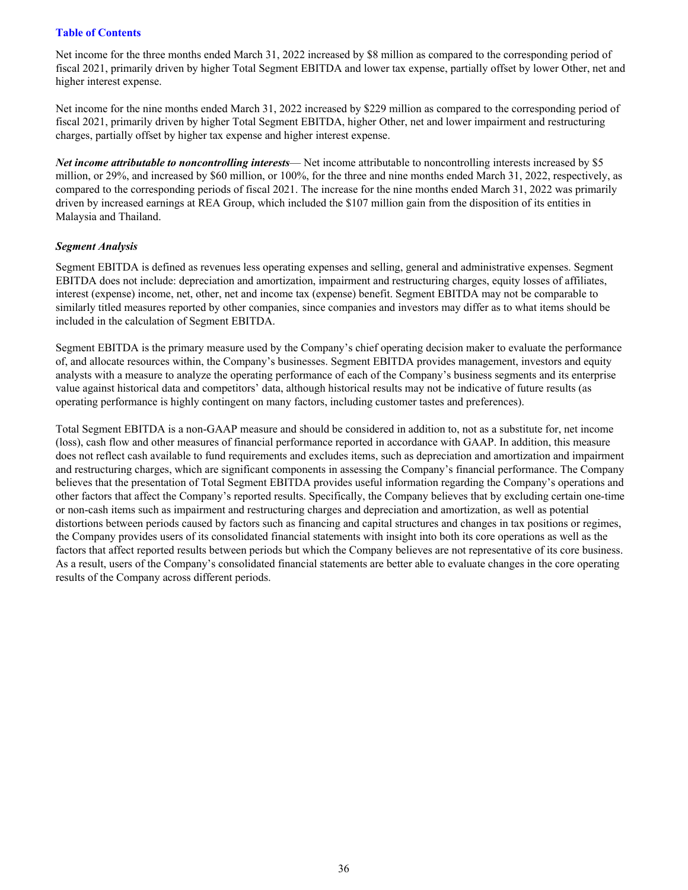Net income for the three months ended March 31, 2022 increased by $8 million as compared to the corresponding period of fiscal 2021, primarily driven by higher Total Segment EBITDA and lower tax expense, partially offset by lower Other, net and higher interest expense.

Net income for the nine months ended March 31, 2022 increased by $229 million as compared to the corresponding period of fiscal 2021, primarily driven by higher Total Segment EBITDA, higher Other, net and lower impairment and restructuring charges, partially offset by higher tax expense and higher interest expense.

***Net income attributable to noncontrolling interests***— Net income attributable to noncontrolling interests increased by $5 million, or 29%, and increased by $60 million, or 100%, for the three and nine months ended March 31, 2022, respectively, as compared to the corresponding periods of fiscal 2021. The increase for the nine months ended March 31, 2022 was primarily driven by increased earnings at REA Group, which included the $107 million gain from the disposition of its entities in Malaysia and Thailand.

***Segment Analysis***

Segment EBITDA is defined as revenues less operating expenses and selling, general and administrative expenses. Segment EBITDA does not include: depreciation and amortization, impairment and restructuring charges, equity losses of affiliates, interest (expense) income, net, other, net and income tax (expense) benefit. Segment EBITDA may not be comparable to similarly titled measures reported by other companies, since companies and investors may differ as to what items should be included in the calculation of Segment EBITDA.

Segment EBITDA is the primary measure used by the Company's chief operating decision maker to evaluate the performance of, and allocate resources within, the Company's businesses. Segment EBITDA provides management, investors and equity analysts with a measure to analyze the operating performance of each of the Company's business segments and its enterprise value against historical data and competitors' data, although historical results may not be indicative of future results (as operating performance is highly contingent on many factors, including customer tastes and preferences).

Total Segment EBITDA is a non-GAAP measure and should be considered in addition to, not as a substitute for, net income (loss), cash flow and other measures of financial performance reported in accordance with GAAP. In addition, this measure does not reflect cash available to fund requirements and excludes items, such as depreciation and amortization and impairment and restructuring charges, which are significant components in assessing the Company's financial performance. The Company believes that the presentation of Total Segment EBITDA provides useful information regarding the Company's operations and other factors that affect the Company's reported results. Specifically, the Company believes that by excluding certain one-time or non-cash items such as impairment and restructuring charges and depreciation and amortization, as well as potential distortions between periods caused by factors such as financing and capital structures and changes in tax positions or regimes, the Company provides users of its consolidated financial statements with insight into both its core operations as well as the factors that affect reported results between periods but which the Company believes are not representative of its core business. As a result, users of the Company's consolidated financial statements are better able to evaluate changes in the core operating results of the Company across different periods.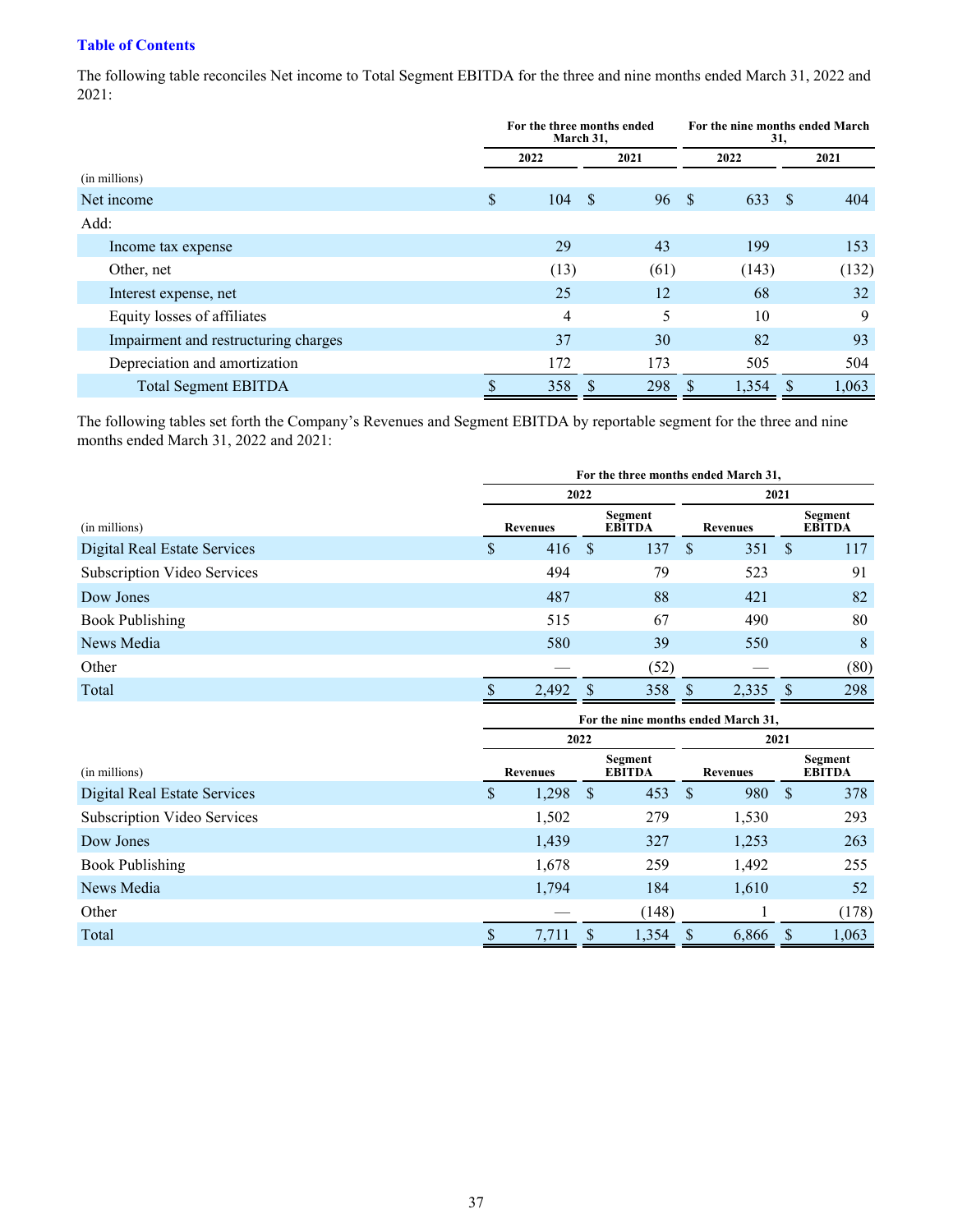**Table of Contents**

The following table reconciles Net income to Total Segment EBITDA for the three and nine months ended March 31, 2022 and 2021:

| | For the three months ended March 31, | | For the nine months ended March 31, | |
|---|---|---|---|---|
| | 2022 | 2021 | 2022 | 2021 |
| (in millions) | | | | |
| Net income | $ 104 | $ 96 | $ 633 | $ 404 |
| Add: | | | | |
| Income tax expense | 29 | 43 | 199 | 153 |
| Other, net | (13) | (61) | (143) | (132) |
| Interest expense, net | 25 | 12 | 68 | 32 |
| Equity losses of affiliates | 4 | 5 | 10 | 9 |
| Impairment and restructuring charges | 37 | 30 | 82 | 93 |
| Depreciation and amortization | 172 | 173 | 505 | 504 |
| Total Segment EBITDA | $ 358 | $ 298 | $ 1,354 | $ 1,063 |

The following tables set forth the Company's Revenues and Segment EBITDA by reportable segment for the three and nine months ended March 31, 2022 and 2021:

| | For the three months ended March 31, | | | |
|---|---|---|---|---|
| | 2022 | | 2021 | |
| (in millions) | Revenues | Segment EBITDA | Revenues | Segment EBITDA |
| Digital Real Estate Services | $ 416 | $ 137 | $ 351 | $ 117 |
| Subscription Video Services | 494 | 79 | 523 | 91 |
| Dow Jones | 487 | 88 | 421 | 82 |
| Book Publishing | 515 | 67 | 490 | 80 |
| News Media | 580 | 39 | 550 | 8 |
| Other | — | (52) | — | (80) |
| Total | $ 2,492 | $ 358 | $ 2,335 | $ 298 |

| | For the nine months ended March 31, | | | |
|---|---|---|---|---|
| | 2022 | | 2021 | |
| (in millions) | Revenues | Segment EBITDA | Revenues | Segment EBITDA |
| Digital Real Estate Services | $ 1,298 | $ 453 | $ 980 | $ 378 |
| Subscription Video Services | 1,502 | 279 | 1,530 | 293 |
| Dow Jones | 1,439 | 327 | 1,253 | 263 |
| Book Publishing | 1,678 | 259 | 1,492 | 255 |
| News Media | 1,794 | 184 | 1,610 | 52 |
| Other | — | (148) | 1 | (178) |
| Total | $ 7,711 | $ 1,354 | $ 6,866 | $ 1,063 |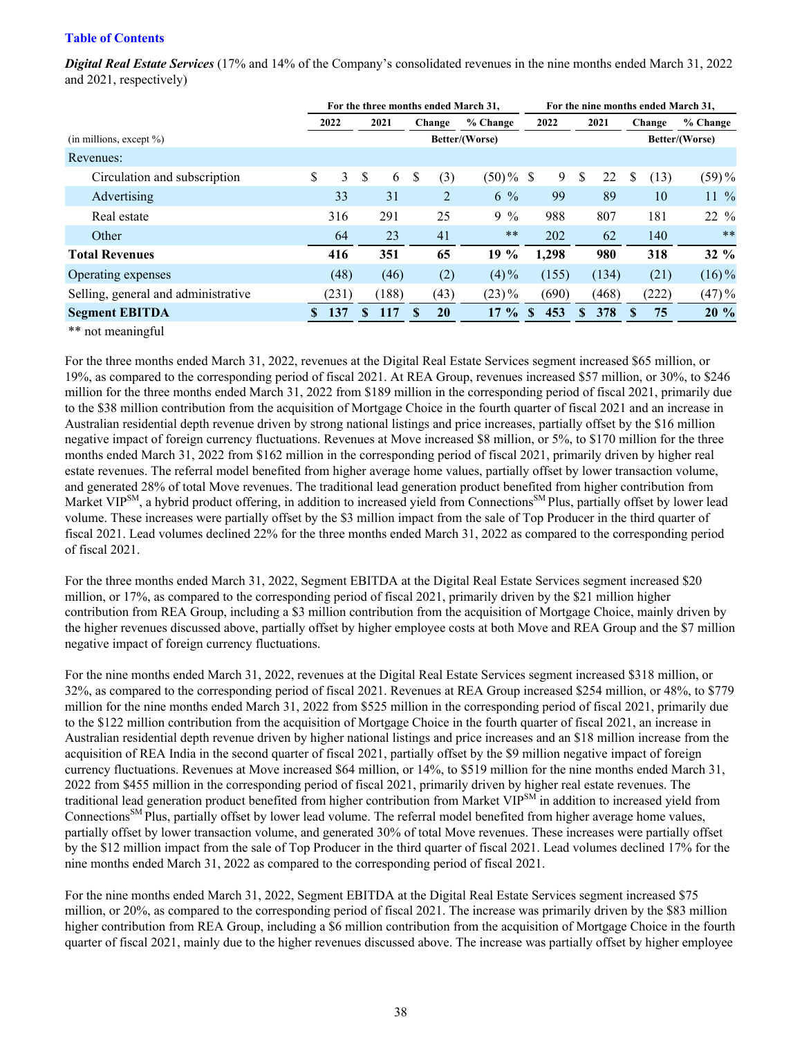[Table of Contents](#)

***Digital Real Estate Services*** (17% and 14% of the Company's consolidated revenues in the nine months ended March 31, 2022 and 2021, respectively)

| (in millions, except %) | For the three months ended March 31, 2022 | 2021 | Change | % Change Better/(Worse) | For the nine months ended March 31, 2022 | 2021 | Change | % Change Better/(Worse) |
|---|---|---|---|---|---|---|---|---|
| Revenues: | | | | | | | | |
| Circulation and subscription | $ 3 | $ 6 | $ (3) | (50) % | $ 9 | $ 22 | $ (13) | (59) % |
| Advertising | 33 | 31 | 2 | 6 % | 99 | 89 | 10 | 11 % |
| Real estate | 316 | 291 | 25 | 9 % | 988 | 807 | 181 | 22 % |
| Other | 64 | 23 | 41 | ** | 202 | 62 | 140 | ** |
| **Total Revenues** | **416** | **351** | **65** | **19 %** | **1,298** | **980** | **318** | **32 %** |
| Operating expenses | (48) | (46) | (2) | (4) % | (155) | (134) | (21) | (16) % |
| Selling, general and administrative | (231) | (188) | (43) | (23) % | (690) | (468) | (222) | (47) % |
| **Segment EBITDA** | **$ 137** | **$ 117** | **$ 20** | **17 %** | **$ 453** | **$ 378** | **$ 75** | **20 %** |

** not meaningful

For the three months ended March 31, 2022, revenues at the Digital Real Estate Services segment increased $65 million, or 19%, as compared to the corresponding period of fiscal 2021. At REA Group, revenues increased $57 million, or 30%, to $246 million for the three months ended March 31, 2022 from $189 million in the corresponding period of fiscal 2021, primarily due to the $38 million contribution from the acquisition of Mortgage Choice in the fourth quarter of fiscal 2021 and an increase in Australian residential depth revenue driven by strong national listings and price increases, partially offset by the $16 million negative impact of foreign currency fluctuations. Revenues at Move increased $8 million, or 5%, to $170 million for the three months ended March 31, 2022 from $162 million in the corresponding period of fiscal 2021, primarily driven by higher real estate revenues. The referral model benefited from higher average home values, partially offset by lower transaction volume, and generated 28% of total Move revenues. The traditional lead generation product benefited from higher contribution from Market VIP℠, a hybrid product offering, in addition to increased yield from Connections℠ Plus, partially offset by lower lead volume. These increases were partially offset by the $3 million impact from the sale of Top Producer in the third quarter of fiscal 2021. Lead volumes declined 22% for the three months ended March 31, 2022 as compared to the corresponding period of fiscal 2021.

For the three months ended March 31, 2022, Segment EBITDA at the Digital Real Estate Services segment increased $20 million, or 17%, as compared to the corresponding period of fiscal 2021, primarily driven by the $21 million higher contribution from REA Group, including a $3 million contribution from the acquisition of Mortgage Choice, mainly driven by the higher revenues discussed above, partially offset by higher employee costs at both Move and REA Group and the $7 million negative impact of foreign currency fluctuations.

For the nine months ended March 31, 2022, revenues at the Digital Real Estate Services segment increased $318 million, or 32%, as compared to the corresponding period of fiscal 2021. Revenues at REA Group increased $254 million, or 48%, to $779 million for the nine months ended March 31, 2022 from $525 million in the corresponding period of fiscal 2021, primarily due to the $122 million contribution from the acquisition of Mortgage Choice in the fourth quarter of fiscal 2021, an increase in Australian residential depth revenue driven by higher national listings and price increases and an $18 million increase from the acquisition of REA India in the second quarter of fiscal 2021, partially offset by the $9 million negative impact of foreign currency fluctuations. Revenues at Move increased $64 million, or 14%, to $519 million for the nine months ended March 31, 2022 from $455 million in the corresponding period of fiscal 2021, primarily driven by higher real estate revenues. The traditional lead generation product benefited from higher contribution from Market VIP℠ in addition to increased yield from Connections℠ Plus, partially offset by lower lead volume. The referral model benefited from higher average home values, partially offset by lower transaction volume, and generated 30% of total Move revenues. These increases were partially offset by the $12 million impact from the sale of Top Producer in the third quarter of fiscal 2021. Lead volumes declined 17% for the nine months ended March 31, 2022 as compared to the corresponding period of fiscal 2021.

For the nine months ended March 31, 2022, Segment EBITDA at the Digital Real Estate Services segment increased $75 million, or 20%, as compared to the corresponding period of fiscal 2021. The increase was primarily driven by the $83 million higher contribution from REA Group, including a $6 million contribution from the acquisition of Mortgage Choice in the fourth quarter of fiscal 2021, mainly due to the higher revenues discussed above. The increase was partially offset by higher employee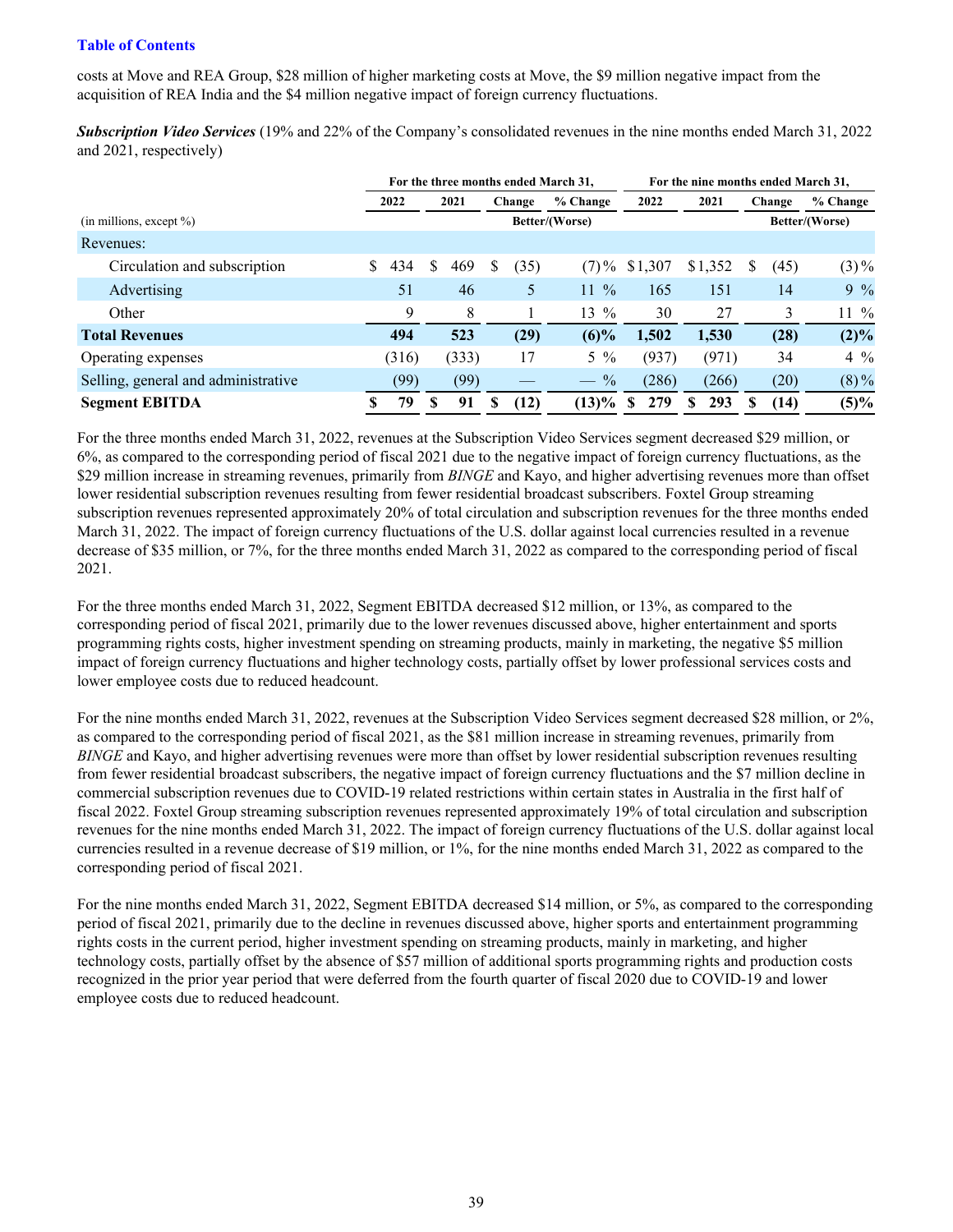costs at Move and REA Group, $28 million of higher marketing costs at Move, the $9 million negative impact from the acquisition of REA India and the $4 million negative impact of foreign currency fluctuations.

***Subscription Video Services*** (19% and 22% of the Company's consolidated revenues in the nine months ended March 31, 2022 and 2021, respectively)

| | For the three months ended March 31, | | | | For the nine months ended March 31, | | | |
|---|---|---|---|---|---|---|---|---|
| | 2022 | 2021 | Change | % Change | 2022 | 2021 | Change | % Change |
| (in millions, except %) | | | Better/(Worse) | | | | Better/(Worse) | |
| Revenues: | | | | | | | | |
| Circulation and subscription | $ 434 | $ 469 | $ (35) | (7)% | $1,307 | $1,352 | $ (45) | (3)% |
| Advertising | 51 | 46 | 5 | 11 % | 165 | 151 | 14 | 9 % |
| Other | 9 | 8 | 1 | 13 % | 30 | 27 | 3 | 11 % |
| **Total Revenues** | **494** | **523** | **(29)** | **(6)%** | **1,502** | **1,530** | **(28)** | **(2)%** |
| Operating expenses | (316) | (333) | 17 | 5 % | (937) | (971) | 34 | 4 % |
| Selling, general and administrative | (99) | (99) | — | — % | (286) | (266) | (20) | (8)% |
| **Segment EBITDA** | **$ 79** | **$ 91** | **$ (12)** | **(13)%** | **$ 279** | **$ 293** | **$ (14)** | **(5)%** |

For the three months ended March 31, 2022, revenues at the Subscription Video Services segment decreased $29 million, or 6%, as compared to the corresponding period of fiscal 2021 due to the negative impact of foreign currency fluctuations, as the $29 million increase in streaming revenues, primarily from *BINGE* and Kayo, and higher advertising revenues more than offset lower residential subscription revenues resulting from fewer residential broadcast subscribers. Foxtel Group streaming subscription revenues represented approximately 20% of total circulation and subscription revenues for the three months ended March 31, 2022. The impact of foreign currency fluctuations of the U.S. dollar against local currencies resulted in a revenue decrease of $35 million, or 7%, for the three months ended March 31, 2022 as compared to the corresponding period of fiscal 2021.

For the three months ended March 31, 2022, Segment EBITDA decreased $12 million, or 13%, as compared to the corresponding period of fiscal 2021, primarily due to the lower revenues discussed above, higher entertainment and sports programming rights costs, higher investment spending on streaming products, mainly in marketing, the negative $5 million impact of foreign currency fluctuations and higher technology costs, partially offset by lower professional services costs and lower employee costs due to reduced headcount.

For the nine months ended March 31, 2022, revenues at the Subscription Video Services segment decreased $28 million, or 2%, as compared to the corresponding period of fiscal 2021, as the $81 million increase in streaming revenues, primarily from *BINGE* and Kayo, and higher advertising revenues were more than offset by lower residential subscription revenues resulting from fewer residential broadcast subscribers, the negative impact of foreign currency fluctuations and the $7 million decline in commercial subscription revenues due to COVID-19 related restrictions within certain states in Australia in the first half of fiscal 2022. Foxtel Group streaming subscription revenues represented approximately 19% of total circulation and subscription revenues for the nine months ended March 31, 2022. The impact of foreign currency fluctuations of the U.S. dollar against local currencies resulted in a revenue decrease of $19 million, or 1%, for the nine months ended March 31, 2022 as compared to the corresponding period of fiscal 2021.

For the nine months ended March 31, 2022, Segment EBITDA decreased $14 million, or 5%, as compared to the corresponding period of fiscal 2021, primarily due to the decline in revenues discussed above, higher sports and entertainment programming rights costs in the current period, higher investment spending on streaming products, mainly in marketing, and higher technology costs, partially offset by the absence of $57 million of additional sports programming rights and production costs recognized in the prior year period that were deferred from the fourth quarter of fiscal 2020 due to COVID-19 and lower employee costs due to reduced headcount.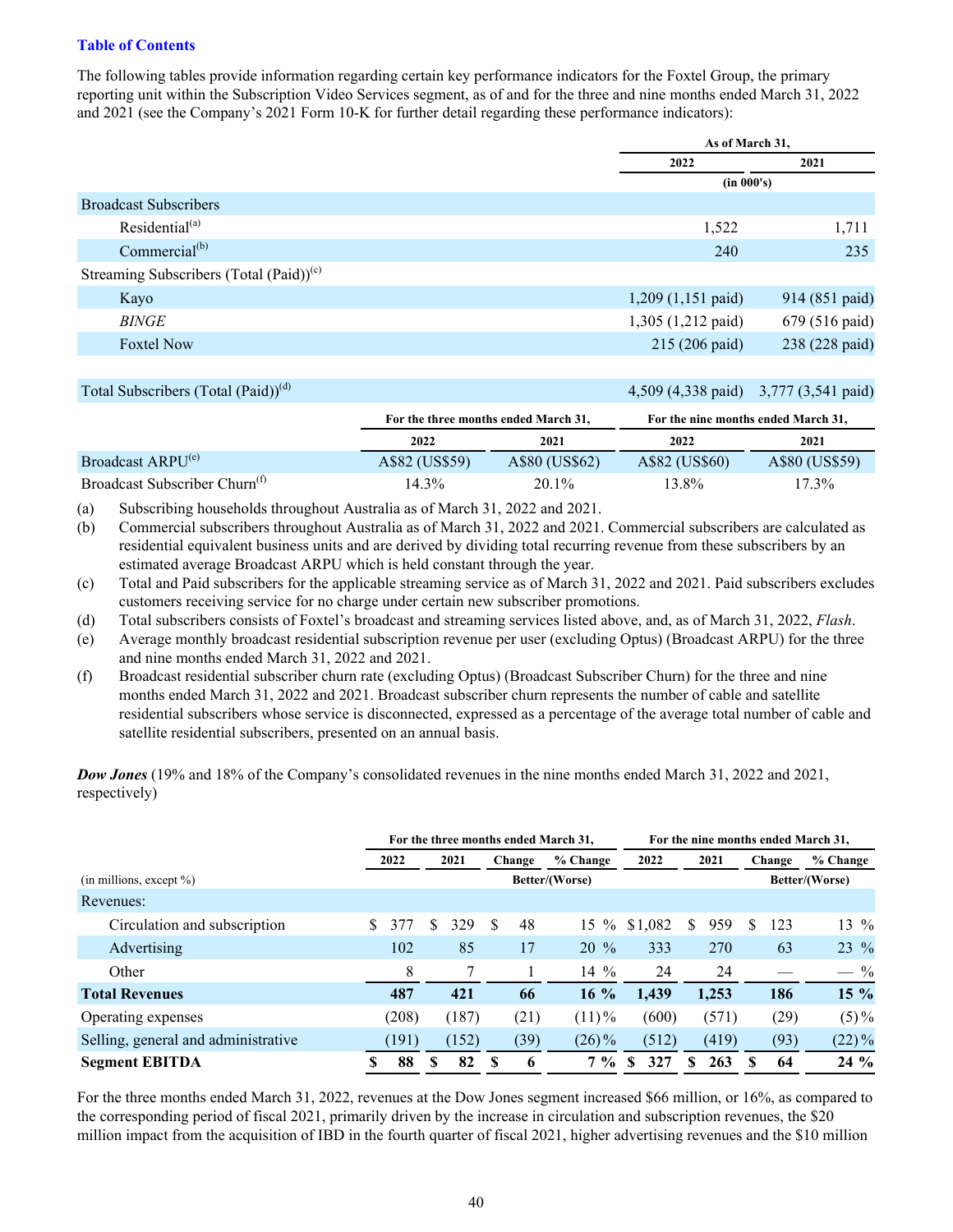**Table of Contents**

The following tables provide information regarding certain key performance indicators for the Foxtel Group, the primary reporting unit within the Subscription Video Services segment, as of and for the three and nine months ended March 31, 2022 and 2021 (see the Company's 2021 Form 10-K for further detail regarding these performance indicators):

| | As of March 31, | |
|---|---|---|
| | 2022 | 2021 |
| | (in 000's) | |
| Broadcast Subscribers | | |
| Residential[(a)] | 1,522 | 1,711 |
| Commercial[(b)] | 240 | 235 |
| Streaming Subscribers (Total (Paid))[(c)] | | |
| Kayo | 1,209 (1,151 paid) | 914 (851 paid) |
| *BINGE* | 1,305 (1,212 paid) | 679 (516 paid) |
| Foxtel Now | 215 (206 paid) | 238 (228 paid) |
| Total Subscribers (Total (Paid))[(d)] | 4,509 (4,338 paid) | 3,777 (3,541 paid) |

| | For the three months ended March 31, | | For the nine months ended March 31, | |
|---|---|---|---|---|
| | 2022 | 2021 | 2022 | 2021 |
| Broadcast ARPU[(e)] | A$82 (US$59) | A$80 (US$62) | A$82 (US$60) | A$80 (US$59) |
| Broadcast Subscriber Churn[(f)] | 14.3% | 20.1% | 13.8% | 17.3% |

(a) Subscribing households throughout Australia as of March 31, 2022 and 2021.

(b) Commercial subscribers throughout Australia as of March 31, 2022 and 2021. Commercial subscribers are calculated as residential equivalent business units and are derived by dividing total recurring revenue from these subscribers by an estimated average Broadcast ARPU which is held constant through the year.

(c) Total and Paid subscribers for the applicable streaming service as of March 31, 2022 and 2021. Paid subscribers excludes customers receiving service for no charge under certain new subscriber promotions.

(d) Total subscribers consists of Foxtel's broadcast and streaming services listed above, and, as of March 31, 2022, *Flash*.

(e) Average monthly broadcast residential subscription revenue per user (excluding Optus) (Broadcast ARPU) for the three and nine months ended March 31, 2022 and 2021.

(f) Broadcast residential subscriber churn rate (excluding Optus) (Broadcast Subscriber Churn) for the three and nine months ended March 31, 2022 and 2021. Broadcast subscriber churn represents the number of cable and satellite residential subscribers whose service is disconnected, expressed as a percentage of the average total number of cable and satellite residential subscribers, presented on an annual basis.

***Dow Jones*** (19% and 18% of the Company's consolidated revenues in the nine months ended March 31, 2022 and 2021, respectively)

| | For the three months ended March 31, | | | | For the nine months ended March 31, | | | |
|---|---|---|---|---|---|---|---|---|
| | 2022 | 2021 | Change | % Change | 2022 | 2021 | Change | % Change |
| (in millions, except %) | | | Better/(Worse) | | | | Better/(Worse) | |
| Revenues: | | | | | | | | |
| Circulation and subscription | $ 377 | $ 329 | $ 48 | 15 % | $ 1,082 | $ 959 | $ 123 | 13 % |
| Advertising | 102 | 85 | 17 | 20 % | 333 | 270 | 63 | 23 % |
| Other | 8 | 7 | 1 | 14 % | 24 | 24 | — | — % |
| **Total Revenues** | **487** | **421** | **66** | **16 %** | **1,439** | **1,253** | **186** | **15 %** |
| Operating expenses | (208) | (187) | (21) | (11)% | (600) | (571) | (29) | (5)% |
| Selling, general and administrative | (191) | (152) | (39) | (26)% | (512) | (419) | (93) | (22)% |
| **Segment EBITDA** | **$ 88** | **$ 82** | **$ 6** | **7 %** | **$ 327** | **$ 263** | **$ 64** | **24 %** |

For the three months ended March 31, 2022, revenues at the Dow Jones segment increased $66 million, or 16%, as compared to the corresponding period of fiscal 2021, primarily driven by the increase in circulation and subscription revenues, the $20 million impact from the acquisition of IBD in the fourth quarter of fiscal 2021, higher advertising revenues and the $10 million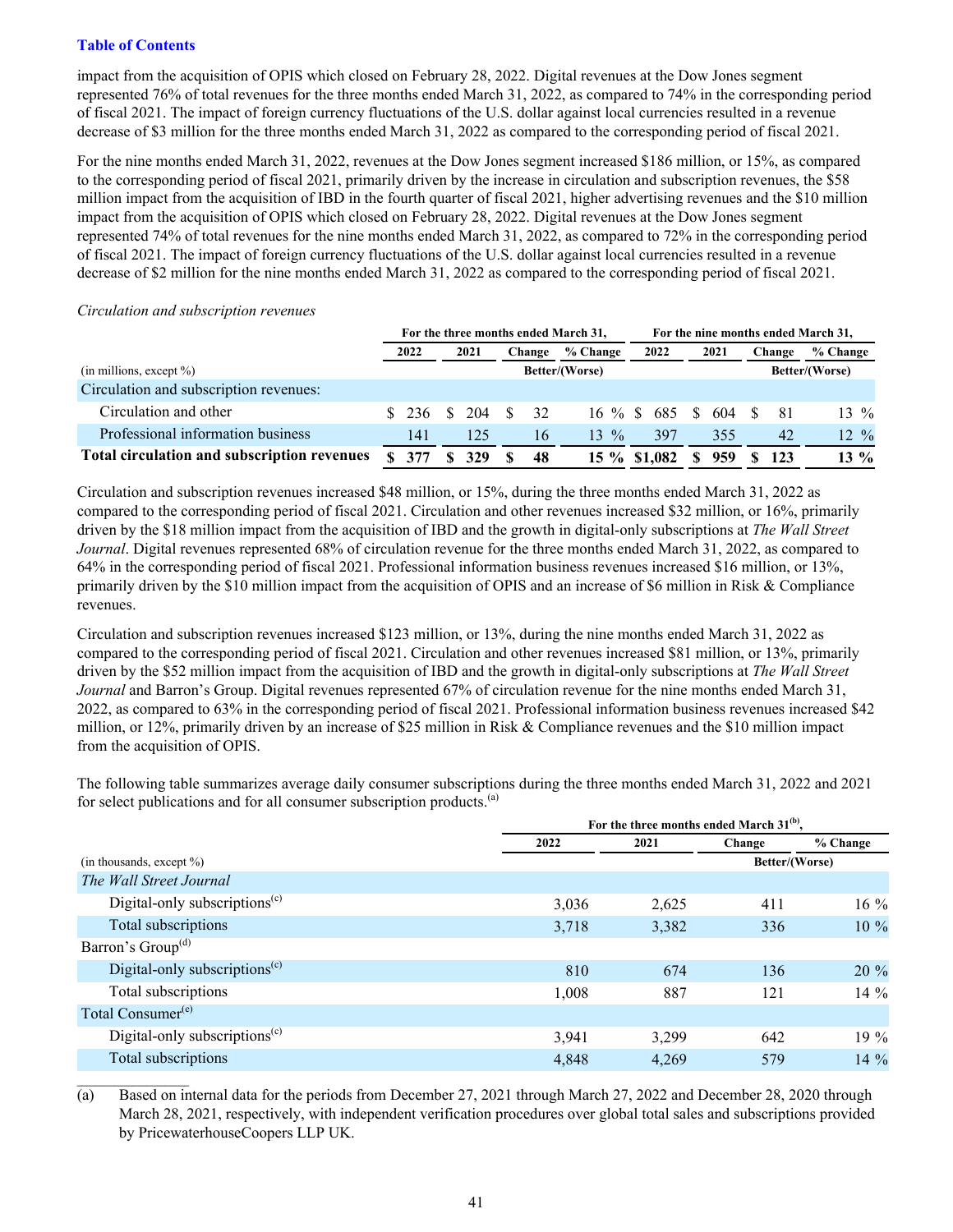impact from the acquisition of OPIS which closed on February 28, 2022. Digital revenues at the Dow Jones segment represented 76% of total revenues for the three months ended March 31, 2022, as compared to 74% in the corresponding period of fiscal 2021. The impact of foreign currency fluctuations of the U.S. dollar against local currencies resulted in a revenue decrease of $3 million for the three months ended March 31, 2022 as compared to the corresponding period of fiscal 2021.

For the nine months ended March 31, 2022, revenues at the Dow Jones segment increased $186 million, or 15%, as compared to the corresponding period of fiscal 2021, primarily driven by the increase in circulation and subscription revenues, the $58 million impact from the acquisition of IBD in the fourth quarter of fiscal 2021, higher advertising revenues and the $10 million impact from the acquisition of OPIS which closed on February 28, 2022. Digital revenues at the Dow Jones segment represented 74% of total revenues for the nine months ended March 31, 2022, as compared to 72% in the corresponding period of fiscal 2021. The impact of foreign currency fluctuations of the U.S. dollar against local currencies resulted in a revenue decrease of $2 million for the nine months ended March 31, 2022 as compared to the corresponding period of fiscal 2021.

*Circulation and subscription revenues*

| | For the three months ended March 31, | | | | For the nine months ended March 31, | | | |
|---|---|---|---|---|---|---|---|---|
| | 2022 | 2021 | Change | % Change | 2022 | 2021 | Change | % Change |
| (in millions, except %) | | | Better/(Worse) | | | | Better/(Worse) | |
| Circulation and subscription revenues: | | | | | | | | |
| Circulation and other | $ 236 | $ 204 | $ 32 | 16 % | $ 685 | $ 604 | $ 81 | 13 % |
| Professional information business | 141 | 125 | 16 | 13 % | 397 | 355 | 42 | 12 % |
| **Total circulation and subscription revenues** | **$ 377** | **$ 329** | **$ 48** | **15 %** | **$1,082** | **$ 959** | **$ 123** | **13 %** |

Circulation and subscription revenues increased $48 million, or 15%, during the three months ended March 31, 2022 as compared to the corresponding period of fiscal 2021. Circulation and other revenues increased $32 million, or 16%, primarily driven by the $18 million impact from the acquisition of IBD and the growth in digital-only subscriptions at *The Wall Street Journal*. Digital revenues represented 68% of circulation revenue for the three months ended March 31, 2022, as compared to 64% in the corresponding period of fiscal 2021. Professional information business revenues increased $16 million, or 13%, primarily driven by the $10 million impact from the acquisition of OPIS and an increase of $6 million in Risk & Compliance revenues.

Circulation and subscription revenues increased $123 million, or 13%, during the nine months ended March 31, 2022 as compared to the corresponding period of fiscal 2021. Circulation and other revenues increased $81 million, or 13%, primarily driven by the $52 million impact from the acquisition of IBD and the growth in digital-only subscriptions at *The Wall Street Journal* and Barron's Group. Digital revenues represented 67% of circulation revenue for the nine months ended March 31, 2022, as compared to 63% in the corresponding period of fiscal 2021. Professional information business revenues increased $42 million, or 12%, primarily driven by an increase of $25 million in Risk & Compliance revenues and the $10 million impact from the acquisition of OPIS.

The following table summarizes average daily consumer subscriptions during the three months ended March 31, 2022 and 2021 for select publications and for all consumer subscription products.[(a)]

| | For the three months ended March 31[(b)], | | | |
|---|---|---|---|---|
| | 2022 | 2021 | Change | % Change |
| (in thousands, except %) | | | Better/(Worse) | |
| *The Wall Street Journal* | | | | |
| Digital-only subscriptions[(c)] | 3,036 | 2,625 | 411 | 16 % |
| Total subscriptions | 3,718 | 3,382 | 336 | 10 % |
| Barron's Group[(d)] | | | | |
| Digital-only subscriptions[(c)] | 810 | 674 | 136 | 20 % |
| Total subscriptions | 1,008 | 887 | 121 | 14 % |
| Total Consumer[(e)] | | | | |
| Digital-only subscriptions[(c)] | 3,941 | 3,299 | 642 | 19 % |
| Total subscriptions | 4,848 | 4,269 | 579 | 14 % |

(a) Based on internal data for the periods from December 27, 2021 through March 27, 2022 and December 28, 2020 through March 28, 2021, respectively, with independent verification procedures over global total sales and subscriptions provided by PricewaterhouseCoopers LLP UK.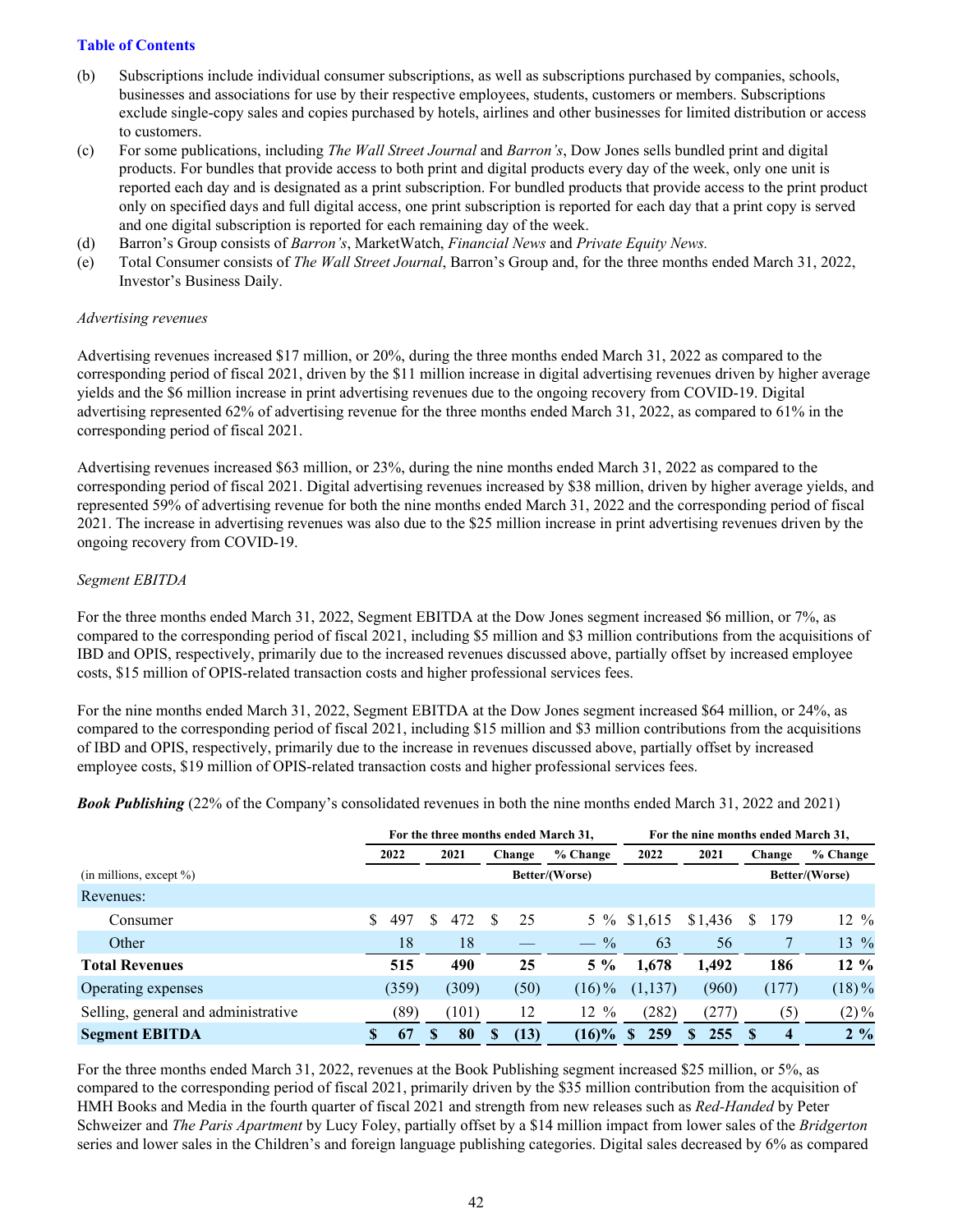**Table of Contents**

(b) Subscriptions include individual consumer subscriptions, as well as subscriptions purchased by companies, schools, businesses and associations for use by their respective employees, students, customers or members. Subscriptions exclude single-copy sales and copies purchased by hotels, airlines and other businesses for limited distribution or access to customers.

(c) For some publications, including *The Wall Street Journal* and *Barron's*, Dow Jones sells bundled print and digital products. For bundles that provide access to both print and digital products every day of the week, only one unit is reported each day and is designated as a print subscription. For bundled products that provide access to the print product only on specified days and full digital access, one print subscription is reported for each day that a print copy is served and one digital subscription is reported for each remaining day of the week.

(d) Barron's Group consists of *Barron's*, MarketWatch, *Financial News* and *Private Equity News.*

(e) Total Consumer consists of *The Wall Street Journal*, Barron's Group and, for the three months ended March 31, 2022, Investor's Business Daily.

*Advertising revenues*

Advertising revenues increased $17 million, or 20%, during the three months ended March 31, 2022 as compared to the corresponding period of fiscal 2021, driven by the $11 million increase in digital advertising revenues driven by higher average yields and the $6 million increase in print advertising revenues due to the ongoing recovery from COVID-19. Digital advertising represented 62% of advertising revenue for the three months ended March 31, 2022, as compared to 61% in the corresponding period of fiscal 2021.

Advertising revenues increased $63 million, or 23%, during the nine months ended March 31, 2022 as compared to the corresponding period of fiscal 2021. Digital advertising revenues increased by $38 million, driven by higher average yields, and represented 59% of advertising revenue for both the nine months ended March 31, 2022 and the corresponding period of fiscal 2021. The increase in advertising revenues was also due to the $25 million increase in print advertising revenues driven by the ongoing recovery from COVID-19.

*Segment EBITDA*

For the three months ended March 31, 2022, Segment EBITDA at the Dow Jones segment increased $6 million, or 7%, as compared to the corresponding period of fiscal 2021, including $5 million and $3 million contributions from the acquisitions of IBD and OPIS, respectively, primarily due to the increased revenues discussed above, partially offset by increased employee costs, $15 million of OPIS-related transaction costs and higher professional services fees.

For the nine months ended March 31, 2022, Segment EBITDA at the Dow Jones segment increased $64 million, or 24%, as compared to the corresponding period of fiscal 2021, including $15 million and $3 million contributions from the acquisitions of IBD and OPIS, respectively, primarily due to the increase in revenues discussed above, partially offset by increased employee costs, $19 million of OPIS-related transaction costs and higher professional services fees.

***Book Publishing*** (22% of the Company's consolidated revenues in both the nine months ended March 31, 2022 and 2021)

| | For the three months ended March 31, | | | | For the nine months ended March 31, | | | |
|---|---|---|---|---|---|---|---|---|
| | 2022 | 2021 | Change | % Change | 2022 | 2021 | Change | % Change |
| (in millions, except %) | | | Better/(Worse) | | | | Better/(Worse) | |
| Revenues: | | | | | | | | |
| Consumer | $ 497 | $ 472 | $ 25 | 5 % | $1,615 | $1,436 | $ 179 | 12 % |
| Other | 18 | 18 | — | — % | 63 | 56 | 7 | 13 % |
| **Total Revenues** | **515** | **490** | **25** | **5 %** | **1,678** | **1,492** | **186** | **12 %** |
| Operating expenses | (359) | (309) | (50) | (16)% | (1,137) | (960) | (177) | (18)% |
| Selling, general and administrative | (89) | (101) | 12 | 12 % | (282) | (277) | (5) | (2)% |
| **Segment EBITDA** | **$ 67** | **$ 80** | **$ (13)** | **(16)%** | **$ 259** | **$ 255** | **$ 4** | **2 %** |

For the three months ended March 31, 2022, revenues at the Book Publishing segment increased $25 million, or 5%, as compared to the corresponding period of fiscal 2021, primarily driven by the $35 million contribution from the acquisition of HMH Books and Media in the fourth quarter of fiscal 2021 and strength from new releases such as *Red-Handed* by Peter Schweizer and *The Paris Apartment* by Lucy Foley, partially offset by a $14 million impact from lower sales of the *Bridgerton* series and lower sales in the Children's and foreign language publishing categories. Digital sales decreased by 6% as compared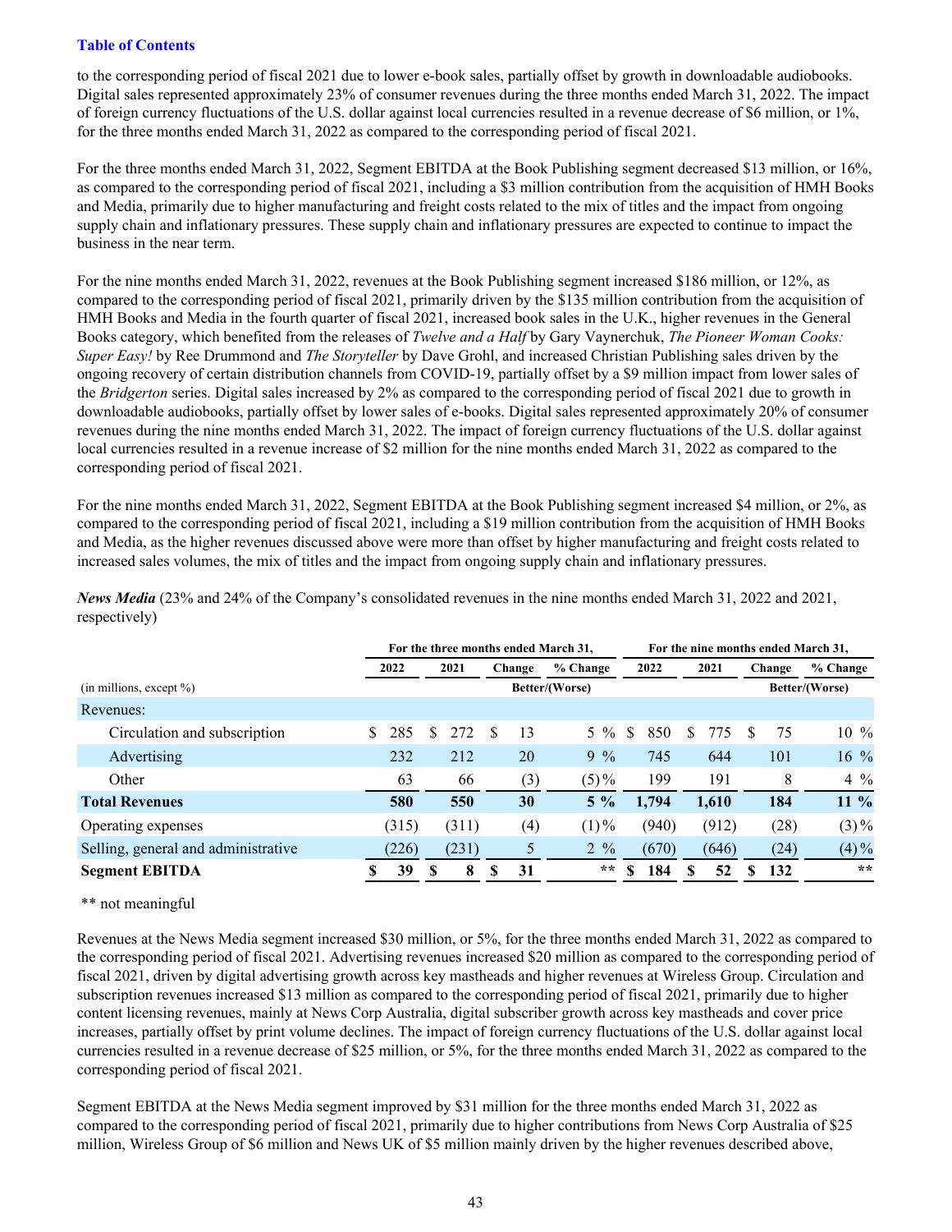to the corresponding period of fiscal 2021 due to lower e-book sales, partially offset by growth in downloadable audiobooks. Digital sales represented approximately 23% of consumer revenues during the three months ended March 31, 2022. The impact of foreign currency fluctuations of the U.S. dollar against local currencies resulted in a revenue decrease of $6 million, or 1%, for the three months ended March 31, 2022 as compared to the corresponding period of fiscal 2021.

For the three months ended March 31, 2022, Segment EBITDA at the Book Publishing segment decreased $13 million, or 16%, as compared to the corresponding period of fiscal 2021, including a $3 million contribution from the acquisition of HMH Books and Media, primarily due to higher manufacturing and freight costs related to the mix of titles and the impact from ongoing supply chain and inflationary pressures. These supply chain and inflationary pressures are expected to continue to impact the business in the near term.

For the nine months ended March 31, 2022, revenues at the Book Publishing segment increased $186 million, or 12%, as compared to the corresponding period of fiscal 2021, primarily driven by the $135 million contribution from the acquisition of HMH Books and Media in the fourth quarter of fiscal 2021, increased book sales in the U.K., higher revenues in the General Books category, which benefited from the releases of *Twelve and a Half* by Gary Vaynerchuk, *The Pioneer Woman Cooks: Super Easy!* by Ree Drummond and *The Storyteller* by Dave Grohl, and increased Christian Publishing sales driven by the ongoing recovery of certain distribution channels from COVID-19, partially offset by a $9 million impact from lower sales of the *Bridgerton* series. Digital sales increased by 2% as compared to the corresponding period of fiscal 2021 due to growth in downloadable audiobooks, partially offset by lower sales of e-books. Digital sales represented approximately 20% of consumer revenues during the nine months ended March 31, 2022. The impact of foreign currency fluctuations of the U.S. dollar against local currencies resulted in a revenue increase of $2 million for the nine months ended March 31, 2022 as compared to the corresponding period of fiscal 2021.

For the nine months ended March 31, 2022, Segment EBITDA at the Book Publishing segment increased $4 million, or 2%, as compared to the corresponding period of fiscal 2021, including a $19 million contribution from the acquisition of HMH Books and Media, as the higher revenues discussed above were more than offset by higher manufacturing and freight costs related to increased sales volumes, the mix of titles and the impact from ongoing supply chain and inflationary pressures.

***News Media*** (23% and 24% of the Company's consolidated revenues in the nine months ended March 31, 2022 and 2021, respectively)

| | For the three months ended March 31, | | | | For the nine months ended March 31, | | | |
|---|---|---|---|---|---|---|---|---|
| | 2022 | 2021 | Change | % Change | 2022 | 2021 | Change | % Change |
| (in millions, except %) | | | Better/(Worse) | | | | Better/(Worse) | |
| Revenues: | | | | | | | | |
| Circulation and subscription | $ 285 | $ 272 | $ 13 | 5 % | $ 850 | $ 775 | $ 75 | 10 % |
| Advertising | 232 | 212 | 20 | 9 % | 745 | 644 | 101 | 16 % |
| Other | 63 | 66 | (3) | (5)% | 199 | 191 | 8 | 4 % |
| **Total Revenues** | **580** | **550** | **30** | **5 %** | **1,794** | **1,610** | **184** | **11 %** |
| Operating expenses | (315) | (311) | (4) | (1)% | (940) | (912) | (28) | (3)% |
| Selling, general and administrative | (226) | (231) | 5 | 2 % | (670) | (646) | (24) | (4)% |
| **Segment EBITDA** | **$ 39** | **$ 8** | **$ 31** | ** | **$ 184** | **$ 52** | **$ 132** | ** |

** not meaningful

Revenues at the News Media segment increased $30 million, or 5%, for the three months ended March 31, 2022 as compared to the corresponding period of fiscal 2021. Advertising revenues increased $20 million as compared to the corresponding period of fiscal 2021, driven by digital advertising growth across key mastheads and higher revenues at Wireless Group. Circulation and subscription revenues increased $13 million as compared to the corresponding period of fiscal 2021, primarily due to higher content licensing revenues, mainly at News Corp Australia, digital subscriber growth across key mastheads and cover price increases, partially offset by print volume declines. The impact of foreign currency fluctuations of the U.S. dollar against local currencies resulted in a revenue decrease of $25 million, or 5%, for the three months ended March 31, 2022 as compared to the corresponding period of fiscal 2021.

Segment EBITDA at the News Media segment improved by $31 million for the three months ended March 31, 2022 as compared to the corresponding period of fiscal 2021, primarily due to higher contributions from News Corp Australia of $25 million, Wireless Group of $6 million and News UK of $5 million mainly driven by the higher revenues described above,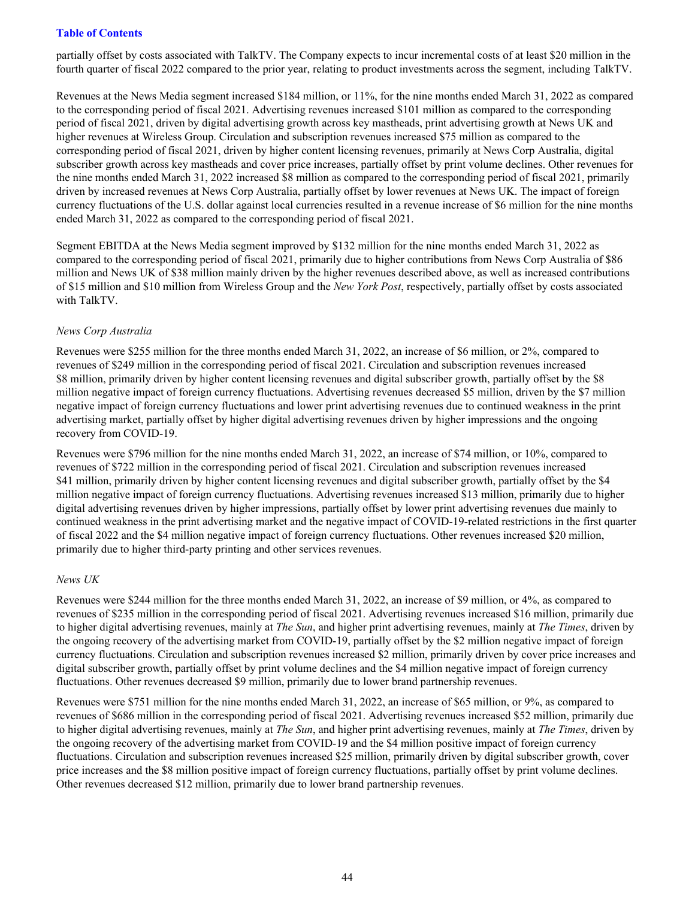partially offset by costs associated with TalkTV. The Company expects to incur incremental costs of at least $20 million in the fourth quarter of fiscal 2022 compared to the prior year, relating to product investments across the segment, including TalkTV.

Revenues at the News Media segment increased $184 million, or 11%, for the nine months ended March 31, 2022 as compared to the corresponding period of fiscal 2021. Advertising revenues increased $101 million as compared to the corresponding period of fiscal 2021, driven by digital advertising growth across key mastheads, print advertising growth at News UK and higher revenues at Wireless Group. Circulation and subscription revenues increased $75 million as compared to the corresponding period of fiscal 2021, driven by higher content licensing revenues, primarily at News Corp Australia, digital subscriber growth across key mastheads and cover price increases, partially offset by print volume declines. Other revenues for the nine months ended March 31, 2022 increased $8 million as compared to the corresponding period of fiscal 2021, primarily driven by increased revenues at News Corp Australia, partially offset by lower revenues at News UK. The impact of foreign currency fluctuations of the U.S. dollar against local currencies resulted in a revenue increase of $6 million for the nine months ended March 31, 2022 as compared to the corresponding period of fiscal 2021.

Segment EBITDA at the News Media segment improved by $132 million for the nine months ended March 31, 2022 as compared to the corresponding period of fiscal 2021, primarily due to higher contributions from News Corp Australia of $86 million and News UK of $38 million mainly driven by the higher revenues described above, as well as increased contributions of $15 million and $10 million from Wireless Group and the *New York Post*, respectively, partially offset by costs associated with TalkTV.

*News Corp Australia*

Revenues were $255 million for the three months ended March 31, 2022, an increase of $6 million, or 2%, compared to revenues of $249 million in the corresponding period of fiscal 2021. Circulation and subscription revenues increased $8 million, primarily driven by higher content licensing revenues and digital subscriber growth, partially offset by the $8 million negative impact of foreign currency fluctuations. Advertising revenues decreased $5 million, driven by the $7 million negative impact of foreign currency fluctuations and lower print advertising revenues due to continued weakness in the print advertising market, partially offset by higher digital advertising revenues driven by higher impressions and the ongoing recovery from COVID-19.

Revenues were $796 million for the nine months ended March 31, 2022, an increase of $74 million, or 10%, compared to revenues of $722 million in the corresponding period of fiscal 2021. Circulation and subscription revenues increased $41 million, primarily driven by higher content licensing revenues and digital subscriber growth, partially offset by the $4 million negative impact of foreign currency fluctuations. Advertising revenues increased $13 million, primarily due to higher digital advertising revenues driven by higher impressions, partially offset by lower print advertising revenues due mainly to continued weakness in the print advertising market and the negative impact of COVID-19-related restrictions in the first quarter of fiscal 2022 and the $4 million negative impact of foreign currency fluctuations. Other revenues increased $20 million, primarily due to higher third-party printing and other services revenues.

*News UK*

Revenues were $244 million for the three months ended March 31, 2022, an increase of $9 million, or 4%, as compared to revenues of $235 million in the corresponding period of fiscal 2021. Advertising revenues increased $16 million, primarily due to higher digital advertising revenues, mainly at *The Sun*, and higher print advertising revenues, mainly at *The Times*, driven by the ongoing recovery of the advertising market from COVID-19, partially offset by the $2 million negative impact of foreign currency fluctuations. Circulation and subscription revenues increased $2 million, primarily driven by cover price increases and digital subscriber growth, partially offset by print volume declines and the $4 million negative impact of foreign currency fluctuations. Other revenues decreased $9 million, primarily due to lower brand partnership revenues.

Revenues were $751 million for the nine months ended March 31, 2022, an increase of $65 million, or 9%, as compared to revenues of $686 million in the corresponding period of fiscal 2021. Advertising revenues increased $52 million, primarily due to higher digital advertising revenues, mainly at *The Sun*, and higher print advertising revenues, mainly at *The Times*, driven by the ongoing recovery of the advertising market from COVID-19 and the $4 million positive impact of foreign currency fluctuations. Circulation and subscription revenues increased $25 million, primarily driven by digital subscriber growth, cover price increases and the $8 million positive impact of foreign currency fluctuations, partially offset by print volume declines. Other revenues decreased $12 million, primarily due to lower brand partnership revenues.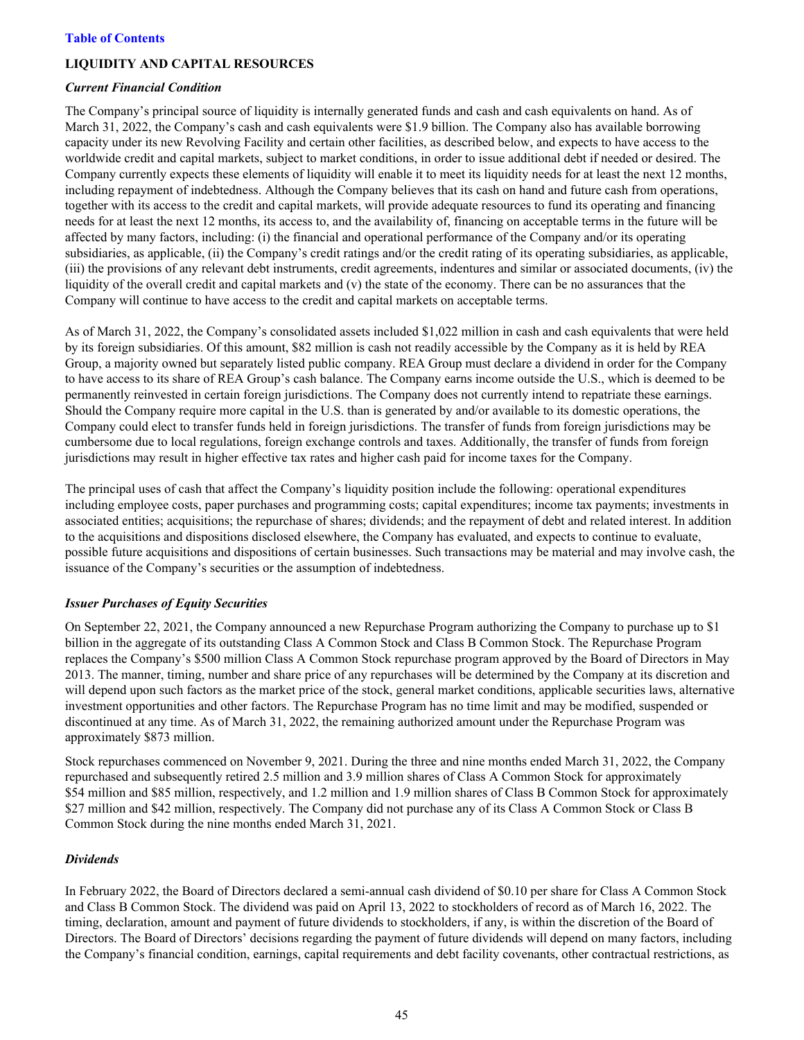[Table of Contents](#)

## LIQUIDITY AND CAPITAL RESOURCES

### *Current Financial Condition*

The Company's principal source of liquidity is internally generated funds and cash and cash equivalents on hand. As of March 31, 2022, the Company's cash and cash equivalents were $1.9 billion. The Company also has available borrowing capacity under its new Revolving Facility and certain other facilities, as described below, and expects to have access to the worldwide credit and capital markets, subject to market conditions, in order to issue additional debt if needed or desired. The Company currently expects these elements of liquidity will enable it to meet its liquidity needs for at least the next 12 months, including repayment of indebtedness. Although the Company believes that its cash on hand and future cash from operations, together with its access to the credit and capital markets, will provide adequate resources to fund its operating and financing needs for at least the next 12 months, its access to, and the availability of, financing on acceptable terms in the future will be affected by many factors, including: (i) the financial and operational performance of the Company and/or its operating subsidiaries, as applicable, (ii) the Company's credit ratings and/or the credit rating of its operating subsidiaries, as applicable, (iii) the provisions of any relevant debt instruments, credit agreements, indentures and similar or associated documents, (iv) the liquidity of the overall credit and capital markets and (v) the state of the economy. There can be no assurances that the Company will continue to have access to the credit and capital markets on acceptable terms.

As of March 31, 2022, the Company's consolidated assets included $1,022 million in cash and cash equivalents that were held by its foreign subsidiaries. Of this amount, $82 million is cash not readily accessible by the Company as it is held by REA Group, a majority owned but separately listed public company. REA Group must declare a dividend in order for the Company to have access to its share of REA Group's cash balance. The Company earns income outside the U.S., which is deemed to be permanently reinvested in certain foreign jurisdictions. The Company does not currently intend to repatriate these earnings. Should the Company require more capital in the U.S. than is generated by and/or available to its domestic operations, the Company could elect to transfer funds held in foreign jurisdictions. The transfer of funds from foreign jurisdictions may be cumbersome due to local regulations, foreign exchange controls and taxes. Additionally, the transfer of funds from foreign jurisdictions may result in higher effective tax rates and higher cash paid for income taxes for the Company.

The principal uses of cash that affect the Company's liquidity position include the following: operational expenditures including employee costs, paper purchases and programming costs; capital expenditures; income tax payments; investments in associated entities; acquisitions; the repurchase of shares; dividends; and the repayment of debt and related interest. In addition to the acquisitions and dispositions disclosed elsewhere, the Company has evaluated, and expects to continue to evaluate, possible future acquisitions and dispositions of certain businesses. Such transactions may be material and may involve cash, the issuance of the Company's securities or the assumption of indebtedness.

### *Issuer Purchases of Equity Securities*

On September 22, 2021, the Company announced a new Repurchase Program authorizing the Company to purchase up to $1 billion in the aggregate of its outstanding Class A Common Stock and Class B Common Stock. The Repurchase Program replaces the Company's $500 million Class A Common Stock repurchase program approved by the Board of Directors in May 2013. The manner, timing, number and share price of any repurchases will be determined by the Company at its discretion and will depend upon such factors as the market price of the stock, general market conditions, applicable securities laws, alternative investment opportunities and other factors. The Repurchase Program has no time limit and may be modified, suspended or discontinued at any time. As of March 31, 2022, the remaining authorized amount under the Repurchase Program was approximately $873 million.

Stock repurchases commenced on November 9, 2021. During the three and nine months ended March 31, 2022, the Company repurchased and subsequently retired 2.5 million and 3.9 million shares of Class A Common Stock for approximately $54 million and $85 million, respectively, and 1.2 million and 1.9 million shares of Class B Common Stock for approximately $27 million and $42 million, respectively. The Company did not purchase any of its Class A Common Stock or Class B Common Stock during the nine months ended March 31, 2021.

### *Dividends*

In February 2022, the Board of Directors declared a semi-annual cash dividend of $0.10 per share for Class A Common Stock and Class B Common Stock. The dividend was paid on April 13, 2022 to stockholders of record as of March 16, 2022. The timing, declaration, amount and payment of future dividends to stockholders, if any, is within the discretion of the Board of Directors. The Board of Directors' decisions regarding the payment of future dividends will depend on many factors, including the Company's financial condition, earnings, capital requirements and debt facility covenants, other contractual restrictions, as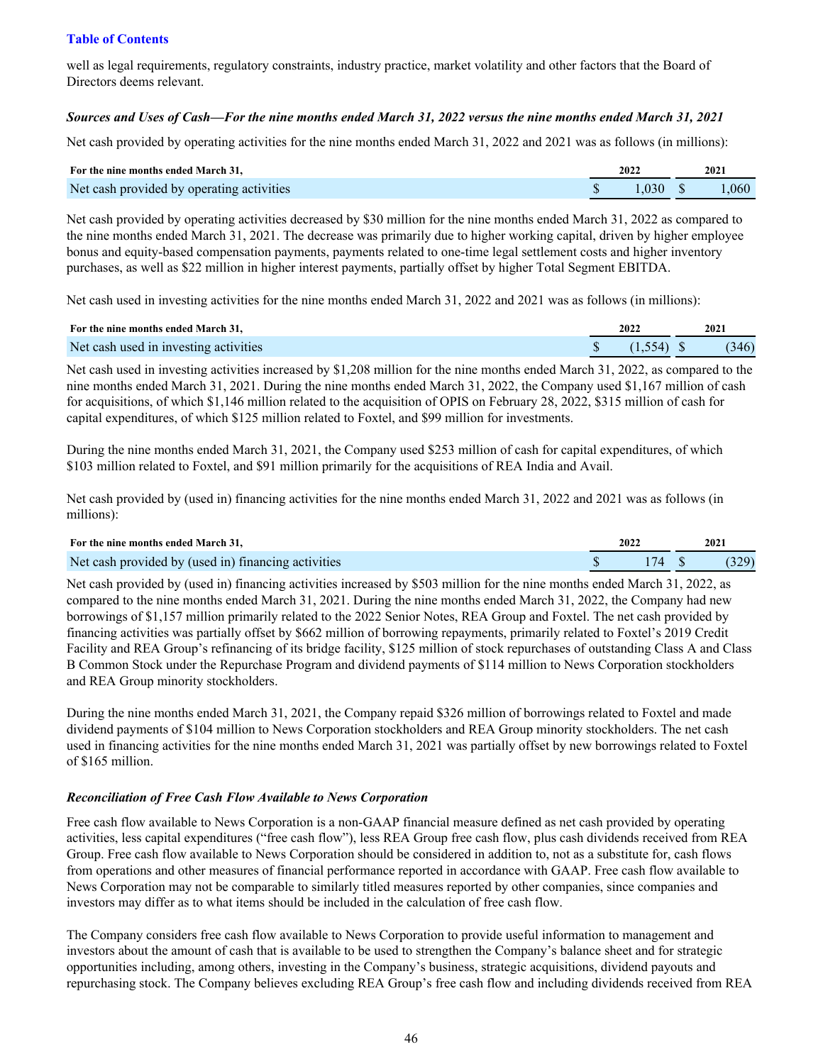[Table of Contents](#)

well as legal requirements, regulatory constraints, industry practice, market volatility and other factors that the Board of Directors deems relevant.

***Sources and Uses of Cash—For the nine months ended March 31, 2022 versus the nine months ended March 31, 2021***

Net cash provided by operating activities for the nine months ended March 31, 2022 and 2021 was as follows (in millions):

| For the nine months ended March 31, | 2022 | 2021 |
|---|---|---|
| Net cash provided by operating activities | $ 1,030 | $ 1,060 |

Net cash provided by operating activities decreased by $30 million for the nine months ended March 31, 2022 as compared to the nine months ended March 31, 2021. The decrease was primarily due to higher working capital, driven by higher employee bonus and equity-based compensation payments, payments related to one-time legal settlement costs and higher inventory purchases, as well as $22 million in higher interest payments, partially offset by higher Total Segment EBITDA.

Net cash used in investing activities for the nine months ended March 31, 2022 and 2021 was as follows (in millions):

| For the nine months ended March 31, | 2022 | 2021 |
|---|---|---|
| Net cash used in investing activities | $ (1,554) | $ (346) |

Net cash used in investing activities increased by $1,208 million for the nine months ended March 31, 2022, as compared to the nine months ended March 31, 2021. During the nine months ended March 31, 2022, the Company used $1,167 million of cash for acquisitions, of which $1,146 million related to the acquisition of OPIS on February 28, 2022, $315 million of cash for capital expenditures, of which $125 million related to Foxtel, and $99 million for investments.

During the nine months ended March 31, 2021, the Company used $253 million of cash for capital expenditures, of which $103 million related to Foxtel, and $91 million primarily for the acquisitions of REA India and Avail.

Net cash provided by (used in) financing activities for the nine months ended March 31, 2022 and 2021 was as follows (in millions):

| For the nine months ended March 31, | 2022 | 2021 |
|---|---|---|
| Net cash provided by (used in) financing activities | $ 174 | $ (329) |

Net cash provided by (used in) financing activities increased by $503 million for the nine months ended March 31, 2022, as compared to the nine months ended March 31, 2021. During the nine months ended March 31, 2022, the Company had new borrowings of $1,157 million primarily related to the 2022 Senior Notes, REA Group and Foxtel. The net cash provided by financing activities was partially offset by $662 million of borrowing repayments, primarily related to Foxtel's 2019 Credit Facility and REA Group's refinancing of its bridge facility, $125 million of stock repurchases of outstanding Class A and Class B Common Stock under the Repurchase Program and dividend payments of $114 million to News Corporation stockholders and REA Group minority stockholders.

During the nine months ended March 31, 2021, the Company repaid $326 million of borrowings related to Foxtel and made dividend payments of $104 million to News Corporation stockholders and REA Group minority stockholders. The net cash used in financing activities for the nine months ended March 31, 2021 was partially offset by new borrowings related to Foxtel of $165 million.

***Reconciliation of Free Cash Flow Available to News Corporation***

Free cash flow available to News Corporation is a non-GAAP financial measure defined as net cash provided by operating activities, less capital expenditures ("free cash flow"), less REA Group free cash flow, plus cash dividends received from REA Group. Free cash flow available to News Corporation should be considered in addition to, not as a substitute for, cash flows from operations and other measures of financial performance reported in accordance with GAAP. Free cash flow available to News Corporation may not be comparable to similarly titled measures reported by other companies, since companies and investors may differ as to what items should be included in the calculation of free cash flow.

The Company considers free cash flow available to News Corporation to provide useful information to management and investors about the amount of cash that is available to be used to strengthen the Company's balance sheet and for strategic opportunities including, among others, investing in the Company's business, strategic acquisitions, dividend payouts and repurchasing stock. The Company believes excluding REA Group's free cash flow and including dividends received from REA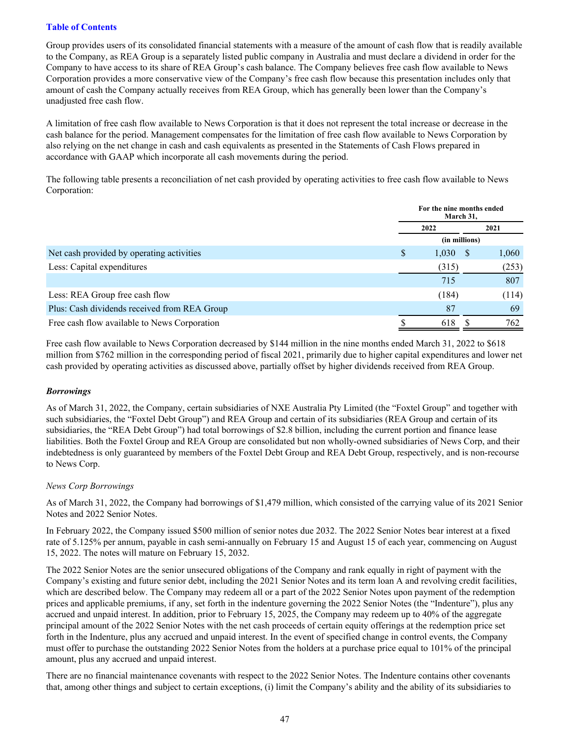Group provides users of its consolidated financial statements with a measure of the amount of cash flow that is readily available to the Company, as REA Group is a separately listed public company in Australia and must declare a dividend in order for the Company to have access to its share of REA Group's cash balance. The Company believes free cash flow available to News Corporation provides a more conservative view of the Company's free cash flow because this presentation includes only that amount of cash the Company actually receives from REA Group, which has generally been lower than the Company's unadjusted free cash flow.

A limitation of free cash flow available to News Corporation is that it does not represent the total increase or decrease in the cash balance for the period. Management compensates for the limitation of free cash flow available to News Corporation by also relying on the net change in cash and cash equivalents as presented in the Statements of Cash Flows prepared in accordance with GAAP which incorporate all cash movements during the period.

The following table presents a reconciliation of net cash provided by operating activities to free cash flow available to News Corporation:

| | For the nine months ended March 31, | |
|---|---|---|
| | 2022 | 2021 |
| | (in millions) | |
| Net cash provided by operating activities | $ 1,030 | $ 1,060 |
| Less: Capital expenditures | (315) | (253) |
| | 715 | 807 |
| Less: REA Group free cash flow | (184) | (114) |
| Plus: Cash dividends received from REA Group | 87 | 69 |
| Free cash flow available to News Corporation | $ 618 | $ 762 |

Free cash flow available to News Corporation decreased by $144 million in the nine months ended March 31, 2022 to $618 million from $762 million in the corresponding period of fiscal 2021, primarily due to higher capital expenditures and lower net cash provided by operating activities as discussed above, partially offset by higher dividends received from REA Group.

### *Borrowings*

As of March 31, 2022, the Company, certain subsidiaries of NXE Australia Pty Limited (the "Foxtel Group" and together with such subsidiaries, the "Foxtel Debt Group") and REA Group and certain of its subsidiaries (REA Group and certain of its subsidiaries, the "REA Debt Group") had total borrowings of $2.8 billion, including the current portion and finance lease liabilities. Both the Foxtel Group and REA Group are consolidated but non wholly-owned subsidiaries of News Corp, and their indebtedness is only guaranteed by members of the Foxtel Debt Group and REA Debt Group, respectively, and is non-recourse to News Corp.

*News Corp Borrowings*

As of March 31, 2022, the Company had borrowings of $1,479 million, which consisted of the carrying value of its 2021 Senior Notes and 2022 Senior Notes.

In February 2022, the Company issued $500 million of senior notes due 2032. The 2022 Senior Notes bear interest at a fixed rate of 5.125% per annum, payable in cash semi-annually on February 15 and August 15 of each year, commencing on August 15, 2022. The notes will mature on February 15, 2032.

The 2022 Senior Notes are the senior unsecured obligations of the Company and rank equally in right of payment with the Company's existing and future senior debt, including the 2021 Senior Notes and its term loan A and revolving credit facilities, which are described below. The Company may redeem all or a part of the 2022 Senior Notes upon payment of the redemption prices and applicable premiums, if any, set forth in the indenture governing the 2022 Senior Notes (the "Indenture"), plus any accrued and unpaid interest. In addition, prior to February 15, 2025, the Company may redeem up to 40% of the aggregate principal amount of the 2022 Senior Notes with the net cash proceeds of certain equity offerings at the redemption price set forth in the Indenture, plus any accrued and unpaid interest. In the event of specified change in control events, the Company must offer to purchase the outstanding 2022 Senior Notes from the holders at a purchase price equal to 101% of the principal amount, plus any accrued and unpaid interest.

There are no financial maintenance covenants with respect to the 2022 Senior Notes. The Indenture contains other covenants that, among other things and subject to certain exceptions, (i) limit the Company's ability and the ability of its subsidiaries to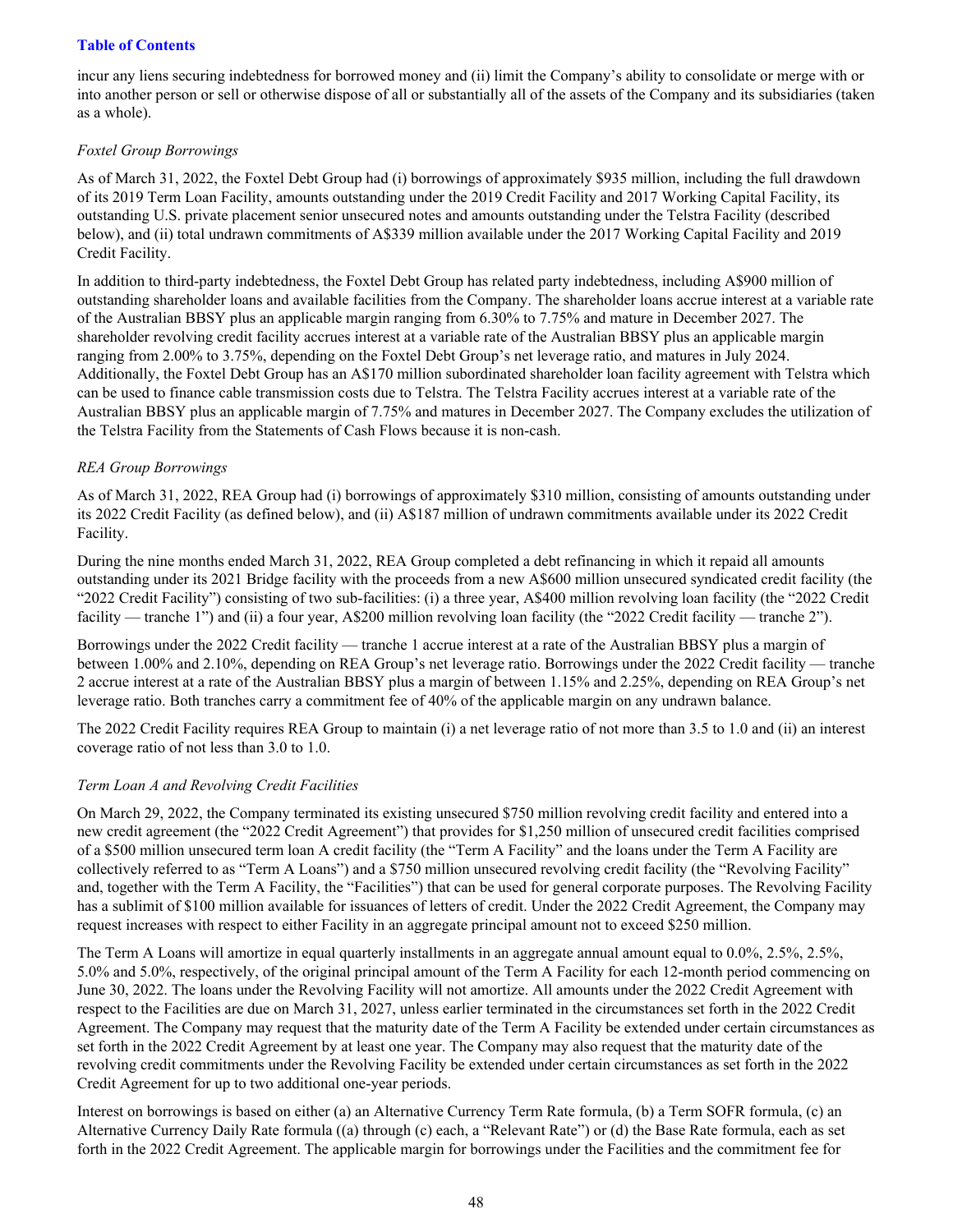incur any liens securing indebtedness for borrowed money and (ii) limit the Company's ability to consolidate or merge with or into another person or sell or otherwise dispose of all or substantially all of the assets of the Company and its subsidiaries (taken as a whole).

*Foxtel Group Borrowings*

As of March 31, 2022, the Foxtel Debt Group had (i) borrowings of approximately $935 million, including the full drawdown of its 2019 Term Loan Facility, amounts outstanding under the 2019 Credit Facility and 2017 Working Capital Facility, its outstanding U.S. private placement senior unsecured notes and amounts outstanding under the Telstra Facility (described below), and (ii) total undrawn commitments of A$339 million available under the 2017 Working Capital Facility and 2019 Credit Facility.

In addition to third-party indebtedness, the Foxtel Debt Group has related party indebtedness, including A$900 million of outstanding shareholder loans and available facilities from the Company. The shareholder loans accrue interest at a variable rate of the Australian BBSY plus an applicable margin ranging from 6.30% to 7.75% and mature in December 2027. The shareholder revolving credit facility accrues interest at a variable rate of the Australian BBSY plus an applicable margin ranging from 2.00% to 3.75%, depending on the Foxtel Debt Group's net leverage ratio, and matures in July 2024. Additionally, the Foxtel Debt Group has an A$170 million subordinated shareholder loan facility agreement with Telstra which can be used to finance cable transmission costs due to Telstra. The Telstra Facility accrues interest at a variable rate of the Australian BBSY plus an applicable margin of 7.75% and matures in December 2027. The Company excludes the utilization of the Telstra Facility from the Statements of Cash Flows because it is non-cash.

*REA Group Borrowings*

As of March 31, 2022, REA Group had (i) borrowings of approximately $310 million, consisting of amounts outstanding under its 2022 Credit Facility (as defined below), and (ii) A$187 million of undrawn commitments available under its 2022 Credit Facility.

During the nine months ended March 31, 2022, REA Group completed a debt refinancing in which it repaid all amounts outstanding under its 2021 Bridge facility with the proceeds from a new A$600 million unsecured syndicated credit facility (the "2022 Credit Facility") consisting of two sub-facilities: (i) a three year, A$400 million revolving loan facility (the "2022 Credit facility — tranche 1") and (ii) a four year, A$200 million revolving loan facility (the "2022 Credit facility — tranche 2").

Borrowings under the 2022 Credit facility — tranche 1 accrue interest at a rate of the Australian BBSY plus a margin of between 1.00% and 2.10%, depending on REA Group's net leverage ratio. Borrowings under the 2022 Credit facility — tranche 2 accrue interest at a rate of the Australian BBSY plus a margin of between 1.15% and 2.25%, depending on REA Group's net leverage ratio. Both tranches carry a commitment fee of 40% of the applicable margin on any undrawn balance.

The 2022 Credit Facility requires REA Group to maintain (i) a net leverage ratio of not more than 3.5 to 1.0 and (ii) an interest coverage ratio of not less than 3.0 to 1.0.

*Term Loan A and Revolving Credit Facilities*

On March 29, 2022, the Company terminated its existing unsecured $750 million revolving credit facility and entered into a new credit agreement (the "2022 Credit Agreement") that provides for $1,250 million of unsecured credit facilities comprised of a $500 million unsecured term loan A credit facility (the "Term A Facility" and the loans under the Term A Facility are collectively referred to as "Term A Loans") and a $750 million unsecured revolving credit facility (the "Revolving Facility" and, together with the Term A Facility, the "Facilities") that can be used for general corporate purposes. The Revolving Facility has a sublimit of $100 million available for issuances of letters of credit. Under the 2022 Credit Agreement, the Company may request increases with respect to either Facility in an aggregate principal amount not to exceed $250 million.

The Term A Loans will amortize in equal quarterly installments in an aggregate annual amount equal to 0.0%, 2.5%, 2.5%, 5.0% and 5.0%, respectively, of the original principal amount of the Term A Facility for each 12-month period commencing on June 30, 2022. The loans under the Revolving Facility will not amortize. All amounts under the 2022 Credit Agreement with respect to the Facilities are due on March 31, 2027, unless earlier terminated in the circumstances set forth in the 2022 Credit Agreement. The Company may request that the maturity date of the Term A Facility be extended under certain circumstances as set forth in the 2022 Credit Agreement by at least one year. The Company may also request that the maturity date of the revolving credit commitments under the Revolving Facility be extended under certain circumstances as set forth in the 2022 Credit Agreement for up to two additional one-year periods.

Interest on borrowings is based on either (a) an Alternative Currency Term Rate formula, (b) a Term SOFR formula, (c) an Alternative Currency Daily Rate formula ((a) through (c) each, a "Relevant Rate") or (d) the Base Rate formula, each as set forth in the 2022 Credit Agreement. The applicable margin for borrowings under the Facilities and the commitment fee for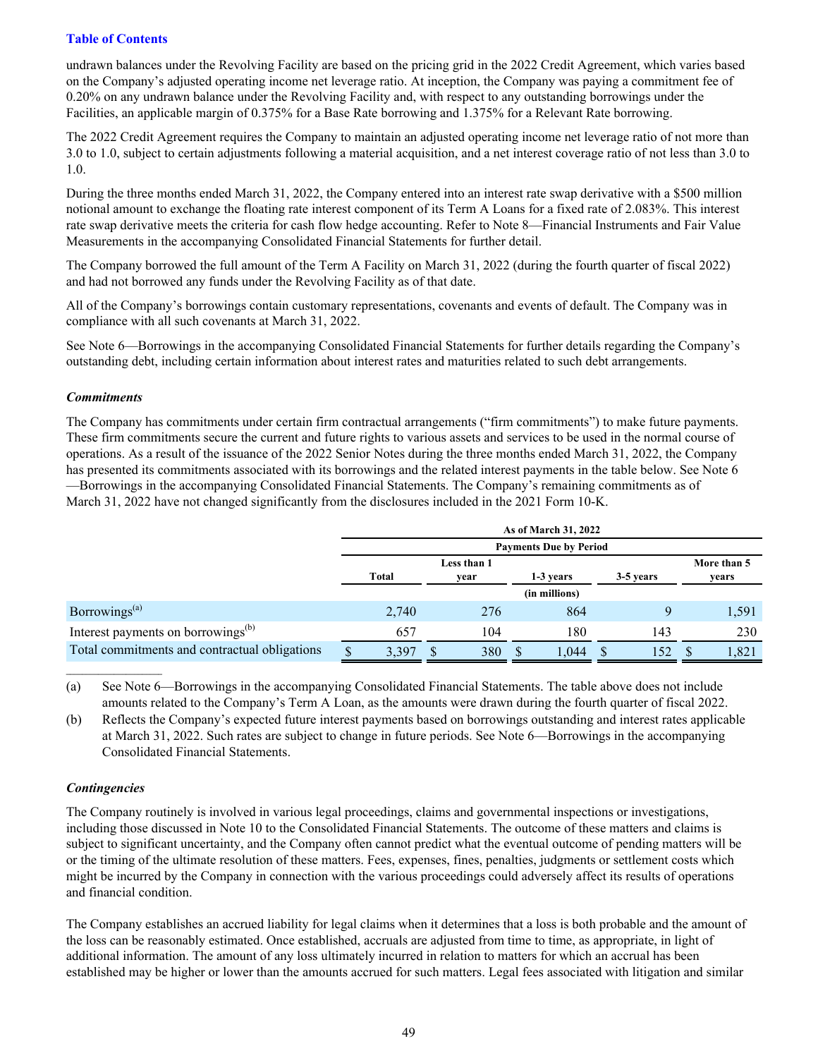undrawn balances under the Revolving Facility are based on the pricing grid in the 2022 Credit Agreement, which varies based on the Company's adjusted operating income net leverage ratio. At inception, the Company was paying a commitment fee of 0.20% on any undrawn balance under the Revolving Facility and, with respect to any outstanding borrowings under the Facilities, an applicable margin of 0.375% for a Base Rate borrowing and 1.375% for a Relevant Rate borrowing.

The 2022 Credit Agreement requires the Company to maintain an adjusted operating income net leverage ratio of not more than 3.0 to 1.0, subject to certain adjustments following a material acquisition, and a net interest coverage ratio of not less than 3.0 to 1.0.

During the three months ended March 31, 2022, the Company entered into an interest rate swap derivative with a $500 million notional amount to exchange the floating rate interest component of its Term A Loans for a fixed rate of 2.083%. This interest rate swap derivative meets the criteria for cash flow hedge accounting. Refer to Note 8—Financial Instruments and Fair Value Measurements in the accompanying Consolidated Financial Statements for further detail.

The Company borrowed the full amount of the Term A Facility on March 31, 2022 (during the fourth quarter of fiscal 2022) and had not borrowed any funds under the Revolving Facility as of that date.

All of the Company's borrowings contain customary representations, covenants and events of default. The Company was in compliance with all such covenants at March 31, 2022.

See Note 6—Borrowings in the accompanying Consolidated Financial Statements for further details regarding the Company's outstanding debt, including certain information about interest rates and maturities related to such debt arrangements.

***Commitments***

The Company has commitments under certain firm contractual arrangements ("firm commitments") to make future payments. These firm commitments secure the current and future rights to various assets and services to be used in the normal course of operations. As a result of the issuance of the 2022 Senior Notes during the three months ended March 31, 2022, the Company has presented its commitments associated with its borrowings and the related interest payments in the table below. See Note 6—Borrowings in the accompanying Consolidated Financial Statements. The Company's remaining commitments as of March 31, 2022 have not changed significantly from the disclosures included in the 2021 Form 10-K.

| | As of March 31, 2022 | | | | |
|---|---|---|---|---|---|
| | Payments Due by Period | | | | |
| | Total | Less than 1 year | 1-3 years | 3-5 years | More than 5 years |
| | (in millions) | | | | |
| Borrowings[(a)] | 2,740 | 276 | 864 | 9 | 1,591 |
| Interest payments on borrowings[(b)] | 657 | 104 | 180 | 143 | 230 |
| Total commitments and contractual obligations | $ 3,397 | $ 380 | $ 1,044 | $ 152 | $ 1,821 |

(a) See Note 6—Borrowings in the accompanying Consolidated Financial Statements. The table above does not include amounts related to the Company's Term A Loan, as the amounts were drawn during the fourth quarter of fiscal 2022.

(b) Reflects the Company's expected future interest payments based on borrowings outstanding and interest rates applicable at March 31, 2022. Such rates are subject to change in future periods. See Note 6—Borrowings in the accompanying Consolidated Financial Statements.

***Contingencies***

The Company routinely is involved in various legal proceedings, claims and governmental inspections or investigations, including those discussed in Note 10 to the Consolidated Financial Statements. The outcome of these matters and claims is subject to significant uncertainty, and the Company often cannot predict what the eventual outcome of pending matters will be or the timing of the ultimate resolution of these matters. Fees, expenses, fines, penalties, judgments or settlement costs which might be incurred by the Company in connection with the various proceedings could adversely affect its results of operations and financial condition.

The Company establishes an accrued liability for legal claims when it determines that a loss is both probable and the amount of the loss can be reasonably estimated. Once established, accruals are adjusted from time to time, as appropriate, in light of additional information. The amount of any loss ultimately incurred in relation to matters for which an accrual has been established may be higher or lower than the amounts accrued for such matters. Legal fees associated with litigation and similar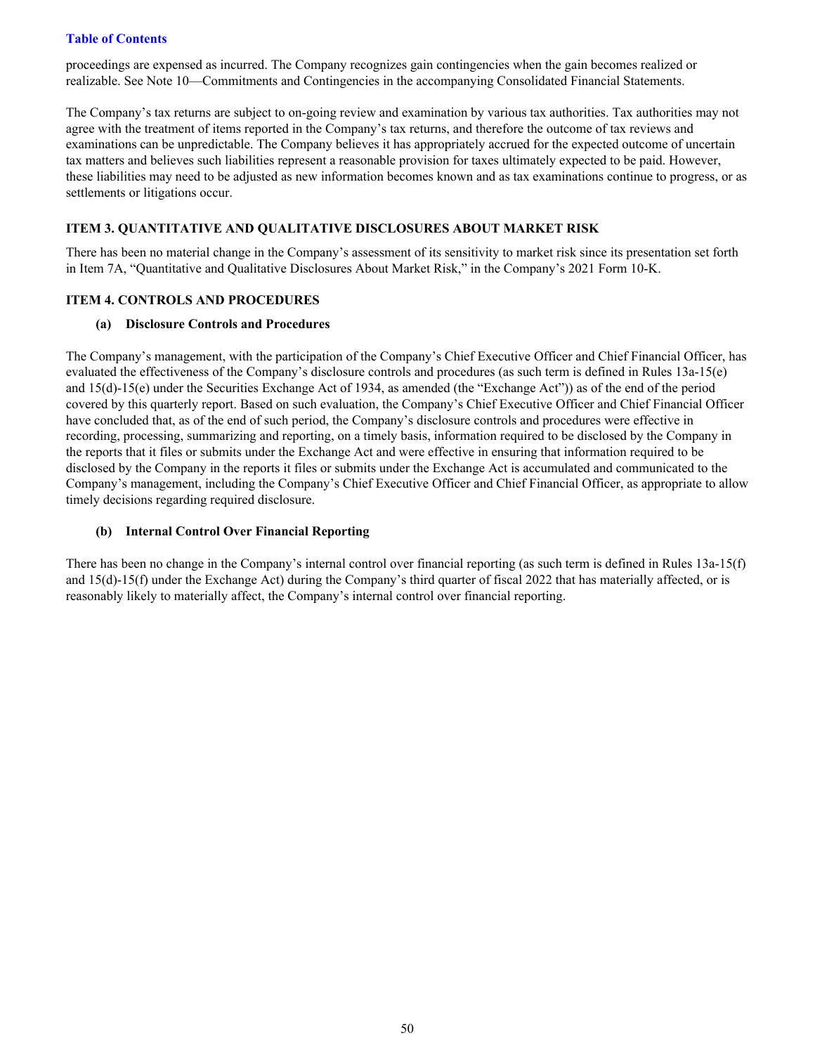proceedings are expensed as incurred. The Company recognizes gain contingencies when the gain becomes realized or realizable. See Note 10—Commitments and Contingencies in the accompanying Consolidated Financial Statements.

The Company's tax returns are subject to on-going review and examination by various tax authorities. Tax authorities may not agree with the treatment of items reported in the Company's tax returns, and therefore the outcome of tax reviews and examinations can be unpredictable. The Company believes it has appropriately accrued for the expected outcome of uncertain tax matters and believes such liabilities represent a reasonable provision for taxes ultimately expected to be paid. However, these liabilities may need to be adjusted as new information becomes known and as tax examinations continue to progress, or as settlements or litigations occur.

## ITEM 3. QUANTITATIVE AND QUALITATIVE DISCLOSURES ABOUT MARKET RISK

There has been no material change in the Company's assessment of its sensitivity to market risk since its presentation set forth in Item 7A, "Quantitative and Qualitative Disclosures About Market Risk," in the Company's 2021 Form 10-K.

## ITEM 4. CONTROLS AND PROCEDURES

### (a) Disclosure Controls and Procedures

The Company's management, with the participation of the Company's Chief Executive Officer and Chief Financial Officer, has evaluated the effectiveness of the Company's disclosure controls and procedures (as such term is defined in Rules 13a-15(e) and 15(d)-15(e) under the Securities Exchange Act of 1934, as amended (the "Exchange Act")) as of the end of the period covered by this quarterly report. Based on such evaluation, the Company's Chief Executive Officer and Chief Financial Officer have concluded that, as of the end of such period, the Company's disclosure controls and procedures were effective in recording, processing, summarizing and reporting, on a timely basis, information required to be disclosed by the Company in the reports that it files or submits under the Exchange Act and were effective in ensuring that information required to be disclosed by the Company in the reports it files or submits under the Exchange Act is accumulated and communicated to the Company's management, including the Company's Chief Executive Officer and Chief Financial Officer, as appropriate to allow timely decisions regarding required disclosure.

### (b) Internal Control Over Financial Reporting

There has been no change in the Company's internal control over financial reporting (as such term is defined in Rules 13a-15(f) and 15(d)-15(f) under the Exchange Act) during the Company's third quarter of fiscal 2022 that has materially affected, or is reasonably likely to materially affect, the Company's internal control over financial reporting.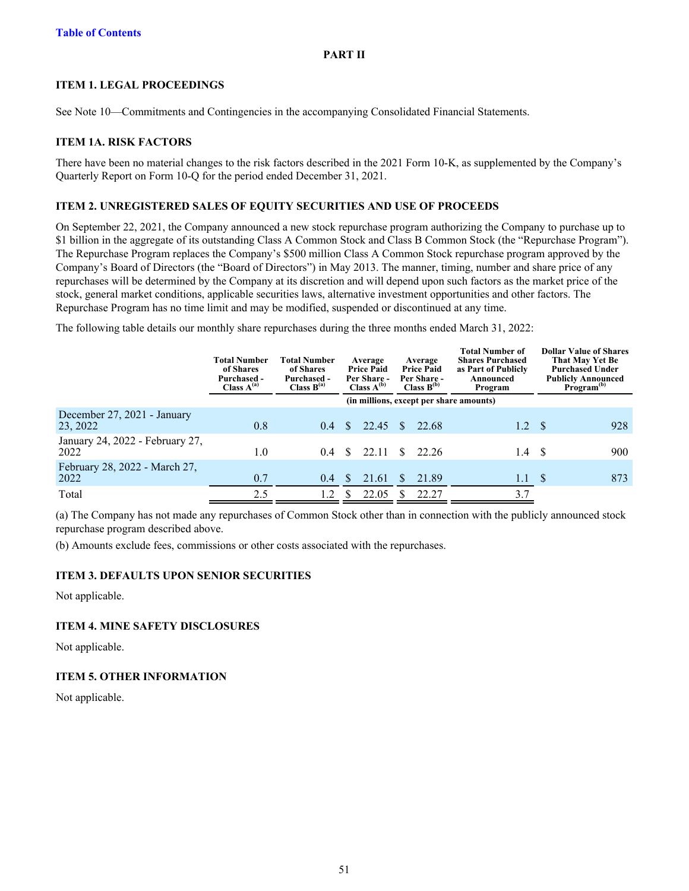[Table of Contents](#)

## PART II

### ITEM 1. LEGAL PROCEEDINGS

See Note 10—Commitments and Contingencies in the accompanying Consolidated Financial Statements.

### ITEM 1A. RISK FACTORS

There have been no material changes to the risk factors described in the 2021 Form 10-K, as supplemented by the Company's Quarterly Report on Form 10-Q for the period ended December 31, 2021.

### ITEM 2. UNREGISTERED SALES OF EQUITY SECURITIES AND USE OF PROCEEDS

On September 22, 2021, the Company announced a new stock repurchase program authorizing the Company to purchase up to $1 billion in the aggregate of its outstanding Class A Common Stock and Class B Common Stock (the "Repurchase Program"). The Repurchase Program replaces the Company's $500 million Class A Common Stock repurchase program approved by the Company's Board of Directors (the "Board of Directors") in May 2013. The manner, timing, number and share price of any repurchases will be determined by the Company at its discretion and will depend upon such factors as the market price of the stock, general market conditions, applicable securities laws, alternative investment opportunities and other factors. The Repurchase Program has no time limit and may be modified, suspended or discontinued at any time.

The following table details our monthly share repurchases during the three months ended March 31, 2022:

| | Total Number of Shares Purchased - Class A[(a)] | Total Number of Shares Purchased - Class B[(a)] | Average Price Paid Per Share - Class A[(b)] | Average Price Paid Per Share - Class B[(b)] | Total Number of Shares Purchased as Part of Publicly Announced Program | Dollar Value of Shares That May Yet Be Purchased Under Publicly Announced Program[(b)] |
|---|---|---|---|---|---|---|
| | (in millions, except per share amounts) | | | | | |
| December 27, 2021 - January 23, 2022 | 0.8 | 0.4 | $ 22.45 | $ 22.68 | 1.2 | $ 928 |
| January 24, 2022 - February 27, 2022 | 1.0 | 0.4 | $ 22.11 | $ 22.26 | 1.4 | $ 900 |
| February 28, 2022 - March 27, 2022 | 0.7 | 0.4 | $ 21.61 | $ 21.89 | 1.1 | $ 873 |
| Total | 2.5 | 1.2 | $ 22.05 | $ 22.27 | 3.7 | |

(a) The Company has not made any repurchases of Common Stock other than in connection with the publicly announced stock repurchase program described above.

(b) Amounts exclude fees, commissions or other costs associated with the repurchases.

### ITEM 3. DEFAULTS UPON SENIOR SECURITIES

Not applicable.

### ITEM 4. MINE SAFETY DISCLOSURES

Not applicable.

### ITEM 5. OTHER INFORMATION

Not applicable.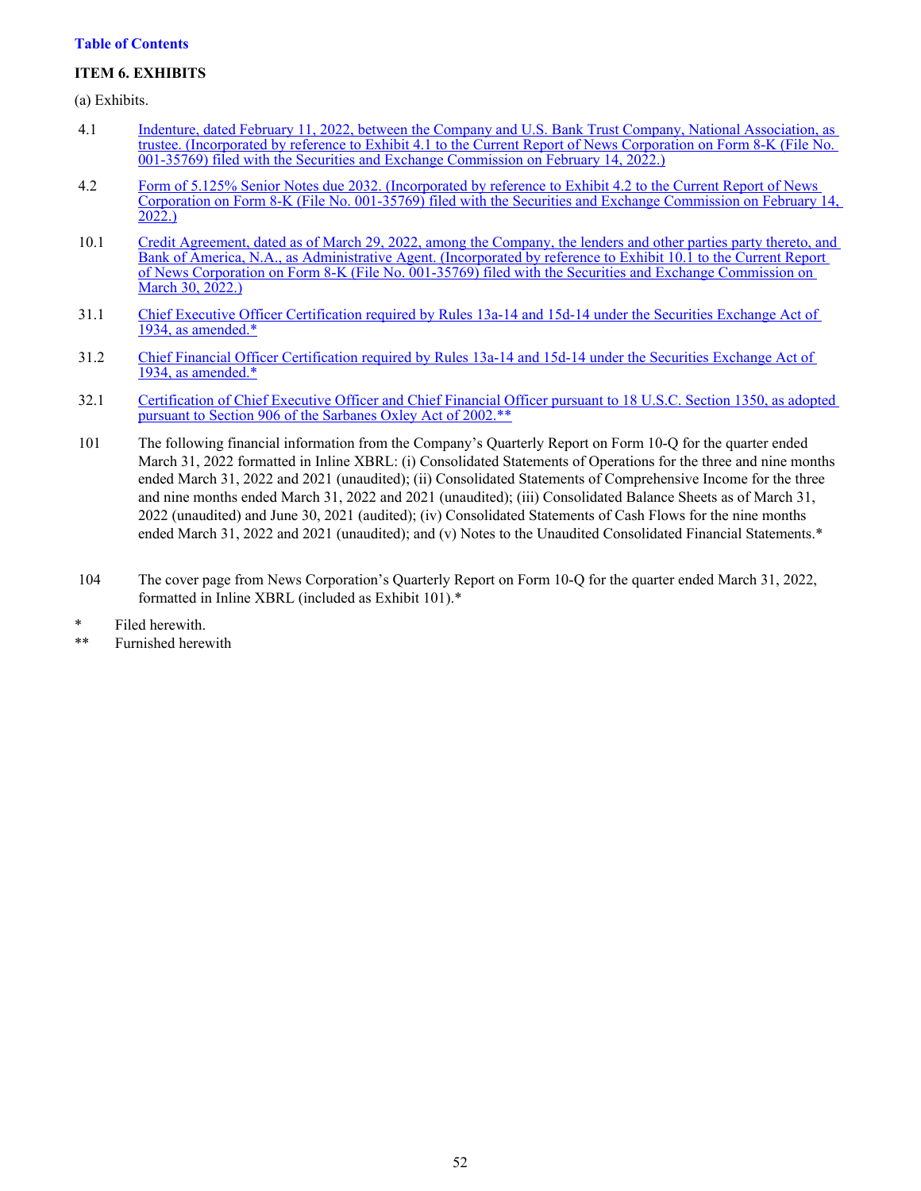[Table of Contents](#)

## ITEM 6. EXHIBITS

(a) Exhibits.

| | |
|---|---|
| 4.1 | Indenture, dated February 11, 2022, between the Company and U.S. Bank Trust Company, National Association, as trustee. (Incorporated by reference to Exhibit 4.1 to the Current Report of News Corporation on Form 8-K (File No. 001-35769) filed with the Securities and Exchange Commission on February 14, 2022.) |
| 4.2 | Form of 5.125% Senior Notes due 2032. (Incorporated by reference to Exhibit 4.2 to the Current Report of News Corporation on Form 8-K (File No. 001-35769) filed with the Securities and Exchange Commission on February 14, 2022.) |
| 10.1 | Credit Agreement, dated as of March 29, 2022, among the Company, the lenders and other parties party thereto, and Bank of America, N.A., as Administrative Agent. (Incorporated by reference to Exhibit 10.1 to the Current Report of News Corporation on Form 8-K (File No. 001-35769) filed with the Securities and Exchange Commission on March 30, 2022.) |
| 31.1 | Chief Executive Officer Certification required by Rules 13a-14 and 15d-14 under the Securities Exchange Act of 1934, as amended.* |
| 31.2 | Chief Financial Officer Certification required by Rules 13a-14 and 15d-14 under the Securities Exchange Act of 1934, as amended.* |
| 32.1 | Certification of Chief Executive Officer and Chief Financial Officer pursuant to 18 U.S.C. Section 1350, as adopted pursuant to Section 906 of the Sarbanes Oxley Act of 2002.** |
| 101 | The following financial information from the Company's Quarterly Report on Form 10-Q for the quarter ended March 31, 2022 formatted in Inline XBRL: (i) Consolidated Statements of Operations for the three and nine months ended March 31, 2022 and 2021 (unaudited); (ii) Consolidated Statements of Comprehensive Income for the three and nine months ended March 31, 2022 and 2021 (unaudited); (iii) Consolidated Balance Sheets as of March 31, 2022 (unaudited) and June 30, 2021 (audited); (iv) Consolidated Statements of Cash Flows for the nine months ended March 31, 2022 and 2021 (unaudited); and (v) Notes to the Unaudited Consolidated Financial Statements.* |
| 104 | The cover page from News Corporation's Quarterly Report on Form 10-Q for the quarter ended March 31, 2022, formatted in Inline XBRL (included as Exhibit 101).* |

\* Filed herewith.

\*\* Furnished herewith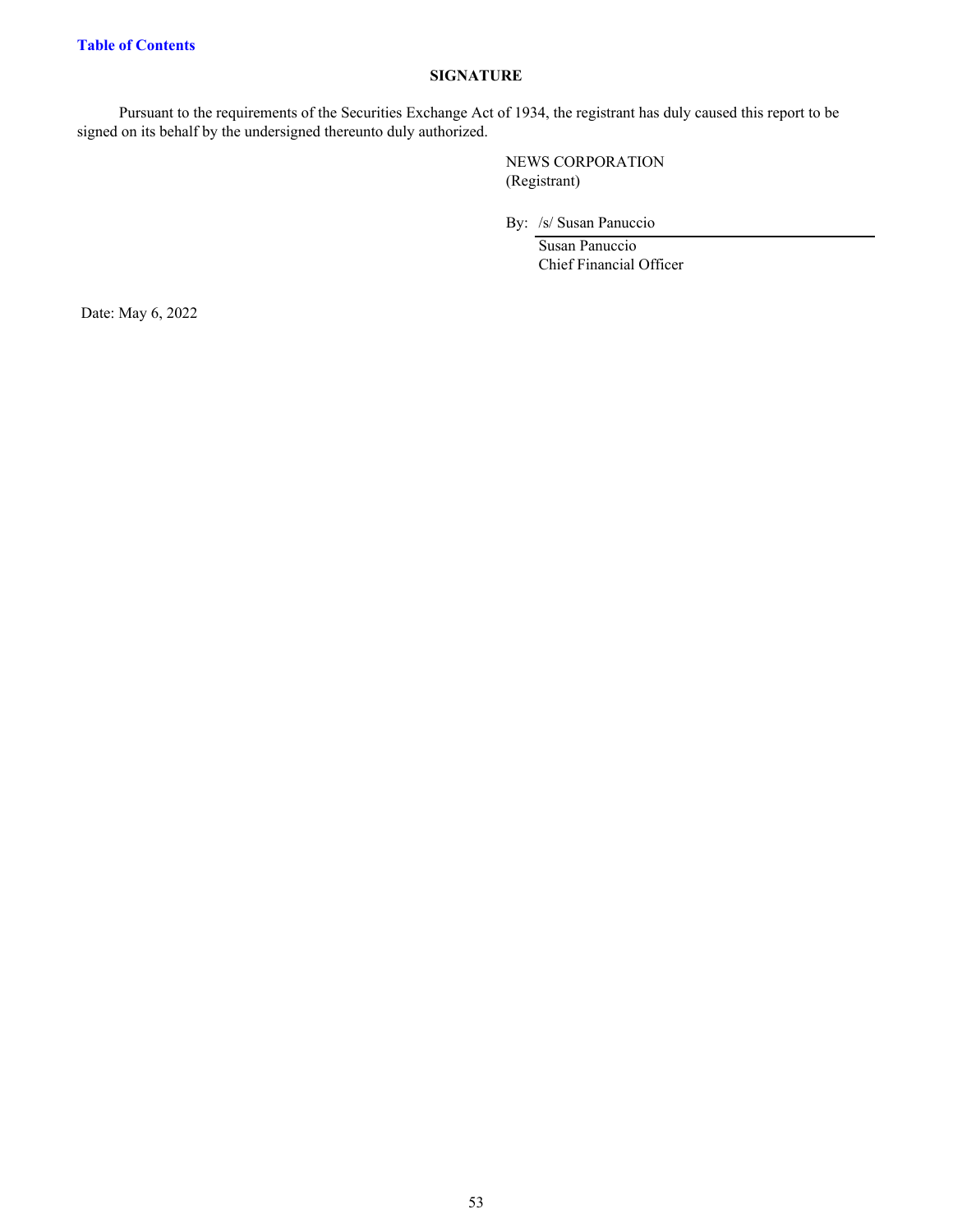## SIGNATURE

Pursuant to the requirements of the Securities Exchange Act of 1934, the registrant has duly caused this report to be signed on its behalf by the undersigned thereunto duly authorized.

NEWS CORPORATION
(Registrant)

By: /s/ Susan Panuccio

Susan Panuccio
Chief Financial Officer

Date: May 6, 2022